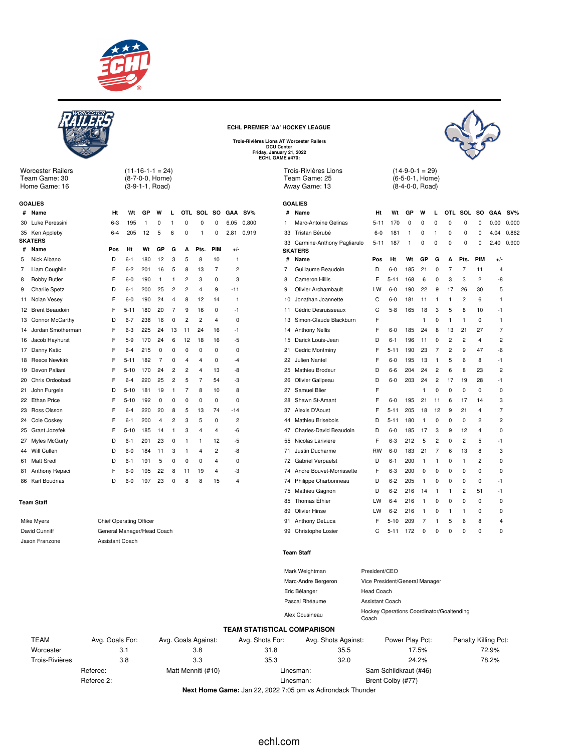## ECHL PREMIER 'AA' HOCKEY LEAGUE

**Trois-Rivières Lions AT Worcester Railers**
**DCU Center**
**Friday, January 21, 2022**
**ECHL GAME #470:**

Worcester Railers (11-16-1-1 = 24)
Team Game: 30 (8-7-0-0, Home)
Home Game: 16 (3-9-1-1, Road)

### GOALIES

| # | Name | Ht | Wt | GP | W | L | OTL | SOL | SO | GAA | SV% |
|---|---|---|---|---|---|---|---|---|---|---|---|
| 30 | Luke Peressini | 6-3 | 195 | 1 | 0 | 1 | 0 | 0 | 0 | 6.05 | 0.800 |
| 35 | Ken Appleby | 6-4 | 205 | 12 | 5 | 6 | 0 | 1 | 0 | 2.81 | 0.919 |

### SKATERS

| # | Name | Pos | Ht | Wt | GP | G | A | Pts. | PIM | +/- |
|---|---|---|---|---|---|---|---|---|---|---|
| 5 | Nick Albano | D | 6-1 | 180 | 12 | 3 | 5 | 8 | 10 | 1 |
| 7 | Liam Coughlin | F | 6-2 | 201 | 16 | 5 | 8 | 13 | 7 | 2 |
| 8 | Bobby Butler | F | 6-0 | 190 | 1 | 1 | 2 | 3 | 0 | 3 |
| 9 | Charlie Spetz | D | 6-1 | 200 | 25 | 2 | 2 | 4 | 9 | -11 |
| 11 | Nolan Vesey | F | 6-0 | 190 | 24 | 4 | 8 | 12 | 14 | 1 |
| 12 | Brent Beaudoin | F | 5-11 | 180 | 20 | 7 | 9 | 16 | 0 | -1 |
| 13 | Connor McCarthy | D | 6-7 | 238 | 16 | 0 | 2 | 2 | 4 | 0 |
| 14 | Jordan Smotherman | F | 6-3 | 225 | 24 | 13 | 11 | 24 | 16 | -1 |
| 16 | Jacob Hayhurst | F | 5-9 | 170 | 24 | 6 | 12 | 18 | 16 | -5 |
| 17 | Danny Katic | F | 6-4 | 215 | 0 | 0 | 0 | 0 | 0 | 0 |
| 18 | Reece Newkirk | F | 5-11 | 182 | 7 | 0 | 4 | 4 | 0 | -4 |
| 19 | Devon Paliani | F | 5-10 | 170 | 24 | 2 | 2 | 4 | 13 | -8 |
| 20 | Chris Ordoobadi | F | 6-4 | 220 | 25 | 2 | 5 | 7 | 54 | -3 |
| 21 | John Furgele | D | 5-10 | 181 | 19 | 1 | 7 | 8 | 10 | 8 |
| 22 | Ethan Price | F | 5-10 | 192 | 0 | 0 | 0 | 0 | 0 | 0 |
| 23 | Ross Olsson | F | 6-4 | 220 | 20 | 8 | 5 | 13 | 74 | -14 |
| 24 | Cole Coskey | F | 6-1 | 200 | 4 | 2 | 3 | 5 | 0 | 2 |
| 25 | Grant Jozefek | F | 5-10 | 185 | 14 | 1 | 3 | 4 | 4 | -6 |
| 27 | Myles McGurty | D | 6-1 | 201 | 23 | 0 | 1 | 1 | 12 | -5 |
| 44 | Will Cullen | D | 6-0 | 184 | 11 | 3 | 1 | 4 | 2 | -8 |
| 61 | Matt Sredl | D | 6-1 | 191 | 5 | 0 | 0 | 0 | 4 | 0 |
| 81 | Anthony Repaci | F | 6-0 | 195 | 22 | 8 | 11 | 19 | 4 | -3 |
| 86 | Karl Boudrias | D | 6-0 | 197 | 23 | 0 | 8 | 8 | 15 | 4 |

### Team Staff

| Name | Role |
|---|---|
| Mike Myers | Chief Operating Officer |
| David Cunniff | General Manager/Head Coach |
| Jason Franzone | Assistant Coach |

Trois-Rivières Lions (14-9-0-1 = 29)
Team Game: 25 (6-5-0-1, Home)
Away Game: 13 (8-4-0-0, Road)

### GOALIES

| # | Name | Ht | Wt | GP | W | L | OTL | SOL | SO | GAA | SV% |
|---|---|---|---|---|---|---|---|---|---|---|---|
| 1 | Marc-Antoine Gelinas | 5-11 | 170 | 0 | 0 | 0 | 0 | 0 | 0 | 0.00 | 0.000 |
| 33 | Tristan Bérubé | 6-0 | 181 | 1 | 0 | 1 | 0 | 0 | 0 | 4.04 | 0.862 |
| 33 | Carmine-Anthony Pagliarulo | 5-11 | 187 | 1 | 0 | 0 | 0 | 0 | 0 | 2.40 | 0.900 |

### SKATERS

| # | Name | Pos | Ht | Wt | GP | G | A | Pts. | PIM | +/- |
|---|---|---|---|---|---|---|---|---|---|---|
| 7 | Guillaume Beaudoin | D | 6-0 | 185 | 21 | 0 | 7 | 7 | 11 | 4 |
| 8 | Cameron Hillis | F | 5-11 | 168 | 6 | 0 | 3 | 3 | 2 | -8 |
| 9 | Olivier Archambault | LW | 6-0 | 190 | 22 | 9 | 17 | 26 | 30 | 5 |
| 10 | Jonathan Joannette | C | 6-0 | 181 | 11 | 1 | 1 | 2 | 6 | 1 |
| 11 | Cédric Desruisseaux | C | 5-8 | 165 | 18 | 3 | 5 | 8 | 10 | -1 |
| 13 | Simon-Claude Blackburn | F | | | 1 | 0 | 1 | 1 | 0 | 1 |
| 14 | Anthony Nellis | F | 6-0 | 185 | 24 | 8 | 13 | 21 | 27 | 7 |
| 15 | Darick Louis-Jean | D | 6-1 | 196 | 11 | 0 | 2 | 2 | 4 | 2 |
| 21 | Cedric Montminy | F | 5-11 | 190 | 23 | 7 | 2 | 9 | 47 | -6 |
| 22 | Julien Nantel | F | 6-0 | 195 | 13 | 1 | 5 | 6 | 8 | -1 |
| 25 | Mathieu Brodeur | D | 6-6 | 204 | 24 | 2 | 6 | 8 | 23 | 2 |
| 26 | Olivier Galipeau | D | 6-0 | 203 | 24 | 2 | 17 | 19 | 28 | -1 |
| 27 | Samuel Blier | F | | | 1 | 0 | 0 | 0 | 0 | 0 |
| 28 | Shawn St-Amant | F | 6-0 | 195 | 21 | 11 | 6 | 17 | 14 | 3 |
| 37 | Alexis D'Aoust | F | 5-11 | 205 | 18 | 12 | 9 | 21 | 4 | 7 |
| 44 | Mathieu Brisebois | D | 5-11 | 180 | 1 | 0 | 0 | 0 | 2 | 2 |
| 47 | Charles-David Beaudoin | D | 6-0 | 185 | 17 | 3 | 9 | 12 | 4 | 0 |
| 55 | Nicolas Lariviere | F | 6-3 | 212 | 5 | 2 | 0 | 2 | 5 | -1 |
| 71 | Justin Ducharme | RW | 6-0 | 183 | 21 | 7 | 6 | 13 | 8 | 3 |
| 72 | Gabriel Verpaelst | D | 6-1 | 200 | 1 | 1 | 0 | 1 | 2 | 0 |
| 74 | Andre Bouvet-Morrissette | F | 6-3 | 200 | 0 | 0 | 0 | 0 | 0 | 0 |
| 74 | Philippe Charbonneau | D | 6-2 | 205 | 1 | 0 | 0 | 0 | 0 | -1 |
| 75 | Mathieu Gagnon | D | 6-2 | 216 | 14 | 1 | 1 | 2 | 51 | -1 |
| 85 | Thomas Éthier | LW | 6-4 | 216 | 1 | 0 | 0 | 0 | 0 | 0 |
| 89 | Olivier Hinse | LW | 6-2 | 216 | 1 | 0 | 1 | 1 | 0 | 0 |
| 91 | Anthony DeLuca | F | 5-10 | 209 | 7 | 1 | 5 | 6 | 8 | 4 |
| 99 | Christophe Losier | C | 5-11 | 172 | 0 | 0 | 0 | 0 | 0 | 0 |

### Team Staff

| Name | Role |
|---|---|
| Mark Weightman | President/CEO |
| Marc-Andre Bergeron | Vice President/General Manager |
| Eric Bélanger | Head Coach |
| Pascal Rhéaume | Assistant Coach |
| Alex Cousineau | Hockey Operations Coordinator/Goaltending Coach |

### TEAM STATISTICAL COMPARISON

| TEAM | Avg. Goals For: | Avg. Goals Against: | Avg. Shots For: | Avg. Shots Against: | Power Play Pct: | Penalty Killing Pct: |
|---|---|---|---|---|---|---|
| Worcester | 3.1 | 3.8 | 31.8 | 35.5 | 17.5% | 72.9% |
| Trois-Rivières | 3.8 | 3.3 | 35.3 | 32.0 | 24.2% | 78.2% |

Referee: Matt Menniti (#10) — Linesman: Sam Schildkraut (#46)
Referee 2: — Linesman: Brent Colby (#77)

**Next Home Game:** Jan 22, 2022 7:05 pm vs Adirondack Thunder

echl.com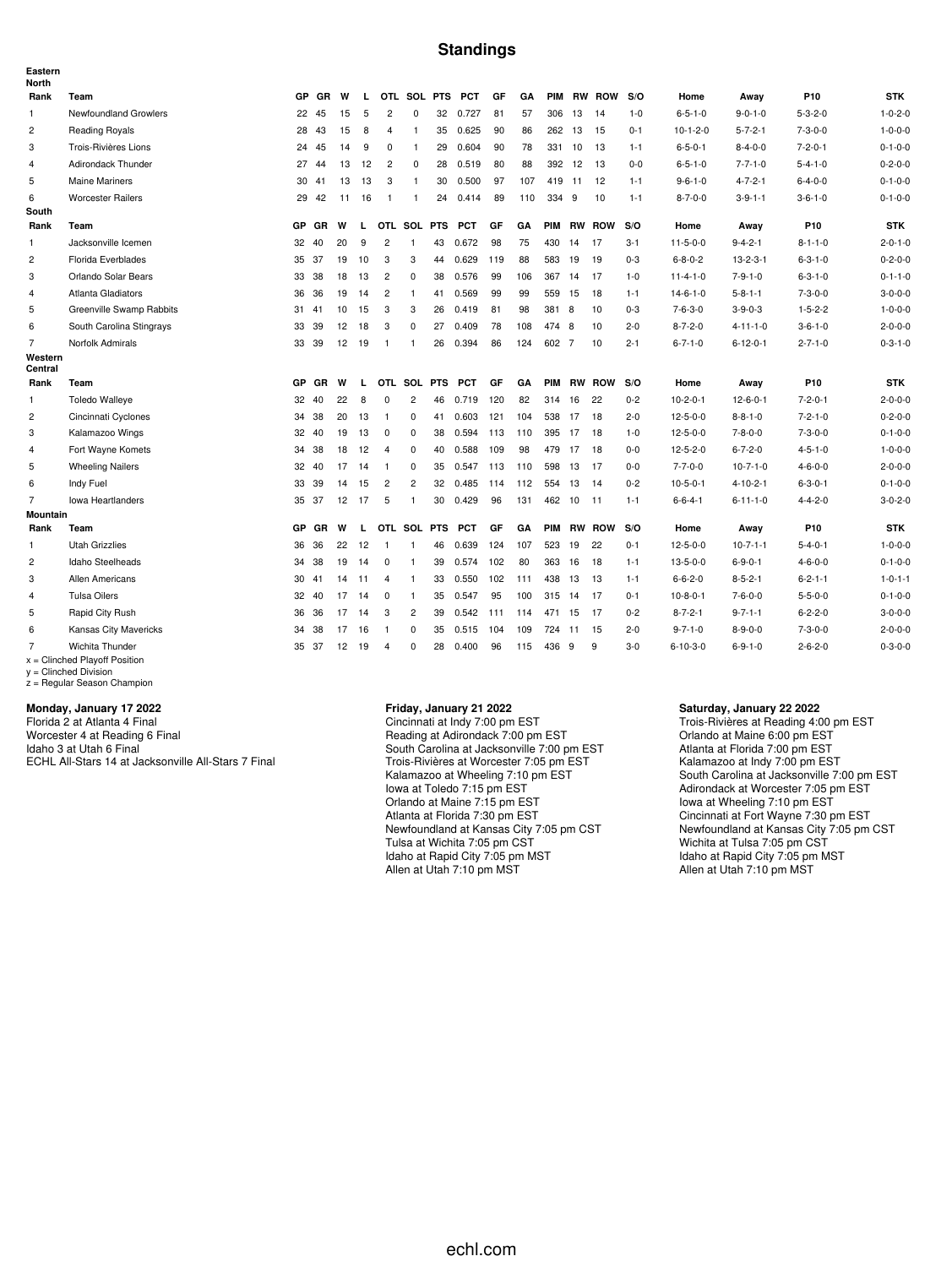# Standings

**Eastern**

**North**

| Rank | Team | GP | GR | W | L | OTL | SOL | PTS | PCT | GF | GA | PIM | RW | ROW | S/O | Home | Away | P10 | STK |
|---|---|---|---|---|---|---|---|---|---|---|---|---|---|---|---|---|---|---|---|
| 1 | Newfoundland Growlers | 22 | 45 | 15 | 5 | 2 | 0 | 32 | 0.727 | 81 | 57 | 306 | 13 | 14 | 1-0 | 6-5-1-0 | 9-0-1-0 | 5-3-2-0 | 1-0-2-0 |
| 2 | Reading Royals | 28 | 43 | 15 | 8 | 4 | 1 | 35 | 0.625 | 90 | 86 | 262 | 13 | 15 | 0-1 | 10-1-2-0 | 5-7-2-1 | 7-3-0-0 | 1-0-0-0 |
| 3 | Trois-Rivières Lions | 24 | 45 | 14 | 9 | 0 | 1 | 29 | 0.604 | 90 | 78 | 331 | 10 | 13 | 1-1 | 6-5-0-1 | 8-4-0-0 | 7-2-0-1 | 0-1-0-0 |
| 4 | Adirondack Thunder | 27 | 44 | 13 | 12 | 2 | 0 | 28 | 0.519 | 80 | 88 | 392 | 12 | 13 | 0-0 | 6-5-1-0 | 7-7-1-0 | 5-4-1-0 | 0-2-0-0 |
| 5 | Maine Mariners | 30 | 41 | 13 | 13 | 3 | 1 | 30 | 0.500 | 97 | 107 | 419 | 11 | 12 | 1-1 | 9-6-1-0 | 4-7-2-1 | 6-4-0-0 | 0-1-0-0 |
| 6 | Worcester Railers | 29 | 42 | 11 | 16 | 1 | 1 | 24 | 0.414 | 89 | 110 | 334 | 9 | 10 | 1-1 | 8-7-0-0 | 3-9-1-1 | 3-6-1-0 | 0-1-0-0 |

**South**

| Rank | Team | GP | GR | W | L | OTL | SOL | PTS | PCT | GF | GA | PIM | RW | ROW | S/O | Home | Away | P10 | STK |
|---|---|---|---|---|---|---|---|---|---|---|---|---|---|---|---|---|---|---|---|
| 1 | Jacksonville Icemen | 32 | 40 | 20 | 9 | 2 | 1 | 43 | 0.672 | 98 | 75 | 430 | 14 | 17 | 3-1 | 11-5-0-0 | 9-4-2-1 | 8-1-1-0 | 2-0-1-0 |
| 2 | Florida Everblades | 35 | 37 | 19 | 10 | 3 | 3 | 44 | 0.629 | 119 | 88 | 583 | 19 | 19 | 0-3 | 6-8-0-2 | 13-2-3-1 | 6-3-1-0 | 0-2-0-0 |
| 3 | Orlando Solar Bears | 33 | 38 | 18 | 13 | 2 | 0 | 38 | 0.576 | 99 | 106 | 367 | 14 | 17 | 1-0 | 11-4-1-0 | 7-9-1-0 | 6-3-1-0 | 0-1-1-0 |
| 4 | Atlanta Gladiators | 36 | 36 | 19 | 14 | 2 | 1 | 41 | 0.569 | 99 | 99 | 559 | 15 | 18 | 1-1 | 14-6-1-0 | 5-8-1-1 | 7-3-0-0 | 3-0-0-0 |
| 5 | Greenville Swamp Rabbits | 31 | 41 | 10 | 15 | 3 | 3 | 26 | 0.419 | 81 | 98 | 381 | 8 | 10 | 0-3 | 7-6-3-0 | 3-9-0-3 | 1-5-2-2 | 1-0-0-0 |
| 6 | South Carolina Stingrays | 33 | 39 | 12 | 18 | 3 | 0 | 27 | 0.409 | 78 | 108 | 474 | 8 | 10 | 2-0 | 8-7-2-0 | 4-11-1-0 | 3-6-1-0 | 2-0-0-0 |
| 7 | Norfolk Admirals | 33 | 39 | 12 | 19 | 1 | 1 | 26 | 0.394 | 86 | 124 | 602 | 7 | 10 | 2-1 | 6-7-1-0 | 6-12-0-1 | 2-7-1-0 | 0-3-1-0 |

**Western**

**Central**

| Rank | Team | GP | GR | W | L | OTL | SOL | PTS | PCT | GF | GA | PIM | RW | ROW | S/O | Home | Away | P10 | STK |
|---|---|---|---|---|---|---|---|---|---|---|---|---|---|---|---|---|---|---|---|
| 1 | Toledo Walleye | 32 | 40 | 22 | 8 | 0 | 2 | 46 | 0.719 | 120 | 82 | 314 | 16 | 22 | 0-2 | 10-2-0-1 | 12-6-0-1 | 7-2-0-1 | 2-0-0-0 |
| 2 | Cincinnati Cyclones | 34 | 38 | 20 | 13 | 1 | 0 | 41 | 0.603 | 121 | 104 | 538 | 17 | 18 | 2-0 | 12-5-0-0 | 8-8-1-0 | 7-2-1-0 | 0-2-0-0 |
| 3 | Kalamazoo Wings | 32 | 40 | 19 | 13 | 0 | 0 | 38 | 0.594 | 113 | 110 | 395 | 17 | 18 | 1-0 | 12-5-0-0 | 7-8-0-0 | 7-3-0-0 | 0-1-0-0 |
| 4 | Fort Wayne Komets | 34 | 38 | 18 | 12 | 4 | 0 | 40 | 0.588 | 109 | 98 | 479 | 17 | 18 | 0-0 | 12-5-2-0 | 6-7-2-0 | 4-5-1-0 | 1-0-0-0 |
| 5 | Wheeling Nailers | 32 | 40 | 17 | 14 | 1 | 0 | 35 | 0.547 | 113 | 110 | 598 | 13 | 17 | 0-0 | 7-7-0-0 | 10-7-1-0 | 4-6-0-0 | 2-0-0-0 |
| 6 | Indy Fuel | 33 | 39 | 14 | 15 | 2 | 2 | 32 | 0.485 | 114 | 112 | 554 | 13 | 14 | 0-2 | 10-5-0-1 | 4-10-2-1 | 6-3-0-1 | 0-1-0-0 |
| 7 | Iowa Heartlanders | 35 | 37 | 12 | 17 | 5 | 1 | 30 | 0.429 | 96 | 131 | 462 | 10 | 11 | 1-1 | 6-6-4-1 | 6-11-1-0 | 4-4-2-0 | 3-0-2-0 |

**Mountain**

| Rank | Team | GP | GR | W | L | OTL | SOL | PTS | PCT | GF | GA | PIM | RW | ROW | S/O | Home | Away | P10 | STK |
|---|---|---|---|---|---|---|---|---|---|---|---|---|---|---|---|---|---|---|---|
| 1 | Utah Grizzlies | 36 | 36 | 22 | 12 | 1 | 1 | 46 | 0.639 | 124 | 107 | 523 | 19 | 22 | 0-1 | 12-5-0-0 | 10-7-1-1 | 5-4-0-1 | 1-0-0-0 |
| 2 | Idaho Steelheads | 34 | 38 | 19 | 14 | 0 | 1 | 39 | 0.574 | 102 | 80 | 363 | 16 | 18 | 1-1 | 13-5-0-0 | 6-9-0-1 | 4-6-0-0 | 0-1-0-0 |
| 3 | Allen Americans | 30 | 41 | 14 | 11 | 4 | 1 | 33 | 0.550 | 102 | 111 | 438 | 13 | 13 | 1-1 | 6-6-2-0 | 8-5-2-1 | 6-2-1-1 | 1-0-1-1 |
| 4 | Tulsa Oilers | 32 | 40 | 17 | 14 | 0 | 1 | 35 | 0.547 | 95 | 100 | 315 | 14 | 17 | 0-1 | 10-8-0-1 | 7-6-0-0 | 5-5-0-0 | 0-1-0-0 |
| 5 | Rapid City Rush | 36 | 36 | 17 | 14 | 3 | 2 | 39 | 0.542 | 111 | 114 | 471 | 15 | 17 | 0-2 | 8-7-2-1 | 9-7-1-1 | 6-2-2-0 | 3-0-0-0 |
| 6 | Kansas City Mavericks | 34 | 38 | 17 | 16 | 1 | 0 | 35 | 0.515 | 104 | 109 | 724 | 11 | 15 | 2-0 | 9-7-1-0 | 8-9-0-0 | 7-3-0-0 | 2-0-0-0 |
| 7 | Wichita Thunder | 35 | 37 | 12 | 19 | 4 | 0 | 28 | 0.400 | 96 | 115 | 436 | 9 | 9 | 3-0 | 6-10-3-0 | 6-9-1-0 | 2-6-2-0 | 0-3-0-0 |

x = Clinched Playoff Position
y = Clinched Division
z = Regular Season Champion

**Monday, January 17 2022**
Florida 2 at Atlanta 4 Final
Worcester 4 at Reading 6 Final
Idaho 3 at Utah 6 Final
ECHL All-Stars 14 at Jacksonville All-Stars 7 Final

**Friday, January 21 2022**
Cincinnati at Indy 7:00 pm EST
Reading at Adirondack 7:00 pm EST
South Carolina at Jacksonville 7:00 pm EST
Trois-Rivières at Worcester 7:05 pm EST
Kalamazoo at Wheeling 7:10 pm EST
Iowa at Toledo 7:15 pm EST
Orlando at Maine 7:15 pm EST
Atlanta at Florida 7:30 pm EST
Newfoundland at Kansas City 7:05 pm CST
Tulsa at Wichita 7:05 pm CST
Idaho at Rapid City 7:05 pm MST
Allen at Utah 7:10 pm MST

**Saturday, January 22 2022**
Trois-Rivières at Reading 4:00 pm EST
Orlando at Maine 6:00 pm EST
Atlanta at Florida 7:00 pm EST
Kalamazoo at Indy 7:00 pm EST
South Carolina at Jacksonville 7:00 pm EST
Adirondack at Worcester 7:05 pm EST
Iowa at Wheeling 7:10 pm EST
Cincinnati at Fort Wayne 7:30 pm EST
Newfoundland at Kansas City 7:05 pm CST
Wichita at Tulsa 7:05 pm CST
Idaho at Rapid City 7:05 pm MST
Allen at Utah 7:10 pm MST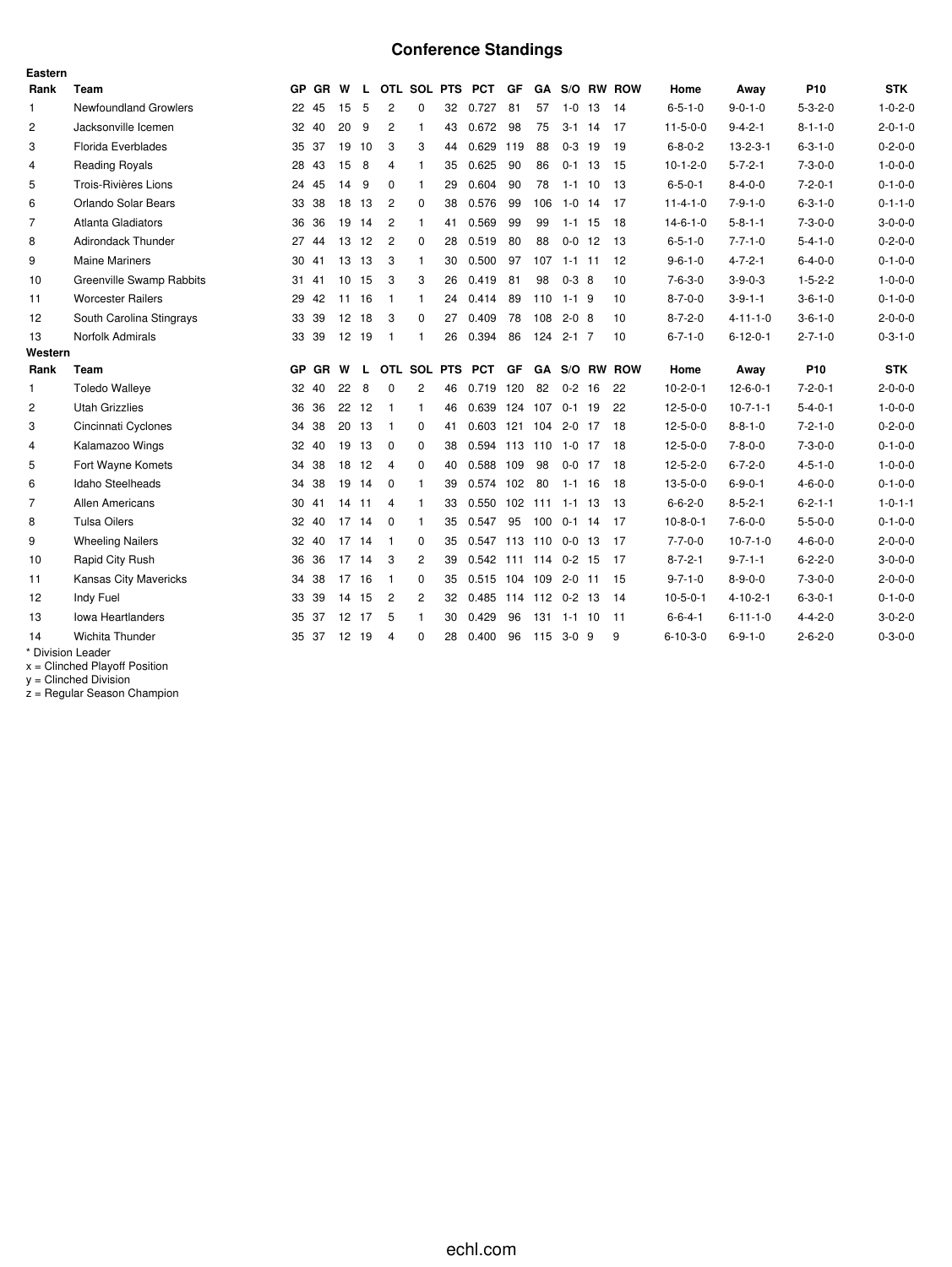# Conference Standings

**Eastern**

| Rank | Team | GP | GR | W | L | OTL | SOL | PTS | PCT | GF | GA | S/O | RW | ROW | Home | Away | P10 | STK |
|---|---|---|---|---|---|---|---|---|---|---|---|---|---|---|---|---|---|---|
| 1 | Newfoundland Growlers | 22 | 45 | 15 | 5 | 2 | 0 | 32 | 0.727 | 81 | 57 | 1-0 | 13 | 14 | 6-5-1-0 | 9-0-1-0 | 5-3-2-0 | 1-0-2-0 |
| 2 | Jacksonville Icemen | 32 | 40 | 20 | 9 | 2 | 1 | 43 | 0.672 | 98 | 75 | 3-1 | 14 | 17 | 11-5-0-0 | 9-4-2-1 | 8-1-1-0 | 2-0-1-0 |
| 3 | Florida Everblades | 35 | 37 | 19 | 10 | 3 | 3 | 44 | 0.629 | 119 | 88 | 0-3 | 19 | 19 | 6-8-0-2 | 13-2-3-1 | 6-3-1-0 | 0-2-0-0 |
| 4 | Reading Royals | 28 | 43 | 15 | 8 | 4 | 1 | 35 | 0.625 | 90 | 86 | 0-1 | 13 | 15 | 10-1-2-0 | 5-7-2-1 | 7-3-0-0 | 1-0-0-0 |
| 5 | Trois-Rivières Lions | 24 | 45 | 14 | 9 | 0 | 1 | 29 | 0.604 | 90 | 78 | 1-1 | 10 | 13 | 6-5-0-1 | 8-4-0-0 | 7-2-0-1 | 0-1-0-0 |
| 6 | Orlando Solar Bears | 33 | 38 | 18 | 13 | 2 | 0 | 38 | 0.576 | 99 | 106 | 1-0 | 14 | 17 | 11-4-1-0 | 7-9-1-0 | 6-3-1-0 | 0-1-1-0 |
| 7 | Atlanta Gladiators | 36 | 36 | 19 | 14 | 2 | 1 | 41 | 0.569 | 99 | 99 | 1-1 | 15 | 18 | 14-6-1-0 | 5-8-1-1 | 7-3-0-0 | 3-0-0-0 |
| 8 | Adirondack Thunder | 27 | 44 | 13 | 12 | 2 | 0 | 28 | 0.519 | 80 | 88 | 0-0 | 12 | 13 | 6-5-1-0 | 7-7-1-0 | 5-4-1-0 | 0-2-0-0 |
| 9 | Maine Mariners | 30 | 41 | 13 | 13 | 3 | 1 | 30 | 0.500 | 97 | 107 | 1-1 | 11 | 12 | 9-6-1-0 | 4-7-2-1 | 6-4-0-0 | 0-1-0-0 |
| 10 | Greenville Swamp Rabbits | 31 | 41 | 10 | 15 | 3 | 3 | 26 | 0.419 | 81 | 98 | 0-3 | 8 | 10 | 7-6-3-0 | 3-9-0-3 | 1-5-2-2 | 1-0-0-0 |
| 11 | Worcester Railers | 29 | 42 | 11 | 16 | 1 | 1 | 24 | 0.414 | 89 | 110 | 1-1 | 9 | 10 | 8-7-0-0 | 3-9-1-1 | 3-6-1-0 | 0-1-0-0 |
| 12 | South Carolina Stingrays | 33 | 39 | 12 | 18 | 3 | 0 | 27 | 0.409 | 78 | 108 | 2-0 | 8 | 10 | 8-7-2-0 | 4-11-1-0 | 3-6-1-0 | 2-0-0-0 |
| 13 | Norfolk Admirals | 33 | 39 | 12 | 19 | 1 | 1 | 26 | 0.394 | 86 | 124 | 2-1 | 7 | 10 | 6-7-1-0 | 6-12-0-1 | 2-7-1-0 | 0-3-1-0 |

**Western**

| Rank | Team | GP | GR | W | L | OTL | SOL | PTS | PCT | GF | GA | S/O | RW | ROW | Home | Away | P10 | STK |
|---|---|---|---|---|---|---|---|---|---|---|---|---|---|---|---|---|---|---|
| 1 | Toledo Walleye | 32 | 40 | 22 | 8 | 0 | 2 | 46 | 0.719 | 120 | 82 | 0-2 | 16 | 22 | 10-2-0-1 | 12-6-0-1 | 7-2-0-1 | 2-0-0-0 |
| 2 | Utah Grizzlies | 36 | 36 | 22 | 12 | 1 | 1 | 46 | 0.639 | 124 | 107 | 0-1 | 19 | 22 | 12-5-0-0 | 10-7-1-1 | 5-4-0-1 | 1-0-0-0 |
| 3 | Cincinnati Cyclones | 34 | 38 | 20 | 13 | 1 | 0 | 41 | 0.603 | 121 | 104 | 2-0 | 17 | 18 | 12-5-0-0 | 8-8-1-0 | 7-2-1-0 | 0-2-0-0 |
| 4 | Kalamazoo Wings | 32 | 40 | 19 | 13 | 0 | 0 | 38 | 0.594 | 113 | 110 | 1-0 | 17 | 18 | 12-5-0-0 | 7-8-0-0 | 7-3-0-0 | 0-1-0-0 |
| 5 | Fort Wayne Komets | 34 | 38 | 18 | 12 | 4 | 0 | 40 | 0.588 | 109 | 98 | 0-0 | 17 | 18 | 12-5-2-0 | 6-7-2-0 | 4-5-1-0 | 1-0-0-0 |
| 6 | Idaho Steelheads | 34 | 38 | 19 | 14 | 0 | 1 | 39 | 0.574 | 102 | 80 | 1-1 | 16 | 18 | 13-5-0-0 | 6-9-0-1 | 4-6-0-0 | 0-1-0-0 |
| 7 | Allen Americans | 30 | 41 | 14 | 11 | 4 | 1 | 33 | 0.550 | 102 | 111 | 1-1 | 13 | 13 | 6-6-2-0 | 8-5-2-1 | 6-2-1-1 | 1-0-1-1 |
| 8 | Tulsa Oilers | 32 | 40 | 17 | 14 | 0 | 1 | 35 | 0.547 | 95 | 100 | 0-1 | 14 | 17 | 10-8-0-1 | 7-6-0-0 | 5-5-0-0 | 0-1-0-0 |
| 9 | Wheeling Nailers | 32 | 40 | 17 | 14 | 1 | 0 | 35 | 0.547 | 113 | 110 | 0-0 | 13 | 17 | 7-7-0-0 | 10-7-1-0 | 4-6-0-0 | 2-0-0-0 |
| 10 | Rapid City Rush | 36 | 36 | 17 | 14 | 3 | 2 | 39 | 0.542 | 111 | 114 | 0-2 | 15 | 17 | 8-7-2-1 | 9-7-1-1 | 6-2-2-0 | 3-0-0-0 |
| 11 | Kansas City Mavericks | 34 | 38 | 17 | 16 | 1 | 0 | 35 | 0.515 | 104 | 109 | 2-0 | 11 | 15 | 9-7-1-0 | 8-9-0-0 | 7-3-0-0 | 2-0-0-0 |
| 12 | Indy Fuel | 33 | 39 | 14 | 15 | 2 | 2 | 32 | 0.485 | 114 | 112 | 0-2 | 13 | 14 | 10-5-0-1 | 4-10-2-1 | 6-3-0-1 | 0-1-0-0 |
| 13 | Iowa Heartlanders | 35 | 37 | 12 | 17 | 5 | 1 | 30 | 0.429 | 96 | 131 | 1-1 | 10 | 11 | 6-6-4-1 | 6-11-1-0 | 4-4-2-0 | 3-0-2-0 |
| 14 | Wichita Thunder | 35 | 37 | 12 | 19 | 4 | 0 | 28 | 0.400 | 96 | 115 | 3-0 | 9 | 9 | 6-10-3-0 | 6-9-1-0 | 2-6-2-0 | 0-3-0-0 |

* Division Leader
x = Clinched Playoff Position
y = Clinched Division
z = Regular Season Champion

echl.com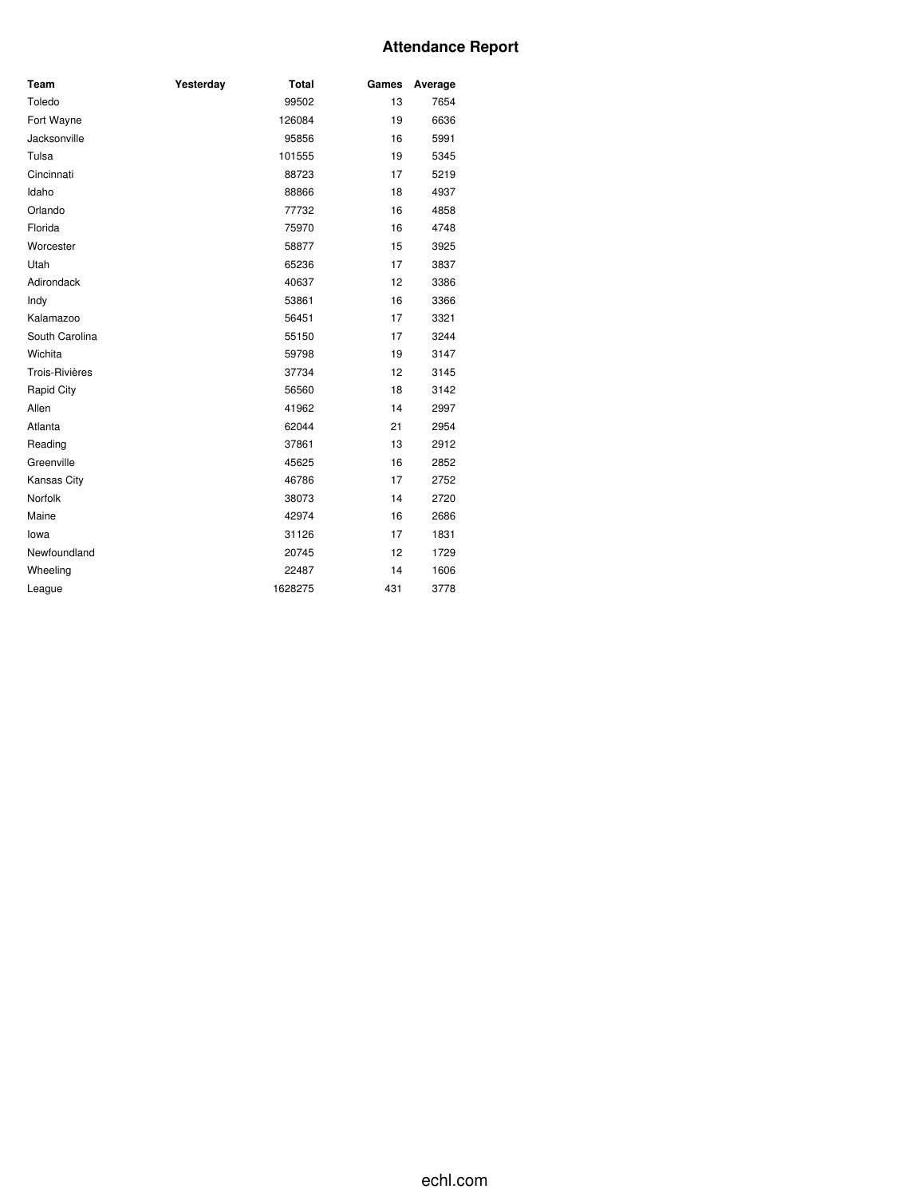# Attendance Report

| Team | Yesterday | Total | Games | Average |
|---|---|---|---|---|
| Toledo | | 99502 | 13 | 7654 |
| Fort Wayne | | 126084 | 19 | 6636 |
| Jacksonville | | 95856 | 16 | 5991 |
| Tulsa | | 101555 | 19 | 5345 |
| Cincinnati | | 88723 | 17 | 5219 |
| Idaho | | 88866 | 18 | 4937 |
| Orlando | | 77732 | 16 | 4858 |
| Florida | | 75970 | 16 | 4748 |
| Worcester | | 58877 | 15 | 3925 |
| Utah | | 65236 | 17 | 3837 |
| Adirondack | | 40637 | 12 | 3386 |
| Indy | | 53861 | 16 | 3366 |
| Kalamazoo | | 56451 | 17 | 3321 |
| South Carolina | | 55150 | 17 | 3244 |
| Wichita | | 59798 | 19 | 3147 |
| Trois-Rivières | | 37734 | 12 | 3145 |
| Rapid City | | 56560 | 18 | 3142 |
| Allen | | 41962 | 14 | 2997 |
| Atlanta | | 62044 | 21 | 2954 |
| Reading | | 37861 | 13 | 2912 |
| Greenville | | 45625 | 16 | 2852 |
| Kansas City | | 46786 | 17 | 2752 |
| Norfolk | | 38073 | 14 | 2720 |
| Maine | | 42974 | 16 | 2686 |
| Iowa | | 31126 | 17 | 1831 |
| Newfoundland | | 20745 | 12 | 1729 |
| Wheeling | | 22487 | 14 | 1606 |
| League | | 1628275 | 431 | 3778 |

echl.com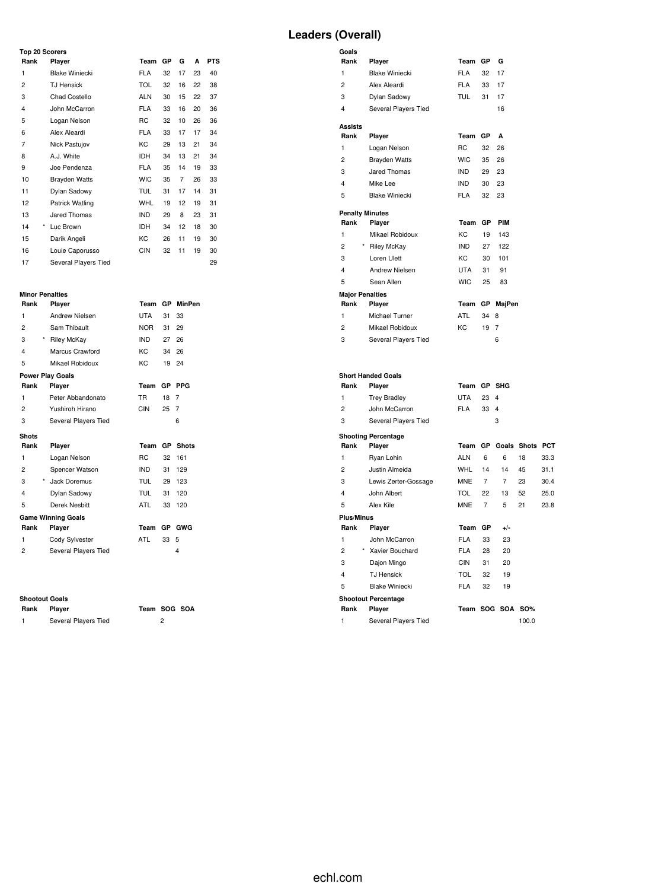# Leaders (Overall)

### Top 20 Scorers

| Rank | | Player | Team | GP | G | A | PTS |
|---|---|---|---|---|---|---|---|
| 1 | | Blake Winiecki | FLA | 32 | 17 | 23 | 40 |
| 2 | | TJ Hensick | TOL | 32 | 16 | 22 | 38 |
| 3 | | Chad Costello | ALN | 30 | 15 | 22 | 37 |
| 4 | | John McCarron | FLA | 33 | 16 | 20 | 36 |
| 5 | | Logan Nelson | RC | 32 | 10 | 26 | 36 |
| 6 | | Alex Aleardi | FLA | 33 | 17 | 17 | 34 |
| 7 | | Nick Pastujov | KC | 29 | 13 | 21 | 34 |
| 8 | | A.J. White | IDH | 34 | 13 | 21 | 34 |
| 9 | | Joe Pendenza | FLA | 35 | 14 | 19 | 33 |
| 10 | | Brayden Watts | WIC | 35 | 7 | 26 | 33 |
| 11 | | Dylan Sadowy | TUL | 31 | 17 | 14 | 31 |
| 12 | | Patrick Watling | WHL | 19 | 12 | 19 | 31 |
| 13 | | Jared Thomas | IND | 29 | 8 | 23 | 31 |
| 14 | * | Luc Brown | IDH | 34 | 12 | 18 | 30 |
| 15 | | Darik Angeli | KC | 26 | 11 | 19 | 30 |
| 16 | | Louie Caporusso | CIN | 32 | 11 | 19 | 30 |
| 17 | | Several Players Tied | | | | | 29 |

### Goals

| Rank | Player | Team | GP | G |
|---|---|---|---|---|
| 1 | Blake Winiecki | FLA | 32 | 17 |
| 2 | Alex Aleardi | FLA | 33 | 17 |
| 3 | Dylan Sadowy | TUL | 31 | 17 |
| 4 | Several Players Tied | | | 16 |

### Assists

| Rank | Player | Team | GP | A |
|---|---|---|---|---|
| 1 | Logan Nelson | RC | 32 | 26 |
| 2 | Brayden Watts | WIC | 35 | 26 |
| 3 | Jared Thomas | IND | 29 | 23 |
| 4 | Mike Lee | IND | 30 | 23 |
| 5 | Blake Winiecki | FLA | 32 | 23 |

### Penalty Minutes

| Rank | | Player | Team | GP | PIM |
|---|---|---|---|---|---|
| 1 | | Mikael Robidoux | KC | 19 | 143 |
| 2 | * | Riley McKay | IND | 27 | 122 |
| 3 | | Loren Ulett | KC | 30 | 101 |
| 4 | | Andrew Nielsen | UTA | 31 | 91 |
| 5 | | Sean Allen | WIC | 25 | 83 |

### Minor Penalties

| Rank | | Player | Team | GP | MinPen |
|---|---|---|---|---|---|
| 1 | | Andrew Nielsen | UTA | 31 | 33 |
| 2 | | Sam Thibault | NOR | 31 | 29 |
| 3 | * | Riley McKay | IND | 27 | 26 |
| 4 | | Marcus Crawford | KC | 34 | 26 |
| 5 | | Mikael Robidoux | KC | 19 | 24 |

### Major Penalties

| Rank | Player | Team | GP | MajPen |
|---|---|---|---|---|
| 1 | Michael Turner | ATL | 34 | 8 |
| 2 | Mikael Robidoux | KC | 19 | 7 |
| 3 | Several Players Tied | | | 6 |

### Power Play Goals

| Rank | Player | Team | GP | PPG |
|---|---|---|---|---|
| 1 | Peter Abbandonato | TR | 18 | 7 |
| 2 | Yushiroh Hirano | CIN | 25 | 7 |
| 3 | Several Players Tied | | | 6 |

### Short Handed Goals

| Rank | Player | Team | GP | SHG |
|---|---|---|---|---|
| 1 | Trey Bradley | UTA | 23 | 4 |
| 2 | John McCarron | FLA | 33 | 4 |
| 3 | Several Players Tied | | | 3 |

### Shots

| Rank | | Player | Team | GP | Shots |
|---|---|---|---|---|---|
| 1 | | Logan Nelson | RC | 32 | 161 |
| 2 | | Spencer Watson | IND | 31 | 129 |
| 3 | * | Jack Doremus | TUL | 29 | 123 |
| 4 | | Dylan Sadowy | TUL | 31 | 120 |
| 5 | | Derek Nesbitt | ATL | 33 | 120 |

### Shooting Percentage

| Rank | Player | Team | GP | Goals | Shots | PCT |
|---|---|---|---|---|---|---|
| 1 | Ryan Lohin | ALN | 6 | 6 | 18 | 33.3 |
| 2 | Justin Almeida | WHL | 14 | 14 | 45 | 31.1 |
| 3 | Lewis Zerter-Gossage | MNE | 7 | 7 | 23 | 30.4 |
| 4 | John Albert | TOL | 22 | 13 | 52 | 25.0 |
| 5 | Alex Kile | MNE | 7 | 5 | 21 | 23.8 |

### Game Winning Goals

| Rank | Player | Team | GP | GWG |
|---|---|---|---|---|
| 1 | Cody Sylvester | ATL | 33 | 5 |
| 2 | Several Players Tied | | | 4 |

### Plus/Minus

| Rank | | Player | Team | GP | +/- |
|---|---|---|---|---|---|
| 1 | | John McCarron | FLA | 33 | 23 |
| 2 | * | Xavier Bouchard | FLA | 28 | 20 |
| 3 | | Dajon Mingo | CIN | 31 | 20 |
| 4 | | TJ Hensick | TOL | 32 | 19 |
| 5 | | Blake Winiecki | FLA | 32 | 19 |

### Shootout Goals

| Rank | Player | Team | SOG | SOA |
|---|---|---|---|---|
| 1 | Several Players Tied | | 2 | |

### Shootout Percentage

| Rank | Player | Team | SOG | SOA | SO% |
|---|---|---|---|---|---|
| 1 | Several Players Tied | | | | 100.0 |

echl.com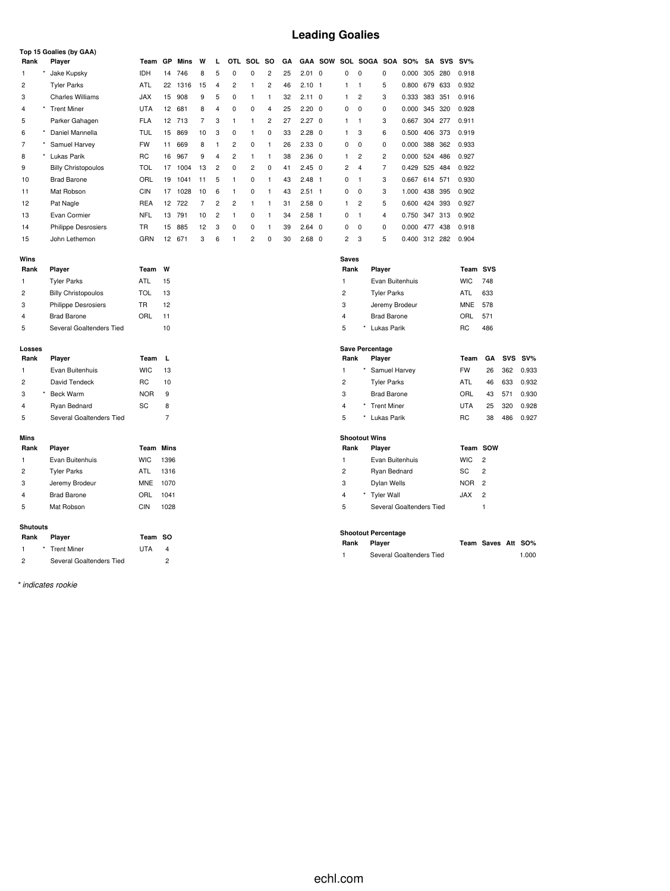# Leading Goalies

**Top 15 Goalies (by GAA)**

| Rank | | Player | Team | GP | Mins | W | L | OTL | SOL | SO | GA | GAA | SOW | SOL | SOGA | SOA | SO% | SA | SVS | SV% |
|---|---|---|---|---|---|---|---|---|---|---|---|---|---|---|---|---|---|---|---|---|
| 1 | * | Jake Kupsky | IDH | 14 | 746 | 8 | 5 | 0 | 0 | 2 | 25 | 2.01 | 0 | 0 | 0 | 0 | 0.000 | 305 | 280 | 0.918 |
| 2 | | Tyler Parks | ATL | 22 | 1316 | 15 | 4 | 2 | 1 | 2 | 46 | 2.10 | 1 | 1 | 1 | 5 | 0.800 | 679 | 633 | 0.932 |
| 3 | | Charles Williams | JAX | 15 | 908 | 9 | 5 | 0 | 1 | 1 | 32 | 2.11 | 0 | 1 | 2 | 3 | 0.333 | 383 | 351 | 0.916 |
| 4 | * | Trent Miner | UTA | 12 | 681 | 8 | 4 | 0 | 0 | 4 | 25 | 2.20 | 0 | 0 | 0 | 0 | 0.000 | 345 | 320 | 0.928 |
| 5 | | Parker Gahagen | FLA | 12 | 713 | 7 | 3 | 1 | 1 | 2 | 27 | 2.27 | 0 | 1 | 1 | 3 | 0.667 | 304 | 277 | 0.911 |
| 6 | * | Daniel Mannella | TUL | 15 | 869 | 10 | 3 | 0 | 1 | 0 | 33 | 2.28 | 0 | 1 | 3 | 6 | 0.500 | 406 | 373 | 0.919 |
| 7 | * | Samuel Harvey | FW | 11 | 669 | 8 | 1 | 2 | 0 | 1 | 26 | 2.33 | 0 | 0 | 0 | 0 | 0.000 | 388 | 362 | 0.933 |
| 8 | * | Lukas Parik | RC | 16 | 967 | 9 | 4 | 2 | 1 | 1 | 38 | 2.36 | 0 | 1 | 2 | 2 | 0.000 | 524 | 486 | 0.927 |
| 9 | | Billy Christopoulos | TOL | 17 | 1004 | 13 | 2 | 0 | 2 | 0 | 41 | 2.45 | 0 | 2 | 4 | 7 | 0.429 | 525 | 484 | 0.922 |
| 10 | | Brad Barone | ORL | 19 | 1041 | 11 | 5 | 1 | 0 | 1 | 43 | 2.48 | 1 | 0 | 1 | 3 | 0.667 | 614 | 571 | 0.930 |
| 11 | | Mat Robson | CIN | 17 | 1028 | 10 | 6 | 1 | 0 | 1 | 43 | 2.51 | 1 | 0 | 0 | 3 | 1.000 | 438 | 395 | 0.902 |
| 12 | | Pat Nagle | REA | 12 | 722 | 7 | 2 | 2 | 1 | 1 | 31 | 2.58 | 0 | 1 | 2 | 5 | 0.600 | 424 | 393 | 0.927 |
| 13 | | Evan Cormier | NFL | 13 | 791 | 10 | 2 | 1 | 0 | 1 | 34 | 2.58 | 1 | 0 | 1 | 4 | 0.750 | 347 | 313 | 0.902 |
| 14 | | Philippe Desrosiers | TR | 15 | 885 | 12 | 3 | 0 | 0 | 1 | 39 | 2.64 | 0 | 0 | 0 | 0 | 0.000 | 477 | 438 | 0.918 |
| 15 | | John Lethemon | GRN | 12 | 671 | 3 | 6 | 1 | 2 | 0 | 30 | 2.68 | 0 | 2 | 3 | 5 | 0.400 | 312 | 282 | 0.904 |

**Wins**

| Rank | | Player | Team | W |
|---|---|---|---|---|
| 1 | | Tyler Parks | ATL | 15 |
| 2 | | Billy Christopoulos | TOL | 13 |
| 3 | | Philippe Desrosiers | TR | 12 |
| 4 | | Brad Barone | ORL | 11 |
| 5 | | Several Goaltenders Tied | | 10 |

**Losses**

| Rank | | Player | Team | L |
|---|---|---|---|---|
| 1 | | Evan Buitenhuis | WIC | 13 |
| 2 | | David Tendeck | RC | 10 |
| 3 | * | Beck Warm | NOR | 9 |
| 4 | | Ryan Bednard | SC | 8 |
| 5 | | Several Goaltenders Tied | | 7 |

**Mins**

| Rank | | Player | Team | Mins |
|---|---|---|---|---|
| 1 | | Evan Buitenhuis | WIC | 1396 |
| 2 | | Tyler Parks | ATL | 1316 |
| 3 | | Jeremy Brodeur | MNE | 1070 |
| 4 | | Brad Barone | ORL | 1041 |
| 5 | | Mat Robson | CIN | 1028 |

**Shutouts**

| Rank | | Player | Team | SO |
|---|---|---|---|---|
| 1 | * | Trent Miner | UTA | 4 |
| 2 | | Several Goaltenders Tied | | 2 |

**Saves**

| Rank | | Player | Team | SVS |
|---|---|---|---|---|
| 1 | | Evan Buitenhuis | WIC | 748 |
| 2 | | Tyler Parks | ATL | 633 |
| 3 | | Jeremy Brodeur | MNE | 578 |
| 4 | | Brad Barone | ORL | 571 |
| 5 | * | Lukas Parik | RC | 486 |

**Save Percentage**

| Rank | | Player | Team | GA | SVS | SV% |
|---|---|---|---|---|---|---|
| 1 | * | Samuel Harvey | FW | 26 | 362 | 0.933 |
| 2 | | Tyler Parks | ATL | 46 | 633 | 0.932 |
| 3 | | Brad Barone | ORL | 43 | 571 | 0.930 |
| 4 | * | Trent Miner | UTA | 25 | 320 | 0.928 |
| 5 | * | Lukas Parik | RC | 38 | 486 | 0.927 |

**Shootout Wins**

| Rank | | Player | Team | SOW |
|---|---|---|---|---|
| 1 | | Evan Buitenhuis | WIC | 2 |
| 2 | | Ryan Bednard | SC | 2 |
| 3 | | Dylan Wells | NOR | 2 |
| 4 | * | Tyler Wall | JAX | 2 |
| 5 | | Several Goaltenders Tied | | 1 |

**Shootout Percentage**

| Rank | Player | Team | Saves | Att | SO% |
|---|---|---|---|---|---|
| 1 | Several Goaltenders Tied | | | | 1.000 |

*\* indicates rookie*

echl.com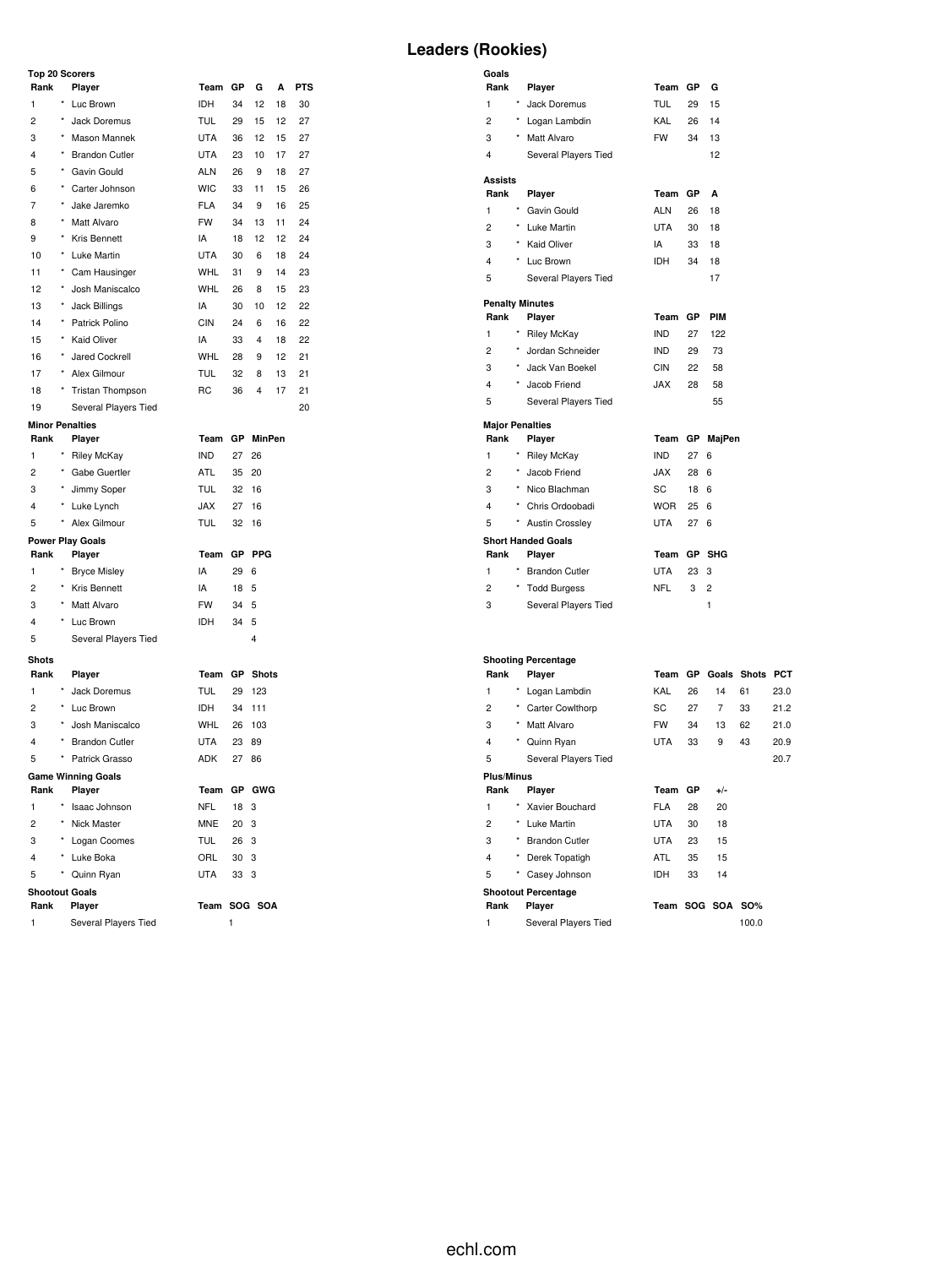# Leaders (Rookies)

### Top 20 Scorers

| Rank | | Player | Team | GP | G | A | PTS |
|---|---|---|---|---|---|---|---|
| 1 | * | Luc Brown | IDH | 34 | 12 | 18 | 30 |
| 2 | * | Jack Doremus | TUL | 29 | 15 | 12 | 27 |
| 3 | * | Mason Mannek | UTA | 36 | 12 | 15 | 27 |
| 4 | * | Brandon Cutler | UTA | 23 | 10 | 17 | 27 |
| 5 | * | Gavin Gould | ALN | 26 | 9 | 18 | 27 |
| 6 | * | Carter Johnson | WIC | 33 | 11 | 15 | 26 |
| 7 | * | Jake Jaremko | FLA | 34 | 9 | 16 | 25 |
| 8 | * | Matt Alvaro | FW | 34 | 13 | 11 | 24 |
| 9 | * | Kris Bennett | IA | 18 | 12 | 12 | 24 |
| 10 | * | Luke Martin | UTA | 30 | 6 | 18 | 24 |
| 11 | * | Cam Hausinger | WHL | 31 | 9 | 14 | 23 |
| 12 | * | Josh Maniscalco | WHL | 26 | 8 | 15 | 23 |
| 13 | * | Jack Billings | IA | 30 | 10 | 12 | 22 |
| 14 | * | Patrick Polino | CIN | 24 | 6 | 16 | 22 |
| 15 | * | Kaid Oliver | IA | 33 | 4 | 18 | 22 |
| 16 | * | Jared Cockrell | WHL | 28 | 9 | 12 | 21 |
| 17 | * | Alex Gilmour | TUL | 32 | 8 | 13 | 21 |
| 18 | * | Tristan Thompson | RC | 36 | 4 | 17 | 21 |
| 19 | | Several Players Tied | | | | | 20 |

### Goals

| Rank | | Player | Team | GP | G |
|---|---|---|---|---|---|
| 1 | * | Jack Doremus | TUL | 29 | 15 |
| 2 | * | Logan Lambdin | KAL | 26 | 14 |
| 3 | * | Matt Alvaro | FW | 34 | 13 |
| 4 | | Several Players Tied | | | 12 |

### Assists

| Rank | | Player | Team | GP | A |
|---|---|---|---|---|---|
| 1 | * | Gavin Gould | ALN | 26 | 18 |
| 2 | * | Luke Martin | UTA | 30 | 18 |
| 3 | * | Kaid Oliver | IA | 33 | 18 |
| 4 | * | Luc Brown | IDH | 34 | 18 |
| 5 | | Several Players Tied | | | 17 |

### Penalty Minutes

| Rank | | Player | Team | GP | PIM |
|---|---|---|---|---|---|
| 1 | * | Riley McKay | IND | 27 | 122 |
| 2 | * | Jordan Schneider | IND | 29 | 73 |
| 3 | * | Jack Van Boekel | CIN | 22 | 58 |
| 4 | * | Jacob Friend | JAX | 28 | 58 |
| 5 | | Several Players Tied | | | 55 |

### Minor Penalties

| Rank | | Player | Team | GP | MinPen |
|---|---|---|---|---|---|
| 1 | * | Riley McKay | IND | 27 | 26 |
| 2 | * | Gabe Guertler | ATL | 35 | 20 |
| 3 | * | Jimmy Soper | TUL | 32 | 16 |
| 4 | * | Luke Lynch | JAX | 27 | 16 |
| 5 | * | Alex Gilmour | TUL | 32 | 16 |

### Major Penalties

| Rank | | Player | Team | GP | MajPen |
|---|---|---|---|---|---|
| 1 | * | Riley McKay | IND | 27 | 6 |
| 2 | * | Jacob Friend | JAX | 28 | 6 |
| 3 | * | Nico Blachman | SC | 18 | 6 |
| 4 | * | Chris Ordoobadi | WOR | 25 | 6 |
| 5 | * | Austin Crossley | UTA | 27 | 6 |

### Power Play Goals

| Rank | | Player | Team | GP | PPG |
|---|---|---|---|---|---|
| 1 | * | Bryce Misley | IA | 29 | 6 |
| 2 | * | Kris Bennett | IA | 18 | 5 |
| 3 | * | Matt Alvaro | FW | 34 | 5 |
| 4 | * | Luc Brown | IDH | 34 | 5 |
| 5 | | Several Players Tied | | | 4 |

### Short Handed Goals

| Rank | | Player | Team | GP | SHG |
|---|---|---|---|---|---|
| 1 | * | Brandon Cutler | UTA | 23 | 3 |
| 2 | * | Todd Burgess | NFL | 3 | 2 |
| 3 | | Several Players Tied | | | 1 |

### Shots

| Rank | | Player | Team | GP | Shots |
|---|---|---|---|---|---|
| 1 | * | Jack Doremus | TUL | 29 | 123 |
| 2 | * | Luc Brown | IDH | 34 | 111 |
| 3 | * | Josh Maniscalco | WHL | 26 | 103 |
| 4 | * | Brandon Cutler | UTA | 23 | 89 |
| 5 | * | Patrick Grasso | ADK | 27 | 86 |

### Shooting Percentage

| Rank | | Player | Team | GP | Goals | Shots | PCT |
|---|---|---|---|---|---|---|---|
| 1 | * | Logan Lambdin | KAL | 26 | 14 | 61 | 23.0 |
| 2 | * | Carter Cowlthorp | SC | 27 | 7 | 33 | 21.2 |
| 3 | * | Matt Alvaro | FW | 34 | 13 | 62 | 21.0 |
| 4 | * | Quinn Ryan | UTA | 33 | 9 | 43 | 20.9 |
| 5 | | Several Players Tied | | | | | 20.7 |

### Game Winning Goals

| Rank | | Player | Team | GP | GWG |
|---|---|---|---|---|---|
| 1 | * | Isaac Johnson | NFL | 18 | 3 |
| 2 | * | Nick Master | MNE | 20 | 3 |
| 3 | * | Logan Coomes | TUL | 26 | 3 |
| 4 | * | Luke Boka | ORL | 30 | 3 |
| 5 | * | Quinn Ryan | UTA | 33 | 3 |

### Plus/Minus

| Rank | | Player | Team | GP | +/- |
|---|---|---|---|---|---|
| 1 | * | Xavier Bouchard | FLA | 28 | 20 |
| 2 | * | Luke Martin | UTA | 30 | 18 |
| 3 | * | Brandon Cutler | UTA | 23 | 15 |
| 4 | * | Derek Topatigh | ATL | 35 | 15 |
| 5 | * | Casey Johnson | IDH | 33 | 14 |

### Shootout Goals

| Rank | Player | Team | SOG | SOA |
|---|---|---|---|---|
| 1 | Several Players Tied | | 1 | |

### Shootout Percentage

| Rank | Player | Team | SOG | SOA | SO% |
|---|---|---|---|---|---|
| 1 | Several Players Tied | | | | 100.0 |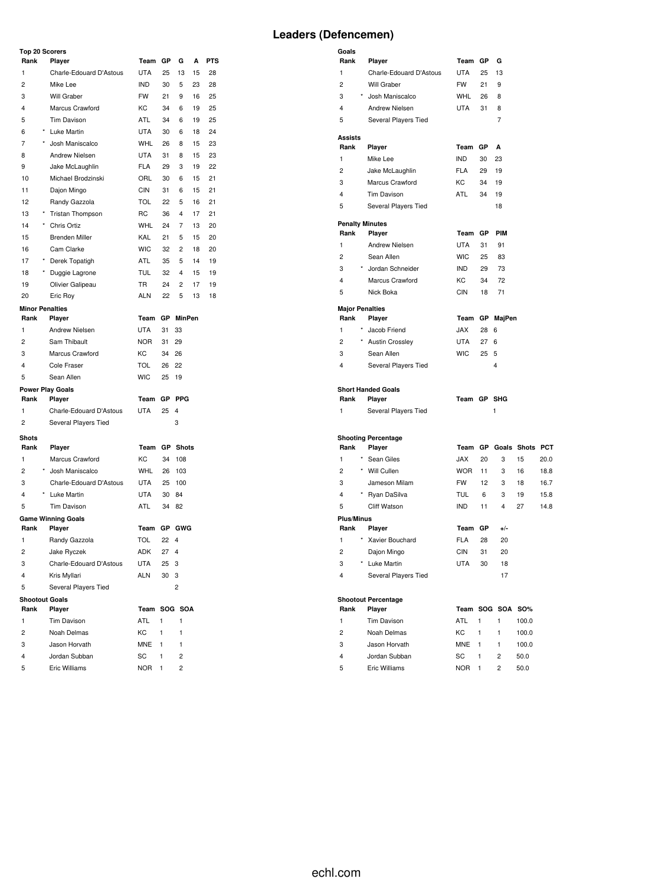# Leaders (Defencemen)

### Top 20 Scorers

| Rank | | Player | Team | GP | G | A | PTS |
|---|---|---|---|---|---|---|---|
| 1 | | Charle-Edouard D'Astous | UTA | 25 | 13 | 15 | 28 |
| 2 | | Mike Lee | IND | 30 | 5 | 23 | 28 |
| 3 | | Will Graber | FW | 21 | 9 | 16 | 25 |
| 4 | | Marcus Crawford | KC | 34 | 6 | 19 | 25 |
| 5 | | Tim Davison | ATL | 34 | 6 | 19 | 25 |
| 6 | * | Luke Martin | UTA | 30 | 6 | 18 | 24 |
| 7 | * | Josh Maniscalco | WHL | 26 | 8 | 15 | 23 |
| 8 | | Andrew Nielsen | UTA | 31 | 8 | 15 | 23 |
| 9 | | Jake McLaughlin | FLA | 29 | 3 | 19 | 22 |
| 10 | | Michael Brodzinski | ORL | 30 | 6 | 15 | 21 |
| 11 | | Dajon Mingo | CIN | 31 | 6 | 15 | 21 |
| 12 | | Randy Gazzola | TOL | 22 | 5 | 16 | 21 |
| 13 | * | Tristan Thompson | RC | 36 | 4 | 17 | 21 |
| 14 | * | Chris Ortiz | WHL | 24 | 7 | 13 | 20 |
| 15 | | Brenden Miller | KAL | 21 | 5 | 15 | 20 |
| 16 | | Cam Clarke | WIC | 32 | 2 | 18 | 20 |
| 17 | * | Derek Topatigh | ATL | 35 | 5 | 14 | 19 |
| 18 | * | Duggie Lagrone | TUL | 32 | 4 | 15 | 19 |
| 19 | | Olivier Galipeau | TR | 24 | 2 | 17 | 19 |
| 20 | | Eric Roy | ALN | 22 | 5 | 13 | 18 |

### Goals

| Rank | | Player | Team | GP | G |
|---|---|---|---|---|---|
| 1 | | Charle-Edouard D'Astous | UTA | 25 | 13 |
| 2 | | Will Graber | FW | 21 | 9 |
| 3 | * | Josh Maniscalco | WHL | 26 | 8 |
| 4 | | Andrew Nielsen | UTA | 31 | 8 |
| 5 | | Several Players Tied | | | 7 |

### Assists

| Rank | Player | Team | GP | A |
|---|---|---|---|---|
| 1 | Mike Lee | IND | 30 | 23 |
| 2 | Jake McLaughlin | FLA | 29 | 19 |
| 3 | Marcus Crawford | KC | 34 | 19 |
| 4 | Tim Davison | ATL | 34 | 19 |
| 5 | Several Players Tied | | | 18 |

### Penalty Minutes

| Rank | | Player | Team | GP | PIM |
|---|---|---|---|---|---|
| 1 | | Andrew Nielsen | UTA | 31 | 91 |
| 2 | | Sean Allen | WIC | 25 | 83 |
| 3 | * | Jordan Schneider | IND | 29 | 73 |
| 4 | | Marcus Crawford | KC | 34 | 72 |
| 5 | | Nick Boka | CIN | 18 | 71 |

### Minor Penalties

| Rank | Player | Team | GP | MinPen |
|---|---|---|---|---|
| 1 | Andrew Nielsen | UTA | 31 | 33 |
| 2 | Sam Thibault | NOR | 31 | 29 |
| 3 | Marcus Crawford | KC | 34 | 26 |
| 4 | Cole Fraser | TOL | 26 | 22 |
| 5 | Sean Allen | WIC | 25 | 19 |

### Major Penalties

| Rank | | Player | Team | GP | MajPen |
|---|---|---|---|---|---|
| 1 | * | Jacob Friend | JAX | 28 | 6 |
| 2 | * | Austin Crossley | UTA | 27 | 6 |
| 3 | | Sean Allen | WIC | 25 | 5 |
| 4 | | Several Players Tied | | | 4 |

### Power Play Goals

| Rank | Player | Team | GP | PPG |
|---|---|---|---|---|
| 1 | Charle-Edouard D'Astous | UTA | 25 | 4 |
| 2 | Several Players Tied | | | 3 |

### Short Handed Goals

| Rank | Player | Team | GP | SHG |
|---|---|---|---|---|
| 1 | Several Players Tied | | | 1 |

### Shots

| Rank | | Player | Team | GP | Shots |
|---|---|---|---|---|---|
| 1 | | Marcus Crawford | KC | 34 | 108 |
| 2 | * | Josh Maniscalco | WHL | 26 | 103 |
| 3 | | Charle-Edouard D'Astous | UTA | 25 | 100 |
| 4 | * | Luke Martin | UTA | 30 | 84 |
| 5 | | Tim Davison | ATL | 34 | 82 |

### Shooting Percentage

| Rank | | Player | Team | GP | Goals | Shots | PCT |
|---|---|---|---|---|---|---|---|
| 1 | * | Sean Giles | JAX | 20 | 3 | 15 | 20.0 |
| 2 | * | Will Cullen | WOR | 11 | 3 | 16 | 18.8 |
| 3 | | Jameson Milam | FW | 12 | 3 | 18 | 16.7 |
| 4 | * | Ryan DaSilva | TUL | 6 | 3 | 19 | 15.8 |
| 5 | | Cliff Watson | IND | 11 | 4 | 27 | 14.8 |

### Game Winning Goals

| Rank | Player | Team | GP | GWG |
|---|---|---|---|---|
| 1 | Randy Gazzola | TOL | 22 | 4 |
| 2 | Jake Ryczek | ADK | 27 | 4 |
| 3 | Charle-Edouard D'Astous | UTA | 25 | 3 |
| 4 | Kris Myllari | ALN | 30 | 3 |
| 5 | Several Players Tied | | | 2 |

### Plus/Minus

| Rank | | Player | Team | GP | +/- |
|---|---|---|---|---|---|
| 1 | * | Xavier Bouchard | FLA | 28 | 20 |
| 2 | | Dajon Mingo | CIN | 31 | 20 |
| 3 | * | Luke Martin | UTA | 30 | 18 |
| 4 | | Several Players Tied | | | 17 |

### Shootout Goals

| Rank | Player | Team | SOG | SOA |
|---|---|---|---|---|
| 1 | Tim Davison | ATL | 1 | 1 |
| 2 | Noah Delmas | KC | 1 | 1 |
| 3 | Jason Horvath | MNE | 1 | 1 |
| 4 | Jordan Subban | SC | 1 | 2 |
| 5 | Eric Williams | NOR | 1 | 2 |

### Shootout Percentage

| Rank | Player | Team | SOG | SOA | SO% |
|---|---|---|---|---|---|
| 1 | Tim Davison | ATL | 1 | 1 | 100.0 |
| 2 | Noah Delmas | KC | 1 | 1 | 100.0 |
| 3 | Jason Horvath | MNE | 1 | 1 | 100.0 |
| 4 | Jordan Subban | SC | 1 | 2 | 50.0 |
| 5 | Eric Williams | NOR | 1 | 2 | 50.0 |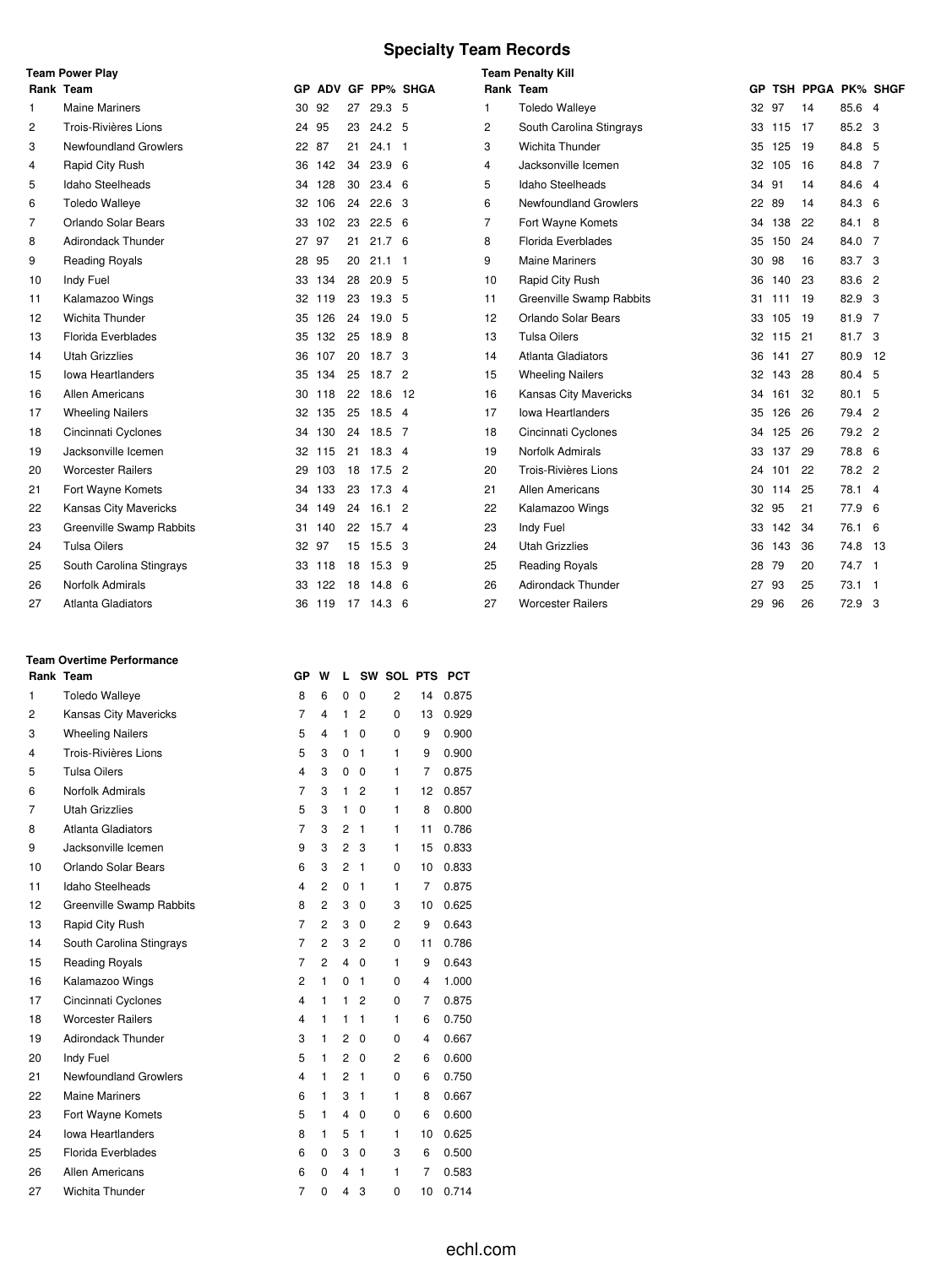# Specialty Team Records

### Team Power Play

| Rank | Team | GP | ADV | GF | PP% | SHGA |
|---|---|---|---|---|---|---|
| 1 | Maine Mariners | 30 | 92 | 27 | 29.3 | 5 |
| 2 | Trois-Rivières Lions | 24 | 95 | 23 | 24.2 | 5 |
| 3 | Newfoundland Growlers | 22 | 87 | 21 | 24.1 | 1 |
| 4 | Rapid City Rush | 36 | 142 | 34 | 23.9 | 6 |
| 5 | Idaho Steelheads | 34 | 128 | 30 | 23.4 | 6 |
| 6 | Toledo Walleye | 32 | 106 | 24 | 22.6 | 3 |
| 7 | Orlando Solar Bears | 33 | 102 | 23 | 22.5 | 6 |
| 8 | Adirondack Thunder | 27 | 97 | 21 | 21.7 | 6 |
| 9 | Reading Royals | 28 | 95 | 20 | 21.1 | 1 |
| 10 | Indy Fuel | 33 | 134 | 28 | 20.9 | 5 |
| 11 | Kalamazoo Wings | 32 | 119 | 23 | 19.3 | 5 |
| 12 | Wichita Thunder | 35 | 126 | 24 | 19.0 | 5 |
| 13 | Florida Everblades | 35 | 132 | 25 | 18.9 | 8 |
| 14 | Utah Grizzlies | 36 | 107 | 20 | 18.7 | 3 |
| 15 | Iowa Heartlanders | 35 | 134 | 25 | 18.7 | 2 |
| 16 | Allen Americans | 30 | 118 | 22 | 18.6 | 12 |
| 17 | Wheeling Nailers | 32 | 135 | 25 | 18.5 | 4 |
| 18 | Cincinnati Cyclones | 34 | 130 | 24 | 18.5 | 7 |
| 19 | Jacksonville Icemen | 32 | 115 | 21 | 18.3 | 4 |
| 20 | Worcester Railers | 29 | 103 | 18 | 17.5 | 2 |
| 21 | Fort Wayne Komets | 34 | 133 | 23 | 17.3 | 4 |
| 22 | Kansas City Mavericks | 34 | 149 | 24 | 16.1 | 2 |
| 23 | Greenville Swamp Rabbits | 31 | 140 | 22 | 15.7 | 4 |
| 24 | Tulsa Oilers | 32 | 97 | 15 | 15.5 | 3 |
| 25 | South Carolina Stingrays | 33 | 118 | 18 | 15.3 | 9 |
| 26 | Norfolk Admirals | 33 | 122 | 18 | 14.8 | 6 |
| 27 | Atlanta Gladiators | 36 | 119 | 17 | 14.3 | 6 |

### Team Penalty Kill

| Rank | Team | GP | TSH | PPGA | PK% | SHGF |
|---|---|---|---|---|---|---|
| 1 | Toledo Walleye | 32 | 97 | 14 | 85.6 | 4 |
| 2 | South Carolina Stingrays | 33 | 115 | 17 | 85.2 | 3 |
| 3 | Wichita Thunder | 35 | 125 | 19 | 84.8 | 5 |
| 4 | Jacksonville Icemen | 32 | 105 | 16 | 84.8 | 7 |
| 5 | Idaho Steelheads | 34 | 91 | 14 | 84.6 | 4 |
| 6 | Newfoundland Growlers | 22 | 89 | 14 | 84.3 | 6 |
| 7 | Fort Wayne Komets | 34 | 138 | 22 | 84.1 | 8 |
| 8 | Florida Everblades | 35 | 150 | 24 | 84.0 | 7 |
| 9 | Maine Mariners | 30 | 98 | 16 | 83.7 | 3 |
| 10 | Rapid City Rush | 36 | 140 | 23 | 83.6 | 2 |
| 11 | Greenville Swamp Rabbits | 31 | 111 | 19 | 82.9 | 3 |
| 12 | Orlando Solar Bears | 33 | 105 | 19 | 81.9 | 7 |
| 13 | Tulsa Oilers | 32 | 115 | 21 | 81.7 | 3 |
| 14 | Atlanta Gladiators | 36 | 141 | 27 | 80.9 | 12 |
| 15 | Wheeling Nailers | 32 | 143 | 28 | 80.4 | 5 |
| 16 | Kansas City Mavericks | 34 | 161 | 32 | 80.1 | 5 |
| 17 | Iowa Heartlanders | 35 | 126 | 26 | 79.4 | 2 |
| 18 | Cincinnati Cyclones | 34 | 125 | 26 | 79.2 | 2 |
| 19 | Norfolk Admirals | 33 | 137 | 29 | 78.8 | 6 |
| 20 | Trois-Rivières Lions | 24 | 101 | 22 | 78.2 | 2 |
| 21 | Allen Americans | 30 | 114 | 25 | 78.1 | 4 |
| 22 | Kalamazoo Wings | 32 | 95 | 21 | 77.9 | 6 |
| 23 | Indy Fuel | 33 | 142 | 34 | 76.1 | 6 |
| 24 | Utah Grizzlies | 36 | 143 | 36 | 74.8 | 13 |
| 25 | Reading Royals | 28 | 79 | 20 | 74.7 | 1 |
| 26 | Adirondack Thunder | 27 | 93 | 25 | 73.1 | 1 |
| 27 | Worcester Railers | 29 | 96 | 26 | 72.9 | 3 |

### Team Overtime Performance

| Rank | Team | GP | W | L | SW | SOL | PTS | PCT |
|---|---|---|---|---|---|---|---|---|
| 1 | Toledo Walleye | 8 | 6 | 0 | 0 | 2 | 14 | 0.875 |
| 2 | Kansas City Mavericks | 7 | 4 | 1 | 2 | 0 | 13 | 0.929 |
| 3 | Wheeling Nailers | 5 | 4 | 1 | 0 | 0 | 9 | 0.900 |
| 4 | Trois-Rivières Lions | 5 | 3 | 0 | 1 | 1 | 9 | 0.900 |
| 5 | Tulsa Oilers | 4 | 3 | 0 | 0 | 1 | 7 | 0.875 |
| 6 | Norfolk Admirals | 7 | 3 | 1 | 2 | 1 | 12 | 0.857 |
| 7 | Utah Grizzlies | 5 | 3 | 1 | 0 | 1 | 8 | 0.800 |
| 8 | Atlanta Gladiators | 7 | 3 | 2 | 1 | 1 | 11 | 0.786 |
| 9 | Jacksonville Icemen | 9 | 3 | 2 | 3 | 1 | 15 | 0.833 |
| 10 | Orlando Solar Bears | 6 | 3 | 2 | 1 | 0 | 10 | 0.833 |
| 11 | Idaho Steelheads | 4 | 2 | 0 | 1 | 1 | 7 | 0.875 |
| 12 | Greenville Swamp Rabbits | 8 | 2 | 3 | 0 | 3 | 10 | 0.625 |
| 13 | Rapid City Rush | 7 | 2 | 3 | 0 | 2 | 9 | 0.643 |
| 14 | South Carolina Stingrays | 7 | 2 | 3 | 2 | 0 | 11 | 0.786 |
| 15 | Reading Royals | 7 | 2 | 4 | 0 | 1 | 9 | 0.643 |
| 16 | Kalamazoo Wings | 2 | 1 | 0 | 1 | 0 | 4 | 1.000 |
| 17 | Cincinnati Cyclones | 4 | 1 | 1 | 2 | 0 | 7 | 0.875 |
| 18 | Worcester Railers | 4 | 1 | 1 | 1 | 1 | 6 | 0.750 |
| 19 | Adirondack Thunder | 3 | 1 | 2 | 0 | 0 | 4 | 0.667 |
| 20 | Indy Fuel | 5 | 1 | 2 | 0 | 2 | 6 | 0.600 |
| 21 | Newfoundland Growlers | 4 | 1 | 2 | 1 | 0 | 6 | 0.750 |
| 22 | Maine Mariners | 6 | 1 | 3 | 1 | 1 | 8 | 0.667 |
| 23 | Fort Wayne Komets | 5 | 1 | 4 | 0 | 0 | 6 | 0.600 |
| 24 | Iowa Heartlanders | 8 | 1 | 5 | 1 | 1 | 10 | 0.625 |
| 25 | Florida Everblades | 6 | 0 | 3 | 0 | 3 | 6 | 0.500 |
| 26 | Allen Americans | 6 | 0 | 4 | 1 | 1 | 7 | 0.583 |
| 27 | Wichita Thunder | 7 | 0 | 4 | 3 | 0 | 10 | 0.714 |

echl.com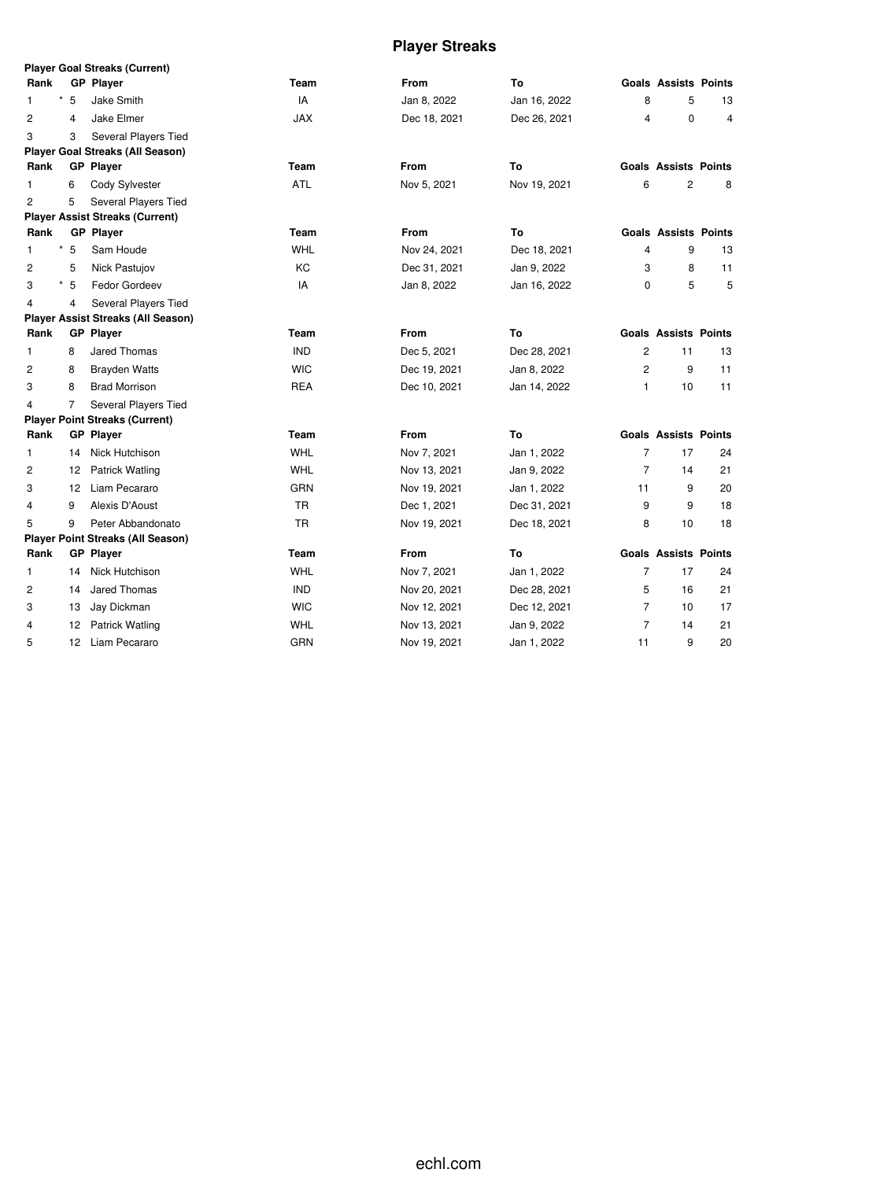# Player Streaks

**Player Goal Streaks (Current)**

| Rank | GP | Player | Team | From | To | Goals | Assists | Points |
|---|---|---|---|---|---|---|---|---|
| 1 | * 5 | Jake Smith | IA | Jan 8, 2022 | Jan 16, 2022 | 8 | 5 | 13 |
| 2 | 4 | Jake Elmer | JAX | Dec 18, 2021 | Dec 26, 2021 | 4 | 0 | 4 |
| 3 | 3 | Several Players Tied | | | | | | |

**Player Goal Streaks (All Season)**

| Rank | GP | Player | Team | From | To | Goals | Assists | Points |
|---|---|---|---|---|---|---|---|---|
| 1 | 6 | Cody Sylvester | ATL | Nov 5, 2021 | Nov 19, 2021 | 6 | 2 | 8 |
| 2 | 5 | Several Players Tied | | | | | | |

**Player Assist Streaks (Current)**

| Rank | GP | Player | Team | From | To | Goals | Assists | Points |
|---|---|---|---|---|---|---|---|---|
| 1 | * 5 | Sam Houde | WHL | Nov 24, 2021 | Dec 18, 2021 | 4 | 9 | 13 |
| 2 | 5 | Nick Pastujov | KC | Dec 31, 2021 | Jan 9, 2022 | 3 | 8 | 11 |
| 3 | * 5 | Fedor Gordeev | IA | Jan 8, 2022 | Jan 16, 2022 | 0 | 5 | 5 |
| 4 | 4 | Several Players Tied | | | | | | |

**Player Assist Streaks (All Season)**

| Rank | GP | Player | Team | From | To | Goals | Assists | Points |
|---|---|---|---|---|---|---|---|---|
| 1 | 8 | Jared Thomas | IND | Dec 5, 2021 | Dec 28, 2021 | 2 | 11 | 13 |
| 2 | 8 | Brayden Watts | WIC | Dec 19, 2021 | Jan 8, 2022 | 2 | 9 | 11 |
| 3 | 8 | Brad Morrison | REA | Dec 10, 2021 | Jan 14, 2022 | 1 | 10 | 11 |
| 4 | 7 | Several Players Tied | | | | | | |

**Player Point Streaks (Current)**

| Rank | GP | Player | Team | From | To | Goals | Assists | Points |
|---|---|---|---|---|---|---|---|---|
| 1 | 14 | Nick Hutchison | WHL | Nov 7, 2021 | Jan 1, 2022 | 7 | 17 | 24 |
| 2 | 12 | Patrick Watling | WHL | Nov 13, 2021 | Jan 9, 2022 | 7 | 14 | 21 |
| 3 | 12 | Liam Pecararo | GRN | Nov 19, 2021 | Jan 1, 2022 | 11 | 9 | 20 |
| 4 | 9 | Alexis D'Aoust | TR | Dec 1, 2021 | Dec 31, 2021 | 9 | 9 | 18 |
| 5 | 9 | Peter Abbandonato | TR | Nov 19, 2021 | Dec 18, 2021 | 8 | 10 | 18 |

**Player Point Streaks (All Season)**

| Rank | GP | Player | Team | From | To | Goals | Assists | Points |
|---|---|---|---|---|---|---|---|---|
| 1 | 14 | Nick Hutchison | WHL | Nov 7, 2021 | Jan 1, 2022 | 7 | 17 | 24 |
| 2 | 14 | Jared Thomas | IND | Nov 20, 2021 | Dec 28, 2021 | 5 | 16 | 21 |
| 3 | 13 | Jay Dickman | WIC | Nov 12, 2021 | Dec 12, 2021 | 7 | 10 | 17 |
| 4 | 12 | Patrick Watling | WHL | Nov 13, 2021 | Jan 9, 2022 | 7 | 14 | 21 |
| 5 | 12 | Liam Pecararo | GRN | Nov 19, 2021 | Jan 1, 2022 | 11 | 9 | 20 |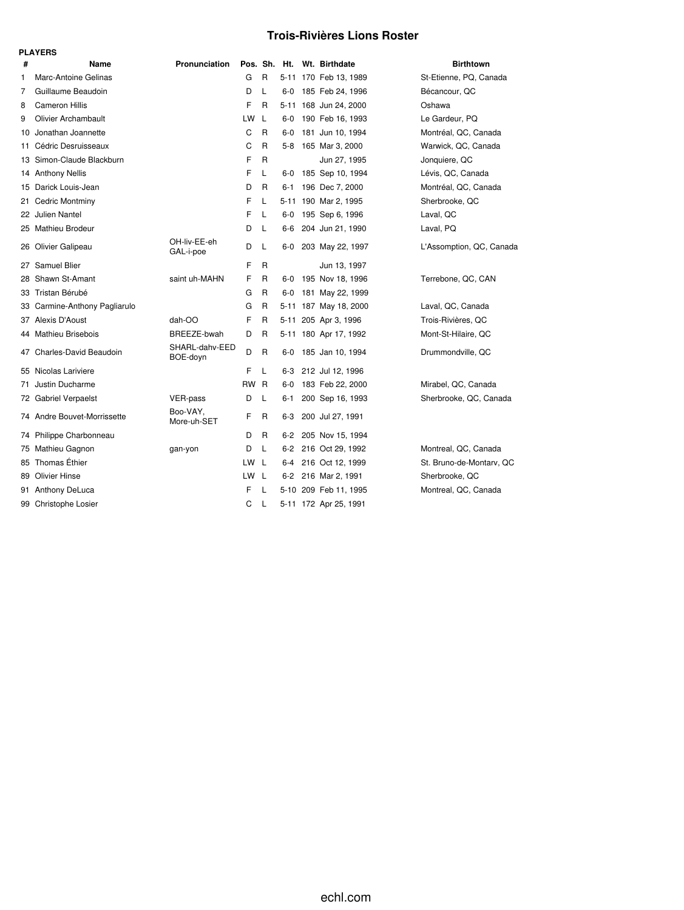# Trois-Rivières Lions Roster

**PLAYERS**

| # | Name | Pronunciation | Pos. | Sh. | Ht. | Wt. | Birthdate | Birthtown |
|---|---|---|---|---|---|---|---|---|
| 1 | Marc-Antoine Gelinas | | G | R | 5-11 | 170 | Feb 13, 1989 | St-Etienne, PQ, Canada |
| 7 | Guillaume Beaudoin | | D | L | 6-0 | 185 | Feb 24, 1996 | Bécancour, QC |
| 8 | Cameron Hillis | | F | R | 5-11 | 168 | Jun 24, 2000 | Oshawa |
| 9 | Olivier Archambault | | LW | L | 6-0 | 190 | Feb 16, 1993 | Le Gardeur, PQ |
| 10 | Jonathan Joannette | | C | R | 6-0 | 181 | Jun 10, 1994 | Montréal, QC, Canada |
| 11 | Cédric Desruisseaux | | C | R | 5-8 | 165 | Mar 3, 2000 | Warwick, QC, Canada |
| 13 | Simon-Claude Blackburn | | F | R | | | Jun 27, 1995 | Jonquiere, QC |
| 14 | Anthony Nellis | | F | L | 6-0 | 185 | Sep 10, 1994 | Lévis, QC, Canada |
| 15 | Darick Louis-Jean | | D | R | 6-1 | 196 | Dec 7, 2000 | Montréal, QC, Canada |
| 21 | Cedric Montminy | | F | L | 5-11 | 190 | Mar 2, 1995 | Sherbrooke, QC |
| 22 | Julien Nantel | | F | L | 6-0 | 195 | Sep 6, 1996 | Laval, QC |
| 25 | Mathieu Brodeur | | D | L | 6-6 | 204 | Jun 21, 1990 | Laval, PQ |
| 26 | Olivier Galipeau | OH-liv-EE-eh GAL-i-poe | D | L | 6-0 | 203 | May 22, 1997 | L'Assomption, QC, Canada |
| 27 | Samuel Blier | | F | R | | | Jun 13, 1997 | |
| 28 | Shawn St-Amant | saint uh-MAHN | F | R | 6-0 | 195 | Nov 18, 1996 | Terrebone, QC, CAN |
| 33 | Tristan Bérubé | | G | R | 6-0 | 181 | May 22, 1999 | |
| 33 | Carmine-Anthony Pagliarulo | | G | R | 5-11 | 187 | May 18, 2000 | Laval, QC, Canada |
| 37 | Alexis D'Aoust | dah-OO | F | R | 5-11 | 205 | Apr 3, 1996 | Trois-Rivières, QC |
| 44 | Mathieu Brisebois | BREEZE-bwah | D | R | 5-11 | 180 | Apr 17, 1992 | Mont-St-Hilaire, QC |
| 47 | Charles-David Beaudoin | SHARL-dahv-EED BOE-doyn | D | R | 6-0 | 185 | Jan 10, 1994 | Drummondville, QC |
| 55 | Nicolas Lariviere | | F | L | 6-3 | 212 | Jul 12, 1996 | |
| 71 | Justin Ducharme | | RW | R | 6-0 | 183 | Feb 22, 2000 | Mirabel, QC, Canada |
| 72 | Gabriel Verpaelst | VER-pass | D | L | 6-1 | 200 | Sep 16, 1993 | Sherbrooke, QC, Canada |
| 74 | Andre Bouvet-Morrissette | Boo-VAY, More-uh-SET | F | R | 6-3 | 200 | Jul 27, 1991 | |
| 74 | Philippe Charbonneau | | D | R | 6-2 | 205 | Nov 15, 1994 | |
| 75 | Mathieu Gagnon | gan-yon | D | L | 6-2 | 216 | Oct 29, 1992 | Montreal, QC, Canada |
| 85 | Thomas Éthier | | LW | L | 6-4 | 216 | Oct 12, 1999 | St. Bruno-de-Montarv, QC |
| 89 | Olivier Hinse | | LW | L | 6-2 | 216 | Mar 2, 1991 | Sherbrooke, QC |
| 91 | Anthony DeLuca | | F | L | 5-10 | 209 | Feb 11, 1995 | Montreal, QC, Canada |
| 99 | Christophe Losier | | C | L | 5-11 | 172 | Apr 25, 1991 | |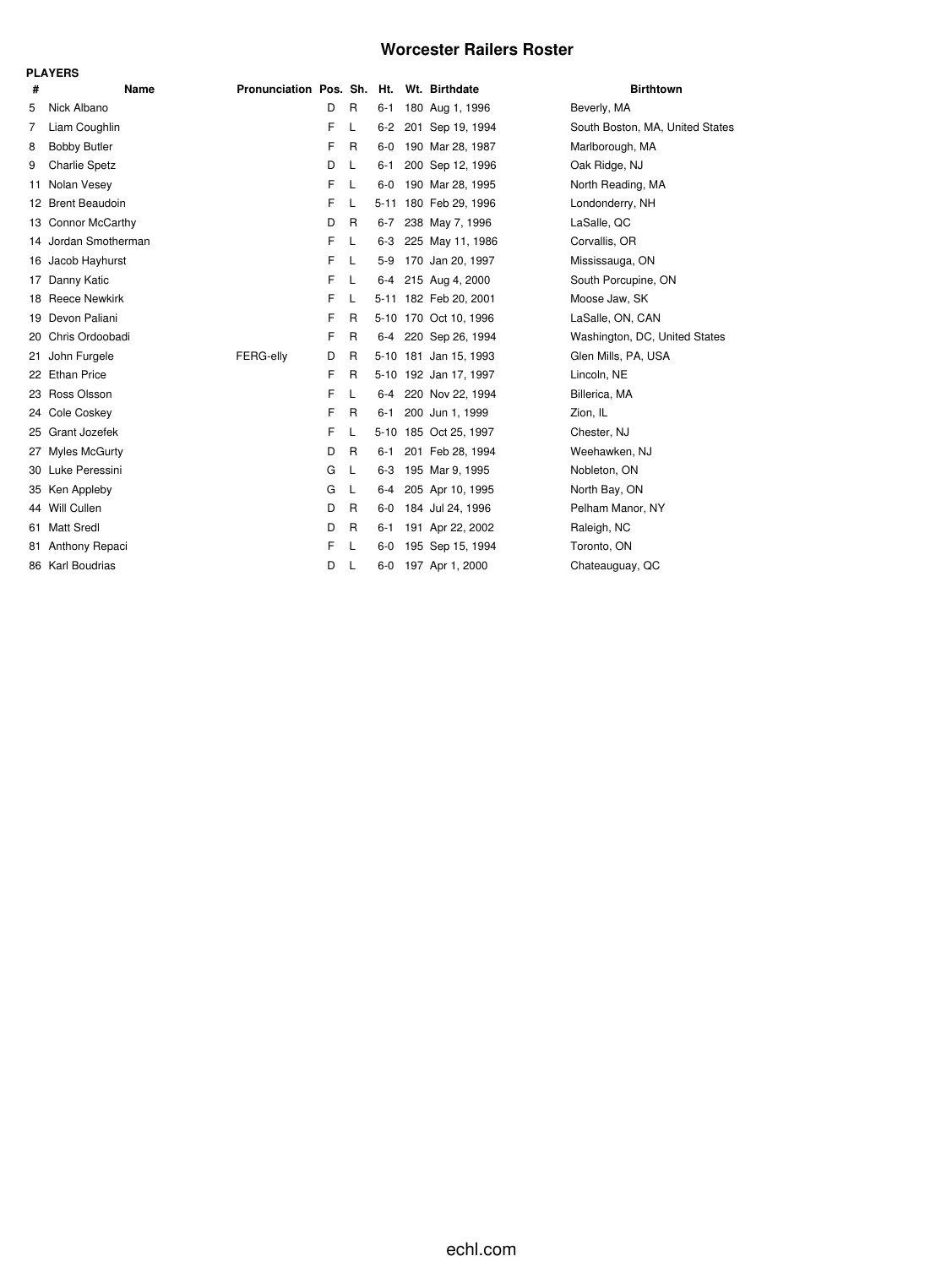# Worcester Railers Roster

**PLAYERS**

| # | Name | Pronunciation | Pos. | Sh. | Ht. | Wt. | Birthdate | Birthtown |
|---|---|---|---|---|---|---|---|---|
| 5 | Nick Albano | | D | R | 6-1 | 180 | Aug 1, 1996 | Beverly, MA |
| 7 | Liam Coughlin | | F | L | 6-2 | 201 | Sep 19, 1994 | South Boston, MA, United States |
| 8 | Bobby Butler | | F | R | 6-0 | 190 | Mar 28, 1987 | Marlborough, MA |
| 9 | Charlie Spetz | | D | L | 6-1 | 200 | Sep 12, 1996 | Oak Ridge, NJ |
| 11 | Nolan Vesey | | F | L | 6-0 | 190 | Mar 28, 1995 | North Reading, MA |
| 12 | Brent Beaudoin | | F | L | 5-11 | 180 | Feb 29, 1996 | Londonderry, NH |
| 13 | Connor McCarthy | | D | R | 6-7 | 238 | May 7, 1996 | LaSalle, QC |
| 14 | Jordan Smotherman | | F | L | 6-3 | 225 | May 11, 1986 | Corvallis, OR |
| 16 | Jacob Hayhurst | | F | L | 5-9 | 170 | Jan 20, 1997 | Mississauga, ON |
| 17 | Danny Katic | | F | L | 6-4 | 215 | Aug 4, 2000 | South Porcupine, ON |
| 18 | Reece Newkirk | | F | L | 5-11 | 182 | Feb 20, 2001 | Moose Jaw, SK |
| 19 | Devon Paliani | | F | R | 5-10 | 170 | Oct 10, 1996 | LaSalle, ON, CAN |
| 20 | Chris Ordoobadi | | F | R | 6-4 | 220 | Sep 26, 1994 | Washington, DC, United States |
| 21 | John Furgele | FERG-elly | D | R | 5-10 | 181 | Jan 15, 1993 | Glen Mills, PA, USA |
| 22 | Ethan Price | | F | R | 5-10 | 192 | Jan 17, 1997 | Lincoln, NE |
| 23 | Ross Olsson | | F | L | 6-4 | 220 | Nov 22, 1994 | Billerica, MA |
| 24 | Cole Coskey | | F | R | 6-1 | 200 | Jun 1, 1999 | Zion, IL |
| 25 | Grant Jozefek | | F | L | 5-10 | 185 | Oct 25, 1997 | Chester, NJ |
| 27 | Myles McGurty | | D | R | 6-1 | 201 | Feb 28, 1994 | Weehawken, NJ |
| 30 | Luke Peressini | | G | L | 6-3 | 195 | Mar 9, 1995 | Nobleton, ON |
| 35 | Ken Appleby | | G | L | 6-4 | 205 | Apr 10, 1995 | North Bay, ON |
| 44 | Will Cullen | | D | R | 6-0 | 184 | Jul 24, 1996 | Pelham Manor, NY |
| 61 | Matt Sredl | | D | R | 6-1 | 191 | Apr 22, 2002 | Raleigh, NC |
| 81 | Anthony Repaci | | F | L | 6-0 | 195 | Sep 15, 1994 | Toronto, ON |
| 86 | Karl Boudrias | | D | L | 6-0 | 197 | Apr 1, 2000 | Chateauguay, QC |

echl.com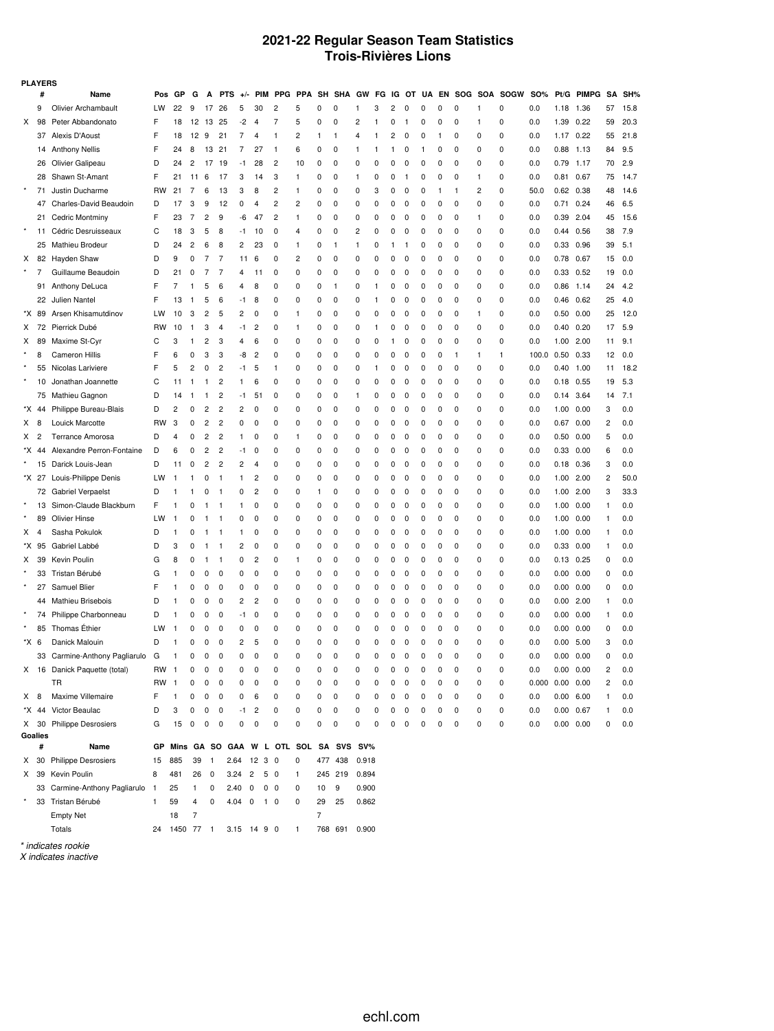# 2021-22 Regular Season Team Statistics
## Trois-Rivières Lions

**PLAYERS**

| | # | Name | Pos | GP | G | A | PTS | +/- | PIM | PPG | PPA | SH | SHA | GW | FG | IG | OT | UA | EN | SOG | SOA | SOGW | SO% | Pt/G | PIMPG | SA | SH% |
|---|---|---|---|---|---|---|---|---|---|---|---|---|---|---|---|---|---|---|---|---|---|---|---|---|---|---|---|
| | 9 | Olivier Archambault | LW | 22 | 9 | 17 | 26 | 5 | 30 | 2 | 5 | 0 | 0 | 1 | 3 | 2 | 0 | 0 | 0 | 0 | 1 | 0 | 0.0 | 1.18 | 1.36 | 57 | 15.8 |
| X | 98 | Peter Abbandonato | F | 18 | 12 | 13 | 25 | -2 | 4 | 7 | 5 | 0 | 0 | 2 | 1 | 0 | 1 | 0 | 0 | 0 | 1 | 0 | 0.0 | 1.39 | 0.22 | 59 | 20.3 |
| | 37 | Alexis D'Aoust | F | 18 | 12 | 9 | 21 | 7 | 4 | 1 | 2 | 1 | 1 | 4 | 1 | 2 | 0 | 0 | 1 | 0 | 0 | 0 | 0.0 | 1.17 | 0.22 | 55 | 21.8 |
| | 14 | Anthony Nellis | F | 24 | 8 | 13 | 21 | 7 | 27 | 1 | 6 | 0 | 0 | 1 | 1 | 1 | 0 | 1 | 0 | 0 | 0 | 0 | 0.0 | 0.88 | 1.13 | 84 | 9.5 |
| | 26 | Olivier Galipeau | D | 24 | 2 | 17 | 19 | -1 | 28 | 2 | 10 | 0 | 0 | 0 | 0 | 0 | 0 | 0 | 0 | 0 | 0 | 0 | 0.0 | 0.79 | 1.17 | 70 | 2.9 |
| | 28 | Shawn St-Amant | F | 21 | 11 | 6 | 17 | 3 | 14 | 3 | 1 | 0 | 0 | 1 | 0 | 0 | 1 | 0 | 0 | 0 | 1 | 0 | 0.0 | 0.81 | 0.67 | 75 | 14.7 |
| * | 71 | Justin Ducharme | RW | 21 | 7 | 6 | 13 | 3 | 8 | 2 | 1 | 0 | 0 | 0 | 3 | 0 | 0 | 0 | 1 | 1 | 2 | 0 | 50.0 | 0.62 | 0.38 | 48 | 14.6 |
| | 47 | Charles-David Beaudoin | D | 17 | 3 | 9 | 12 | 0 | 4 | 2 | 2 | 0 | 0 | 0 | 0 | 0 | 0 | 0 | 0 | 0 | 0 | 0 | 0.0 | 0.71 | 0.24 | 46 | 6.5 |
| | 21 | Cedric Montminy | F | 23 | 7 | 2 | 9 | -6 | 47 | 2 | 1 | 0 | 0 | 0 | 0 | 0 | 0 | 0 | 0 | 0 | 1 | 0 | 0.0 | 0.39 | 2.04 | 45 | 15.6 |
| * | 11 | Cédric Desruisseaux | C | 18 | 3 | 5 | 8 | -1 | 10 | 0 | 4 | 0 | 0 | 2 | 0 | 0 | 0 | 0 | 0 | 0 | 0 | 0 | 0.0 | 0.44 | 0.56 | 38 | 7.9 |
| | 25 | Mathieu Brodeur | D | 24 | 2 | 6 | 8 | 2 | 23 | 0 | 1 | 0 | 1 | 1 | 0 | 1 | 1 | 0 | 0 | 0 | 0 | 0 | 0.0 | 0.33 | 0.96 | 39 | 5.1 |
| X | 82 | Hayden Shaw | D | 9 | 0 | 7 | 7 | 11 | 6 | 0 | 2 | 0 | 0 | 0 | 0 | 0 | 0 | 0 | 0 | 0 | 0 | 0 | 0.0 | 0.78 | 0.67 | 15 | 0.0 |
| * | 7 | Guillaume Beaudoin | D | 21 | 0 | 7 | 7 | 4 | 11 | 0 | 0 | 0 | 0 | 0 | 0 | 0 | 0 | 0 | 0 | 0 | 0 | 0 | 0.0 | 0.33 | 0.52 | 19 | 0.0 |
| | 91 | Anthony DeLuca | F | 7 | 1 | 5 | 6 | 4 | 8 | 0 | 0 | 0 | 1 | 0 | 1 | 0 | 0 | 0 | 0 | 0 | 0 | 0 | 0.0 | 0.86 | 1.14 | 24 | 4.2 |
| | 22 | Julien Nantel | F | 13 | 1 | 5 | 6 | -1 | 8 | 0 | 0 | 0 | 0 | 0 | 1 | 0 | 0 | 0 | 0 | 0 | 0 | 0 | 0.0 | 0.46 | 0.62 | 25 | 4.0 |
| *X | 89 | Arsen Khisamutdinov | LW | 10 | 3 | 2 | 5 | 2 | 0 | 0 | 1 | 0 | 0 | 0 | 0 | 0 | 0 | 0 | 0 | 0 | 1 | 0 | 0.0 | 0.50 | 0.00 | 25 | 12.0 |
| X | 72 | Pierrick Dubé | RW | 10 | 1 | 3 | 4 | -1 | 2 | 0 | 1 | 0 | 0 | 0 | 1 | 0 | 0 | 0 | 0 | 0 | 0 | 0 | 0.0 | 0.40 | 0.20 | 17 | 5.9 |
| X | 89 | Maxime St-Cyr | C | 3 | 1 | 2 | 3 | 4 | 6 | 0 | 0 | 0 | 0 | 0 | 0 | 1 | 0 | 0 | 0 | 0 | 0 | 0 | 0.0 | 1.00 | 2.00 | 11 | 9.1 |
| * | 8 | Cameron Hillis | F | 6 | 0 | 3 | 3 | -8 | 2 | 0 | 0 | 0 | 0 | 0 | 0 | 0 | 0 | 0 | 0 | 1 | 1 | 1 | 100.0 | 0.50 | 0.33 | 12 | 0.0 |
| * | 55 | Nicolas Lariviere | F | 5 | 2 | 0 | 2 | -1 | 5 | 1 | 0 | 0 | 0 | 0 | 1 | 0 | 0 | 0 | 0 | 0 | 0 | 0 | 0.0 | 0.40 | 1.00 | 11 | 18.2 |
| * | 10 | Jonathan Joannette | C | 11 | 1 | 1 | 2 | 1 | 6 | 0 | 0 | 0 | 0 | 0 | 0 | 0 | 0 | 0 | 0 | 0 | 0 | 0 | 0.0 | 0.18 | 0.55 | 19 | 5.3 |
| | 75 | Mathieu Gagnon | D | 14 | 1 | 1 | 2 | -1 | 51 | 0 | 0 | 0 | 0 | 1 | 0 | 0 | 0 | 0 | 0 | 0 | 0 | 0 | 0.0 | 0.14 | 3.64 | 14 | 7.1 |
| *X | 44 | Philippe Bureau-Blais | D | 2 | 0 | 2 | 2 | 2 | 0 | 0 | 0 | 0 | 0 | 0 | 0 | 0 | 0 | 0 | 0 | 0 | 0 | 0 | 0.0 | 1.00 | 0.00 | 3 | 0.0 |
| X | 8 | Louick Marcotte | RW | 3 | 0 | 2 | 2 | 0 | 0 | 0 | 0 | 0 | 0 | 0 | 0 | 0 | 0 | 0 | 0 | 0 | 0 | 0 | 0.0 | 0.67 | 0.00 | 2 | 0.0 |
| X | 2 | Terrance Amorosa | D | 4 | 0 | 2 | 2 | 1 | 0 | 0 | 1 | 0 | 0 | 0 | 0 | 0 | 0 | 0 | 0 | 0 | 0 | 0 | 0.0 | 0.50 | 0.00 | 5 | 0.0 |
| *X | 44 | Alexandre Perron-Fontaine | D | 6 | 0 | 2 | 2 | -1 | 0 | 0 | 0 | 0 | 0 | 0 | 0 | 0 | 0 | 0 | 0 | 0 | 0 | 0 | 0.0 | 0.33 | 0.00 | 6 | 0.0 |
| * | 15 | Darick Louis-Jean | D | 11 | 0 | 2 | 2 | 2 | 4 | 0 | 0 | 0 | 0 | 0 | 0 | 0 | 0 | 0 | 0 | 0 | 0 | 0 | 0.0 | 0.18 | 0.36 | 3 | 0.0 |
| *X | 27 | Louis-Philippe Denis | LW | 1 | 1 | 0 | 1 | 1 | 2 | 0 | 0 | 0 | 0 | 0 | 0 | 0 | 0 | 0 | 0 | 0 | 0 | 0 | 0.0 | 1.00 | 2.00 | 2 | 50.0 |
| | 72 | Gabriel Verpaelst | D | 1 | 1 | 0 | 1 | 0 | 2 | 0 | 0 | 1 | 0 | 0 | 0 | 0 | 0 | 0 | 0 | 0 | 0 | 0 | 0.0 | 1.00 | 2.00 | 3 | 33.3 |
| * | 13 | Simon-Claude Blackburn | F | 1 | 0 | 1 | 1 | 1 | 0 | 0 | 0 | 0 | 0 | 0 | 0 | 0 | 0 | 0 | 0 | 0 | 0 | 0 | 0.0 | 1.00 | 0.00 | 1 | 0.0 |
| * | 89 | Olivier Hinse | LW | 1 | 0 | 1 | 1 | 0 | 0 | 0 | 0 | 0 | 0 | 0 | 0 | 0 | 0 | 0 | 0 | 0 | 0 | 0 | 0.0 | 1.00 | 0.00 | 1 | 0.0 |
| X | 4 | Sasha Pokulok | D | 1 | 0 | 1 | 1 | 1 | 0 | 0 | 0 | 0 | 0 | 0 | 0 | 0 | 0 | 0 | 0 | 0 | 0 | 0 | 0.0 | 1.00 | 0.00 | 1 | 0.0 |
| *X | 95 | Gabriel Labbé | D | 3 | 0 | 1 | 1 | 2 | 0 | 0 | 0 | 0 | 0 | 0 | 0 | 0 | 0 | 0 | 0 | 0 | 0 | 0 | 0.0 | 0.33 | 0.00 | 1 | 0.0 |
| X | 39 | Kevin Poulin | G | 8 | 0 | 1 | 1 | 0 | 2 | 0 | 1 | 0 | 0 | 0 | 0 | 0 | 0 | 0 | 0 | 0 | 0 | 0 | 0.0 | 0.13 | 0.25 | 0 | 0.0 |
| * | 33 | Tristan Bérubé | G | 1 | 0 | 0 | 0 | 0 | 0 | 0 | 0 | 0 | 0 | 0 | 0 | 0 | 0 | 0 | 0 | 0 | 0 | 0 | 0.0 | 0.00 | 0.00 | 0 | 0.0 |
| * | 27 | Samuel Blier | F | 1 | 0 | 0 | 0 | 0 | 0 | 0 | 0 | 0 | 0 | 0 | 0 | 0 | 0 | 0 | 0 | 0 | 0 | 0 | 0.0 | 0.00 | 0.00 | 0 | 0.0 |
| | 44 | Mathieu Brisebois | D | 1 | 0 | 0 | 0 | 2 | 2 | 0 | 0 | 0 | 0 | 0 | 0 | 0 | 0 | 0 | 0 | 0 | 0 | 0 | 0.0 | 0.00 | 2.00 | 1 | 0.0 |
| * | 74 | Philippe Charbonneau | D | 1 | 0 | 0 | 0 | -1 | 0 | 0 | 0 | 0 | 0 | 0 | 0 | 0 | 0 | 0 | 0 | 0 | 0 | 0 | 0.0 | 0.00 | 0.00 | 1 | 0.0 |
| * | 85 | Thomas Éthier | LW | 1 | 0 | 0 | 0 | 0 | 0 | 0 | 0 | 0 | 0 | 0 | 0 | 0 | 0 | 0 | 0 | 0 | 0 | 0 | 0.0 | 0.00 | 0.00 | 0 | 0.0 |
| *X | 6 | Danick Malouin | D | 1 | 0 | 0 | 0 | 2 | 5 | 0 | 0 | 0 | 0 | 0 | 0 | 0 | 0 | 0 | 0 | 0 | 0 | 0 | 0.0 | 0.00 | 5.00 | 3 | 0.0 |
| | 33 | Carmine-Anthony Pagliarulo | G | 1 | 0 | 0 | 0 | 0 | 0 | 0 | 0 | 0 | 0 | 0 | 0 | 0 | 0 | 0 | 0 | 0 | 0 | 0 | 0.0 | 0.00 | 0.00 | 0 | 0.0 |
| X | 16 | Danick Paquette (total) | RW | 1 | 0 | 0 | 0 | 0 | 0 | 0 | 0 | 0 | 0 | 0 | 0 | 0 | 0 | 0 | 0 | 0 | 0 | 0 | 0.0 | 0.00 | 0.00 | 2 | 0.0 |
| | | TR | RW | 1 | 0 | 0 | 0 | 0 | 0 | 0 | 0 | 0 | 0 | 0 | 0 | 0 | 0 | 0 | 0 | 0 | 0 | 0 | 0.000 | 0.00 | 0.00 | 2 | 0.0 |
| X | 8 | Maxime Villemaire | F | 1 | 0 | 0 | 0 | 0 | 6 | 0 | 0 | 0 | 0 | 0 | 0 | 0 | 0 | 0 | 0 | 0 | 0 | 0 | 0.0 | 0.00 | 6.00 | 1 | 0.0 |
| *X | 44 | Victor Beaulac | D | 3 | 0 | 0 | 0 | -1 | 2 | 0 | 0 | 0 | 0 | 0 | 0 | 0 | 0 | 0 | 0 | 0 | 0 | 0 | 0.0 | 0.00 | 0.67 | 1 | 0.0 |
| X | 30 | Philippe Desrosiers | G | 15 | 0 | 0 | 0 | 0 | 0 | 0 | 0 | 0 | 0 | 0 | 0 | 0 | 0 | 0 | 0 | 0 | 0 | 0 | 0.0 | 0.00 | 0.00 | 0 | 0.0 |

**Goalies**

| | # | Name | GP | Mins | GA | SO | GAA | W | L | OTL | SOL | SA | SVS | SV% |
|---|---|---|---|---|---|---|---|---|---|---|---|---|---|---|
| X | 30 | Philippe Desrosiers | 15 | 885 | 39 | 1 | 2.64 | 12 | 3 | 0 | 0 | 477 | 438 | 0.918 |
| X | 39 | Kevin Poulin | 8 | 481 | 26 | 0 | 3.24 | 2 | 5 | 0 | 1 | 245 | 219 | 0.894 |
| | 33 | Carmine-Anthony Pagliarulo | 1 | 25 | 1 | 0 | 2.40 | 0 | 0 | 0 | 0 | 10 | 9 | 0.900 |
| * | 33 | Tristan Bérubé | 1 | 59 | 4 | 0 | 4.04 | 0 | 1 | 0 | 0 | 29 | 25 | 0.862 |
| | | Empty Net | | 18 | 7 | | | | | | | 7 | | |
| | | Totals | 24 | 1450 | 77 | 1 | 3.15 | 14 | 9 | 0 | 1 | 768 | 691 | 0.900 |

*\* indicates rookie*

*X indicates inactive*

echl.com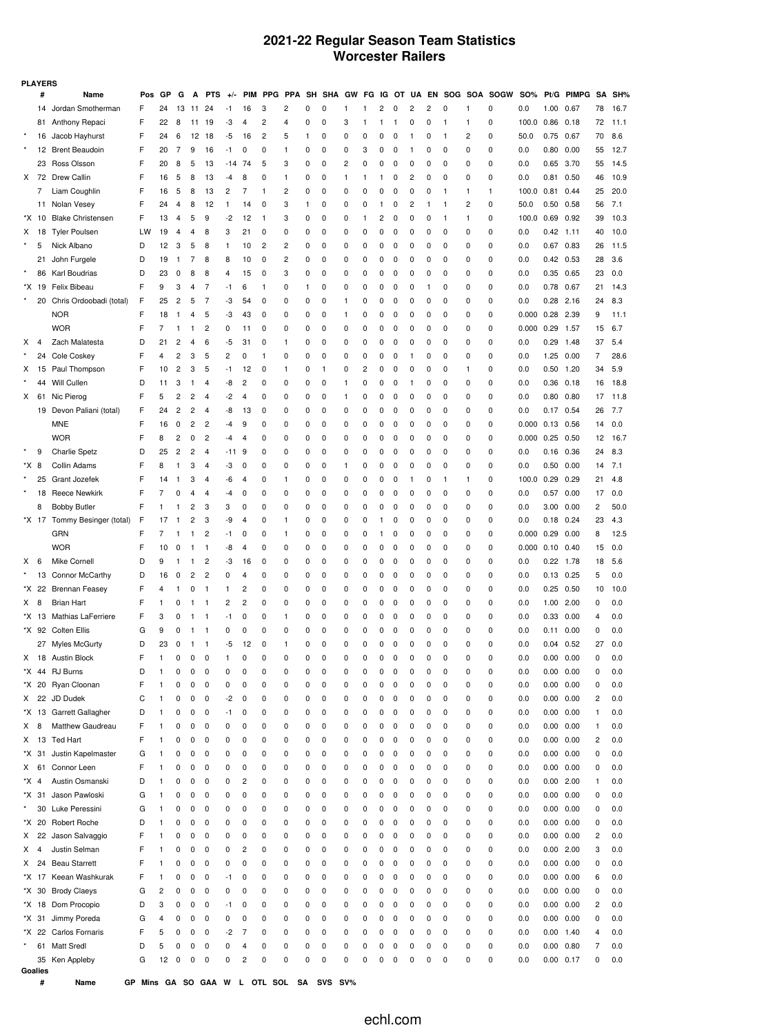# 2021-22 Regular Season Team Statistics
## Worcester Railers

**PLAYERS**

| | # | Name | Pos | GP | G | A | PTS | +/- | PIM | PPG | PPA | SH | SHA | GW | FG | IG | OT | UA | EN | SOG | SOA | SOGW | SO% | Pt/G | PIMPG | SA | SH% |
|---|---|---|---|---|---|---|---|---|---|---|---|---|---|---|---|---|---|---|---|---|---|---|---|---|---|---|---|
| | 14 | Jordan Smotherman | F | 24 | 13 | 11 | 24 | -1 | 16 | 3 | 2 | 0 | 0 | 1 | 1 | 2 | 0 | 2 | 2 | 0 | 1 | 0 | 0.0 | 1.00 | 0.67 | 78 | 16.7 |
| | 81 | Anthony Repaci | F | 22 | 8 | 11 | 19 | -3 | 4 | 2 | 4 | 0 | 0 | 3 | 1 | 1 | 1 | 0 | 0 | 1 | 1 | 0 | 100.0 | 0.86 | 0.18 | 72 | 11.1 |
| * | 16 | Jacob Hayhurst | F | 24 | 6 | 12 | 18 | -5 | 16 | 2 | 5 | 1 | 0 | 0 | 0 | 0 | 0 | 1 | 0 | 1 | 2 | 0 | 50.0 | 0.75 | 0.67 | 70 | 8.6 |
| * | 12 | Brent Beaudoin | F | 20 | 7 | 9 | 16 | -1 | 0 | 0 | 1 | 0 | 0 | 0 | 3 | 0 | 0 | 1 | 0 | 0 | 0 | 0 | 0.0 | 0.80 | 0.00 | 55 | 12.7 |
| | 23 | Ross Olsson | F | 20 | 8 | 5 | 13 | -14 | 74 | 5 | 3 | 0 | 0 | 2 | 0 | 0 | 0 | 0 | 0 | 0 | 0 | 0 | 0.0 | 0.65 | 3.70 | 55 | 14.5 |
| X | 72 | Drew Callin | F | 16 | 5 | 8 | 13 | -4 | 8 | 0 | 1 | 0 | 0 | 1 | 1 | 1 | 0 | 2 | 0 | 0 | 0 | 0 | 0.0 | 0.81 | 0.50 | 46 | 10.9 |
| | 7 | Liam Coughlin | F | 16 | 5 | 8 | 13 | 2 | 7 | 1 | 2 | 0 | 0 | 0 | 0 | 0 | 0 | 0 | 0 | 1 | 1 | 1 | 100.0 | 0.81 | 0.44 | 25 | 20.0 |
| | 11 | Nolan Vesey | F | 24 | 4 | 8 | 12 | 1 | 14 | 0 | 3 | 1 | 0 | 0 | 0 | 1 | 0 | 2 | 1 | 1 | 2 | 0 | 50.0 | 0.50 | 0.58 | 56 | 7.1 |
| *X | 10 | Blake Christensen | F | 13 | 4 | 5 | 9 | -2 | 12 | 1 | 3 | 0 | 0 | 0 | 1 | 2 | 0 | 0 | 0 | 1 | 1 | 0 | 100.0 | 0.69 | 0.92 | 39 | 10.3 |
| X | 18 | Tyler Poulsen | LW | 19 | 4 | 4 | 8 | 3 | 21 | 0 | 0 | 0 | 0 | 0 | 0 | 0 | 0 | 0 | 0 | 0 | 0 | 0 | 0.0 | 0.42 | 1.11 | 40 | 10.0 |
| * | 5 | Nick Albano | D | 12 | 3 | 5 | 8 | 1 | 10 | 2 | 2 | 0 | 0 | 0 | 0 | 0 | 0 | 0 | 0 | 0 | 0 | 0 | 0.0 | 0.67 | 0.83 | 26 | 11.5 |
| | 21 | John Furgele | D | 19 | 1 | 7 | 8 | 8 | 10 | 0 | 2 | 0 | 0 | 0 | 0 | 0 | 0 | 0 | 0 | 0 | 0 | 0 | 0.0 | 0.42 | 0.53 | 28 | 3.6 |
| * | 86 | Karl Boudrias | D | 23 | 0 | 8 | 8 | 4 | 15 | 0 | 3 | 0 | 0 | 0 | 0 | 0 | 0 | 0 | 0 | 0 | 0 | 0 | 0.0 | 0.35 | 0.65 | 23 | 0.0 |
| *X | 19 | Felix Bibeau | F | 9 | 3 | 4 | 7 | -1 | 6 | 1 | 0 | 1 | 0 | 0 | 0 | 0 | 0 | 0 | 1 | 0 | 0 | 0 | 0.0 | 0.78 | 0.67 | 21 | 14.3 |
| * | 20 | Chris Ordoobadi (total) | F | 25 | 2 | 5 | 7 | -3 | 54 | 0 | 0 | 0 | 0 | 1 | 0 | 0 | 0 | 0 | 0 | 0 | 0 | 0 | 0.0 | 0.28 | 2.16 | 24 | 8.3 |
| | | NOR | F | 18 | 1 | 4 | 5 | -3 | 43 | 0 | 0 | 0 | 0 | 1 | 0 | 0 | 0 | 0 | 0 | 0 | 0 | 0 | 0.000 | 0.28 | 2.39 | 9 | 11.1 |
| | | WOR | F | 7 | 1 | 1 | 2 | 0 | 11 | 0 | 0 | 0 | 0 | 0 | 0 | 0 | 0 | 0 | 0 | 0 | 0 | 0 | 0.000 | 0.29 | 1.57 | 15 | 6.7 |
| X | 4 | Zach Malatesta | D | 21 | 2 | 4 | 6 | -5 | 31 | 0 | 1 | 0 | 0 | 0 | 0 | 0 | 0 | 0 | 0 | 0 | 0 | 0 | 0.0 | 0.29 | 1.48 | 37 | 5.4 |
| * | 24 | Cole Coskey | F | 4 | 2 | 3 | 5 | 2 | 0 | 1 | 0 | 0 | 0 | 0 | 0 | 0 | 0 | 1 | 0 | 0 | 0 | 0 | 0.0 | 1.25 | 0.00 | 7 | 28.6 |
| X | 15 | Paul Thompson | F | 10 | 2 | 3 | 5 | -1 | 12 | 0 | 1 | 0 | 1 | 0 | 2 | 0 | 0 | 0 | 0 | 0 | 1 | 0 | 0.0 | 0.50 | 1.20 | 34 | 5.9 |
| * | 44 | Will Cullen | D | 11 | 3 | 1 | 4 | -8 | 2 | 0 | 0 | 0 | 0 | 1 | 0 | 0 | 0 | 1 | 0 | 0 | 0 | 0 | 0.0 | 0.36 | 0.18 | 16 | 18.8 |
| X | 61 | Nic Pierog | F | 5 | 2 | 2 | 4 | -2 | 4 | 0 | 0 | 0 | 0 | 1 | 0 | 0 | 0 | 0 | 0 | 0 | 0 | 0 | 0.0 | 0.80 | 0.80 | 17 | 11.8 |
| | 19 | Devon Paliani (total) | F | 24 | 2 | 2 | 4 | -8 | 13 | 0 | 0 | 0 | 0 | 0 | 0 | 0 | 0 | 0 | 0 | 0 | 0 | 0 | 0.0 | 0.17 | 0.54 | 26 | 7.7 |
| | | MNE | F | 16 | 0 | 2 | 2 | -4 | 9 | 0 | 0 | 0 | 0 | 0 | 0 | 0 | 0 | 0 | 0 | 0 | 0 | 0 | 0.000 | 0.13 | 0.56 | 14 | 0.0 |
| | | WOR | F | 8 | 2 | 0 | 2 | -4 | 4 | 0 | 0 | 0 | 0 | 0 | 0 | 0 | 0 | 0 | 0 | 0 | 0 | 0 | 0.000 | 0.25 | 0.50 | 12 | 16.7 |
| * | 9 | Charlie Spetz | D | 25 | 2 | 2 | 4 | -11 | 9 | 0 | 0 | 0 | 0 | 0 | 0 | 0 | 0 | 0 | 0 | 0 | 0 | 0 | 0.0 | 0.16 | 0.36 | 24 | 8.3 |
| *X | 8 | Collin Adams | F | 8 | 1 | 3 | 4 | -3 | 0 | 0 | 0 | 0 | 0 | 1 | 0 | 0 | 0 | 0 | 0 | 0 | 0 | 0 | 0.0 | 0.50 | 0.00 | 14 | 7.1 |
| * | 25 | Grant Jozefek | F | 14 | 1 | 3 | 4 | -6 | 4 | 0 | 1 | 0 | 0 | 0 | 0 | 0 | 0 | 1 | 0 | 1 | 1 | 0 | 100.0 | 0.29 | 0.29 | 21 | 4.8 |
| * | 18 | Reece Newkirk | F | 7 | 0 | 4 | 4 | -4 | 0 | 0 | 0 | 0 | 0 | 0 | 0 | 0 | 0 | 0 | 0 | 0 | 0 | 0 | 0.0 | 0.57 | 0.00 | 17 | 0.0 |
| | 8 | Bobby Butler | F | 1 | 1 | 2 | 3 | 3 | 0 | 0 | 0 | 0 | 0 | 0 | 0 | 0 | 0 | 0 | 0 | 0 | 0 | 0 | 0.0 | 3.00 | 0.00 | 2 | 50.0 |
| *X | 17 | Tommy Besinger (total) | F | 17 | 1 | 2 | 3 | -9 | 4 | 0 | 1 | 0 | 0 | 0 | 0 | 1 | 0 | 0 | 0 | 0 | 0 | 0 | 0.0 | 0.18 | 0.24 | 23 | 4.3 |
| | | GRN | F | 7 | 1 | 1 | 2 | -1 | 0 | 0 | 1 | 0 | 0 | 0 | 0 | 1 | 0 | 0 | 0 | 0 | 0 | 0 | 0.000 | 0.29 | 0.00 | 8 | 12.5 |
| | | WOR | F | 10 | 0 | 1 | 1 | -8 | 4 | 0 | 0 | 0 | 0 | 0 | 0 | 0 | 0 | 0 | 0 | 0 | 0 | 0 | 0.000 | 0.10 | 0.40 | 15 | 0.0 |
| X | 6 | Mike Cornell | D | 9 | 1 | 1 | 2 | -3 | 16 | 0 | 0 | 0 | 0 | 0 | 0 | 0 | 0 | 0 | 0 | 0 | 0 | 0 | 0.0 | 0.22 | 1.78 | 18 | 5.6 |
| * | 13 | Connor McCarthy | D | 16 | 0 | 2 | 2 | 0 | 4 | 0 | 0 | 0 | 0 | 0 | 0 | 0 | 0 | 0 | 0 | 0 | 0 | 0 | 0.0 | 0.13 | 0.25 | 5 | 0.0 |
| *X | 22 | Brennan Feasey | F | 4 | 1 | 0 | 1 | 1 | 2 | 0 | 0 | 0 | 0 | 0 | 0 | 0 | 0 | 0 | 0 | 0 | 0 | 0 | 0.0 | 0.25 | 0.50 | 10 | 10.0 |
| X | 8 | Brian Hart | F | 1 | 0 | 1 | 1 | 2 | 2 | 0 | 0 | 0 | 0 | 0 | 0 | 0 | 0 | 0 | 0 | 0 | 0 | 0 | 0.0 | 1.00 | 2.00 | 0 | 0.0 |
| *X | 13 | Mathias LaFerriere | F | 3 | 0 | 1 | 1 | -1 | 0 | 0 | 1 | 0 | 0 | 0 | 0 | 0 | 0 | 0 | 0 | 0 | 0 | 0 | 0.0 | 0.33 | 0.00 | 4 | 0.0 |
| *X | 92 | Colten Ellis | G | 9 | 0 | 1 | 1 | 0 | 0 | 0 | 0 | 0 | 0 | 0 | 0 | 0 | 0 | 0 | 0 | 0 | 0 | 0 | 0.0 | 0.11 | 0.00 | 0 | 0.0 |
| | 27 | Myles McGurty | D | 23 | 0 | 1 | 1 | -5 | 12 | 0 | 1 | 0 | 0 | 0 | 0 | 0 | 0 | 0 | 0 | 0 | 0 | 0 | 0.0 | 0.04 | 0.52 | 27 | 0.0 |
| X | 18 | Austin Block | F | 1 | 0 | 0 | 0 | 1 | 0 | 0 | 0 | 0 | 0 | 0 | 0 | 0 | 0 | 0 | 0 | 0 | 0 | 0 | 0.0 | 0.00 | 0.00 | 0 | 0.0 |
| *X | 44 | RJ Burns | D | 1 | 0 | 0 | 0 | 0 | 0 | 0 | 0 | 0 | 0 | 0 | 0 | 0 | 0 | 0 | 0 | 0 | 0 | 0 | 0.0 | 0.00 | 0.00 | 0 | 0.0 |
| *X | 20 | Ryan Cloonan | F | 1 | 0 | 0 | 0 | 0 | 0 | 0 | 0 | 0 | 0 | 0 | 0 | 0 | 0 | 0 | 0 | 0 | 0 | 0 | 0.0 | 0.00 | 0.00 | 0 | 0.0 |
| X | 22 | JD Dudek | C | 1 | 0 | 0 | 0 | -2 | 0 | 0 | 0 | 0 | 0 | 0 | 0 | 0 | 0 | 0 | 0 | 0 | 0 | 0 | 0.0 | 0.00 | 0.00 | 2 | 0.0 |
| *X | 13 | Garrett Gallagher | D | 1 | 0 | 0 | 0 | -1 | 0 | 0 | 0 | 0 | 0 | 0 | 0 | 0 | 0 | 0 | 0 | 0 | 0 | 0 | 0.0 | 0.00 | 0.00 | 1 | 0.0 |
| X | 8 | Matthew Gaudreau | F | 1 | 0 | 0 | 0 | 0 | 0 | 0 | 0 | 0 | 0 | 0 | 0 | 0 | 0 | 0 | 0 | 0 | 0 | 0 | 0.0 | 0.00 | 0.00 | 1 | 0.0 |
| X | 13 | Ted Hart | F | 1 | 0 | 0 | 0 | 0 | 0 | 0 | 0 | 0 | 0 | 0 | 0 | 0 | 0 | 0 | 0 | 0 | 0 | 0 | 0.0 | 0.00 | 0.00 | 2 | 0.0 |
| *X | 31 | Justin Kapelmaster | G | 1 | 0 | 0 | 0 | 0 | 0 | 0 | 0 | 0 | 0 | 0 | 0 | 0 | 0 | 0 | 0 | 0 | 0 | 0 | 0.0 | 0.00 | 0.00 | 0 | 0.0 |
| X | 61 | Connor Leen | F | 1 | 0 | 0 | 0 | 0 | 0 | 0 | 0 | 0 | 0 | 0 | 0 | 0 | 0 | 0 | 0 | 0 | 0 | 0 | 0.0 | 0.00 | 0.00 | 0 | 0.0 |
| *X | 4 | Austin Osmanski | D | 1 | 0 | 0 | 0 | 0 | 2 | 0 | 0 | 0 | 0 | 0 | 0 | 0 | 0 | 0 | 0 | 0 | 0 | 0 | 0.0 | 0.00 | 2.00 | 1 | 0.0 |
| *X | 31 | Jason Pawloski | G | 1 | 0 | 0 | 0 | 0 | 0 | 0 | 0 | 0 | 0 | 0 | 0 | 0 | 0 | 0 | 0 | 0 | 0 | 0 | 0.0 | 0.00 | 0.00 | 0 | 0.0 |
| * | 30 | Luke Peressini | G | 1 | 0 | 0 | 0 | 0 | 0 | 0 | 0 | 0 | 0 | 0 | 0 | 0 | 0 | 0 | 0 | 0 | 0 | 0 | 0.0 | 0.00 | 0.00 | 0 | 0.0 |
| *X | 20 | Robert Roche | D | 1 | 0 | 0 | 0 | 0 | 0 | 0 | 0 | 0 | 0 | 0 | 0 | 0 | 0 | 0 | 0 | 0 | 0 | 0 | 0.0 | 0.00 | 0.00 | 0 | 0.0 |
| X | 22 | Jason Salvaggio | F | 1 | 0 | 0 | 0 | 0 | 0 | 0 | 0 | 0 | 0 | 0 | 0 | 0 | 0 | 0 | 0 | 0 | 0 | 0 | 0.0 | 0.00 | 0.00 | 2 | 0.0 |
| X | 4 | Justin Selman | F | 1 | 0 | 0 | 0 | 0 | 2 | 0 | 0 | 0 | 0 | 0 | 0 | 0 | 0 | 0 | 0 | 0 | 0 | 0 | 0.0 | 0.00 | 2.00 | 3 | 0.0 |
| X | 24 | Beau Starrett | F | 1 | 0 | 0 | 0 | 0 | 0 | 0 | 0 | 0 | 0 | 0 | 0 | 0 | 0 | 0 | 0 | 0 | 0 | 0 | 0.0 | 0.00 | 0.00 | 0 | 0.0 |
| *X | 17 | Keean Washkurak | F | 1 | 0 | 0 | 0 | -1 | 0 | 0 | 0 | 0 | 0 | 0 | 0 | 0 | 0 | 0 | 0 | 0 | 0 | 0 | 0.0 | 0.00 | 0.00 | 6 | 0.0 |
| *X | 30 | Brody Claeys | G | 2 | 0 | 0 | 0 | 0 | 0 | 0 | 0 | 0 | 0 | 0 | 0 | 0 | 0 | 0 | 0 | 0 | 0 | 0 | 0.0 | 0.00 | 0.00 | 0 | 0.0 |
| *X | 18 | Dom Procopio | D | 3 | 0 | 0 | 0 | -1 | 0 | 0 | 0 | 0 | 0 | 0 | 0 | 0 | 0 | 0 | 0 | 0 | 0 | 0 | 0.0 | 0.00 | 0.00 | 2 | 0.0 |
| *X | 31 | Jimmy Poreda | G | 4 | 0 | 0 | 0 | 0 | 0 | 0 | 0 | 0 | 0 | 0 | 0 | 0 | 0 | 0 | 0 | 0 | 0 | 0 | 0.0 | 0.00 | 0.00 | 0 | 0.0 |
| *X | 22 | Carlos Fornaris | F | 5 | 0 | 0 | 0 | -2 | 7 | 0 | 0 | 0 | 0 | 0 | 0 | 0 | 0 | 0 | 0 | 0 | 0 | 0 | 0.0 | 0.00 | 1.40 | 4 | 0.0 |
| * | 61 | Matt Sredl | D | 5 | 0 | 0 | 0 | 0 | 4 | 0 | 0 | 0 | 0 | 0 | 0 | 0 | 0 | 0 | 0 | 0 | 0 | 0 | 0.0 | 0.00 | 0.80 | 7 | 0.0 |
| | 35 | Ken Appleby | G | 12 | 0 | 0 | 0 | 0 | 2 | 0 | 0 | 0 | 0 | 0 | 0 | 0 | 0 | 0 | 0 | 0 | 0 | 0 | 0.0 | 0.00 | 0.17 | 0 | 0.0 |

**Goalies**

| # | Name | GP | Mins | GA | SO | GAA | W | L | OTL | SOL | SA | SVS | SV% |
|---|---|---|---|---|---|---|---|---|---|---|---|---|---|

echl.com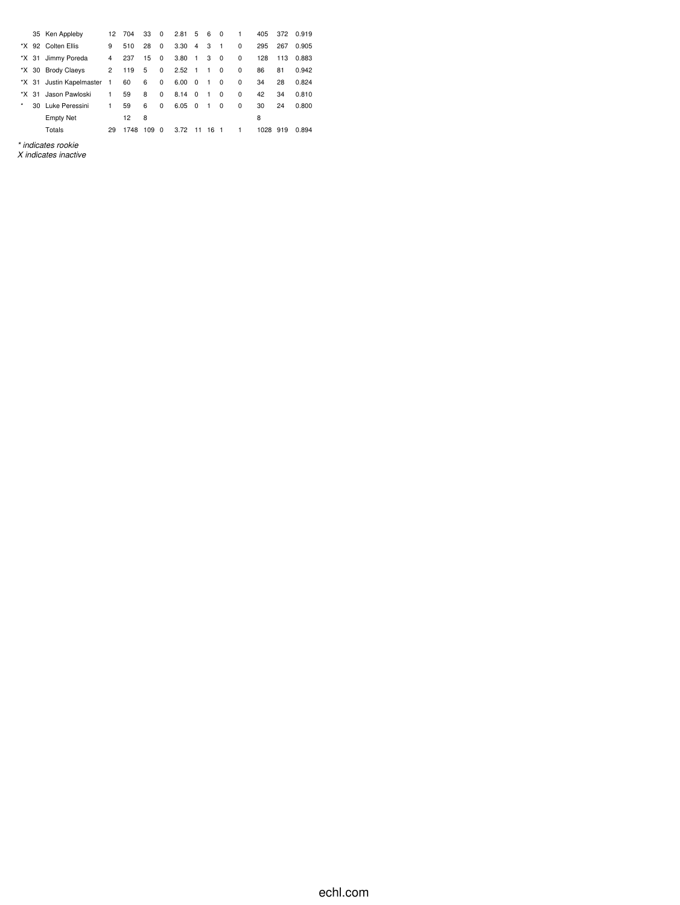| | | | | | | | | | | | | | | |
|---|---|---|---|---|---|---|---|---|---|---|---|---|---|---|
| | 35 | Ken Appleby | 12 | 704 | 33 | 0 | 2.81 | 5 | 6 | 0 | 1 | 405 | 372 | 0.919 |
| *X | 92 | Colten Ellis | 9 | 510 | 28 | 0 | 3.30 | 4 | 3 | 1 | 0 | 295 | 267 | 0.905 |
| *X | 31 | Jimmy Poreda | 4 | 237 | 15 | 0 | 3.80 | 1 | 3 | 0 | 0 | 128 | 113 | 0.883 |
| *X | 30 | Brody Claeys | 2 | 119 | 5 | 0 | 2.52 | 1 | 1 | 0 | 0 | 86 | 81 | 0.942 |
| *X | 31 | Justin Kapelmaster | 1 | 60 | 6 | 0 | 6.00 | 0 | 1 | 0 | 0 | 34 | 28 | 0.824 |
| *X | 31 | Jason Pawloski | 1 | 59 | 8 | 0 | 8.14 | 0 | 1 | 0 | 0 | 42 | 34 | 0.810 |
| * | 30 | Luke Peressini | 1 | 59 | 6 | 0 | 6.05 | 0 | 1 | 0 | 0 | 30 | 24 | 0.800 |
| | | Empty Net | | 12 | 8 | | | | | | | 8 | | |
| | | Totals | 29 | 1748 | 109 | 0 | 3.72 | 11 | 16 | 1 | 1 | 1028 | 919 | 0.894 |

*\* indicates rookie*
*X indicates inactive*

echl.com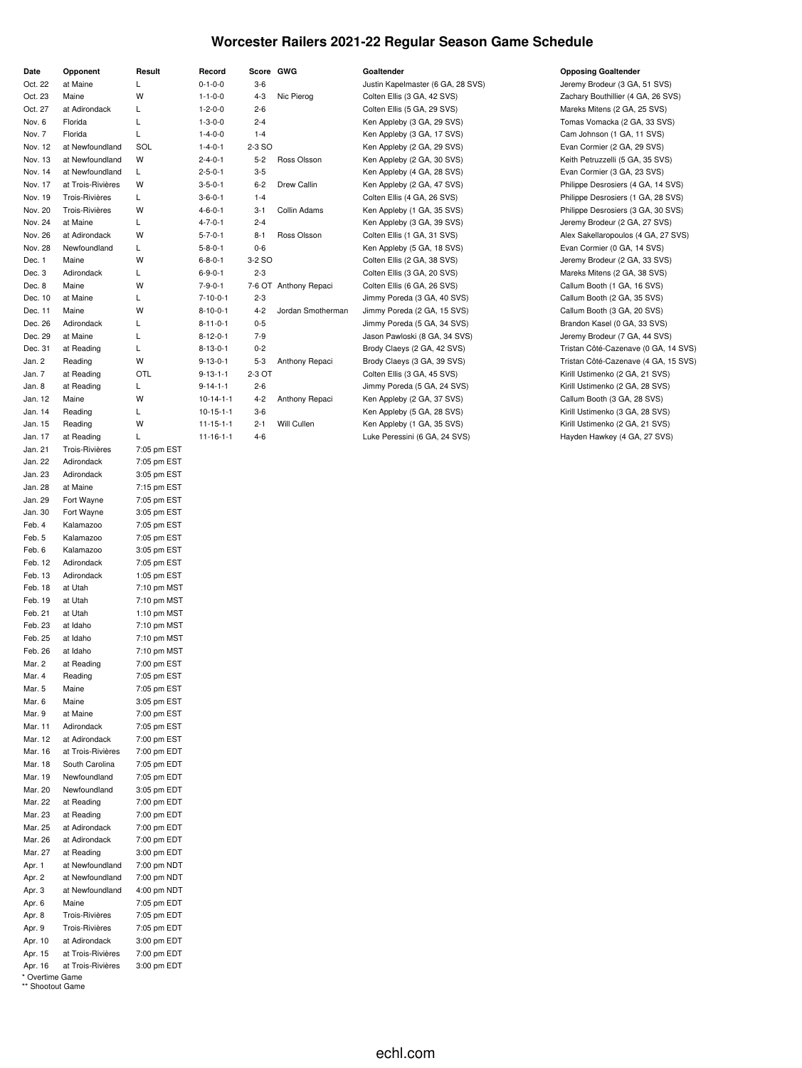# Worcester Railers 2021-22 Regular Season Game Schedule

| Date | Opponent | Result | Record | Score | GWG | Goaltender | Opposing Goaltender |
|---|---|---|---|---|---|---|---|
| Oct. 22 | at Maine | L | 0-1-0-0 | 3-6 | | Justin Kapelmaster (6 GA, 28 SVS) | Jeremy Brodeur (3 GA, 51 SVS) |
| Oct. 23 | Maine | W | 1-1-0-0 | 4-3 | Nic Pierog | Colten Ellis (3 GA, 42 SVS) | Zachary Bouthillier (4 GA, 26 SVS) |
| Oct. 27 | at Adirondack | L | 1-2-0-0 | 2-6 | | Colten Ellis (5 GA, 29 SVS) | Mareks Mitens (2 GA, 25 SVS) |
| Nov. 6 | Florida | L | 1-3-0-0 | 2-4 | | Ken Appleby (3 GA, 29 SVS) | Tomas Vomacka (2 GA, 33 SVS) |
| Nov. 7 | Florida | L | 1-4-0-0 | 1-4 | | Ken Appleby (3 GA, 17 SVS) | Cam Johnson (1 GA, 11 SVS) |
| Nov. 12 | at Newfoundland | SOL | 1-4-0-1 | 2-3 SO | | Ken Appleby (2 GA, 29 SVS) | Evan Cormier (2 GA, 29 SVS) |
| Nov. 13 | at Newfoundland | W | 2-4-0-1 | 5-2 | Ross Olsson | Ken Appleby (2 GA, 30 SVS) | Keith Petruzzelli (5 GA, 35 SVS) |
| Nov. 14 | at Newfoundland | L | 2-5-0-1 | 3-5 | | Ken Appleby (4 GA, 28 SVS) | Evan Cormier (3 GA, 23 SVS) |
| Nov. 17 | at Trois-Rivières | W | 3-5-0-1 | 6-2 | Drew Callin | Ken Appleby (2 GA, 47 SVS) | Philippe Desrosiers (4 GA, 14 SVS) |
| Nov. 19 | Trois-Rivières | L | 3-6-0-1 | 1-4 | | Colten Ellis (4 GA, 26 SVS) | Philippe Desrosiers (1 GA, 28 SVS) |
| Nov. 20 | Trois-Rivières | W | 4-6-0-1 | 3-1 | Collin Adams | Ken Appleby (1 GA, 35 SVS) | Philippe Desrosiers (3 GA, 30 SVS) |
| Nov. 24 | at Maine | L | 4-7-0-1 | 2-4 | | Ken Appleby (3 GA, 39 SVS) | Jeremy Brodeur (2 GA, 27 SVS) |
| Nov. 26 | at Adirondack | W | 5-7-0-1 | 8-1 | Ross Olsson | Colten Ellis (1 GA, 31 SVS) | Alex Sakellaropoulos (4 GA, 27 SVS) |
| Nov. 28 | Newfoundland | L | 5-8-0-1 | 0-6 | | Ken Appleby (5 GA, 18 SVS) | Evan Cormier (0 GA, 14 SVS) |
| Dec. 1 | Maine | W | 6-8-0-1 | 3-2 SO | | Colten Ellis (2 GA, 38 SVS) | Jeremy Brodeur (2 GA, 33 SVS) |
| Dec. 3 | Adirondack | L | 6-9-0-1 | 2-3 | | Colten Ellis (3 GA, 20 SVS) | Mareks Mitens (2 GA, 38 SVS) |
| Dec. 8 | Maine | W | 7-9-0-1 | 7-6 OT | Anthony Repaci | Colten Ellis (6 GA, 26 SVS) | Callum Booth (1 GA, 16 SVS) |
| Dec. 10 | at Maine | L | 7-10-0-1 | 2-3 | | Jimmy Poreda (3 GA, 40 SVS) | Callum Booth (2 GA, 35 SVS) |
| Dec. 11 | Maine | W | 8-10-0-1 | 4-2 | Jordan Smotherman | Jimmy Poreda (2 GA, 15 SVS) | Callum Booth (3 GA, 20 SVS) |
| Dec. 26 | Adirondack | L | 8-11-0-1 | 0-5 | | Jimmy Poreda (5 GA, 34 SVS) | Brandon Kasel (0 GA, 33 SVS) |
| Dec. 29 | at Maine | L | 8-12-0-1 | 7-9 | | Jason Pawloski (8 GA, 34 SVS) | Jeremy Brodeur (7 GA, 44 SVS) |
| Dec. 31 | at Reading | L | 8-13-0-1 | 0-2 | | Brody Claeys (2 GA, 42 SVS) | Tristan Côté-Cazenave (0 GA, 14 SVS) |
| Jan. 2 | Reading | W | 9-13-0-1 | 5-3 | Anthony Repaci | Brody Claeys (3 GA, 39 SVS) | Tristan Côté-Cazenave (4 GA, 15 SVS) |
| Jan. 7 | at Reading | OTL | 9-13-1-1 | 2-3 OT | | Colten Ellis (3 GA, 45 SVS) | Kirill Ustimenko (2 GA, 21 SVS) |
| Jan. 8 | at Reading | L | 9-14-1-1 | 2-6 | | Jimmy Poreda (5 GA, 24 SVS) | Kirill Ustimenko (2 GA, 28 SVS) |
| Jan. 12 | Maine | W | 10-14-1-1 | 4-2 | Anthony Repaci | Ken Appleby (2 GA, 37 SVS) | Callum Booth (3 GA, 28 SVS) |
| Jan. 14 | Reading | L | 10-15-1-1 | 3-6 | | Ken Appleby (5 GA, 28 SVS) | Kirill Ustimenko (3 GA, 28 SVS) |
| Jan. 15 | Reading | W | 11-15-1-1 | 2-1 | Will Cullen | Ken Appleby (1 GA, 35 SVS) | Kirill Ustimenko (2 GA, 21 SVS) |
| Jan. 17 | at Reading | L | 11-16-1-1 | 4-6 | | Luke Peressini (6 GA, 24 SVS) | Hayden Hawkey (4 GA, 27 SVS) |
| Jan. 21 | Trois-Rivières | 7:05 pm EST | | | | | |
| Jan. 22 | Adirondack | 7:05 pm EST | | | | | |
| Jan. 23 | Adirondack | 3:05 pm EST | | | | | |
| Jan. 28 | at Maine | 7:15 pm EST | | | | | |
| Jan. 29 | Fort Wayne | 7:05 pm EST | | | | | |
| Jan. 30 | Fort Wayne | 3:05 pm EST | | | | | |
| Feb. 4 | Kalamazoo | 7:05 pm EST | | | | | |
| Feb. 5 | Kalamazoo | 7:05 pm EST | | | | | |
| Feb. 6 | Kalamazoo | 3:05 pm EST | | | | | |
| Feb. 12 | Adirondack | 7:05 pm EST | | | | | |
| Feb. 13 | Adirondack | 1:05 pm EST | | | | | |
| Feb. 18 | at Utah | 7:10 pm MST | | | | | |
| Feb. 19 | at Utah | 7:10 pm MST | | | | | |
| Feb. 21 | at Utah | 1:10 pm MST | | | | | |
| Feb. 23 | at Idaho | 7:10 pm MST | | | | | |
| Feb. 25 | at Idaho | 7:10 pm MST | | | | | |
| Feb. 26 | at Idaho | 7:10 pm MST | | | | | |
| Mar. 2 | at Reading | 7:00 pm EST | | | | | |
| Mar. 4 | Reading | 7:05 pm EST | | | | | |
| Mar. 5 | Maine | 7:05 pm EST | | | | | |
| Mar. 6 | Maine | 3:05 pm EST | | | | | |
| Mar. 9 | at Maine | 7:00 pm EST | | | | | |
| Mar. 11 | Adirondack | 7:05 pm EST | | | | | |
| Mar. 12 | at Adirondack | 7:00 pm EST | | | | | |
| Mar. 16 | at Trois-Rivières | 7:00 pm EDT | | | | | |
| Mar. 18 | South Carolina | 7:05 pm EDT | | | | | |
| Mar. 19 | Newfoundland | 7:05 pm EDT | | | | | |
| Mar. 20 | Newfoundland | 3:05 pm EDT | | | | | |
| Mar. 22 | at Reading | 7:00 pm EDT | | | | | |
| Mar. 23 | at Reading | 7:00 pm EDT | | | | | |
| Mar. 25 | at Adirondack | 7:00 pm EDT | | | | | |
| Mar. 26 | at Adirondack | 7:00 pm EDT | | | | | |
| Mar. 27 | at Reading | 3:00 pm EDT | | | | | |
| Apr. 1 | at Newfoundland | 7:00 pm NDT | | | | | |
| Apr. 2 | at Newfoundland | 7:00 pm NDT | | | | | |
| Apr. 3 | at Newfoundland | 4:00 pm NDT | | | | | |
| Apr. 6 | Maine | 7:05 pm EDT | | | | | |
| Apr. 8 | Trois-Rivières | 7:05 pm EDT | | | | | |
| Apr. 9 | Trois-Rivières | 7:05 pm EDT | | | | | |
| Apr. 10 | at Adirondack | 3:00 pm EDT | | | | | |
| Apr. 15 | at Trois-Rivières | 7:00 pm EDT | | | | | |
| Apr. 16 | at Trois-Rivières | 3:00 pm EDT | | | | | |

\* Overtime Game
\*\* Shootout Game

echl.com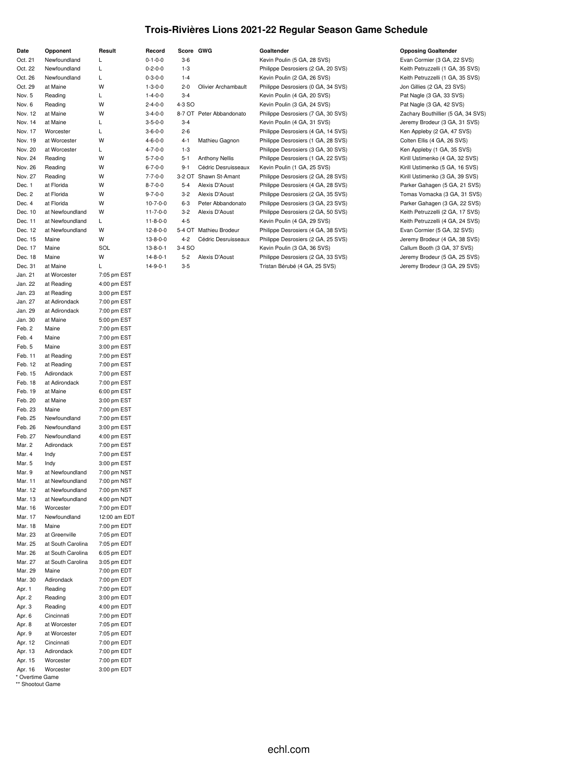# Trois-Rivières Lions 2021-22 Regular Season Game Schedule

| Date | Opponent | Result | Record | Score | GWG | Goaltender | Opposing Goaltender |
|---|---|---|---|---|---|---|---|
| Oct. 21 | Newfoundland | L | 0-1-0-0 | 3-6 | | Kevin Poulin (5 GA, 28 SVS) | Evan Cormier (3 GA, 22 SVS) |
| Oct. 22 | Newfoundland | L | 0-2-0-0 | 1-3 | | Philippe Desrosiers (2 GA, 20 SVS) | Keith Petruzzelli (1 GA, 35 SVS) |
| Oct. 26 | Newfoundland | L | 0-3-0-0 | 1-4 | | Kevin Poulin (2 GA, 26 SVS) | Keith Petruzzelli (1 GA, 35 SVS) |
| Oct. 29 | at Maine | W | 1-3-0-0 | 2-0 | Olivier Archambault | Philippe Desrosiers (0 GA, 34 SVS) | Jon Gillies (2 GA, 23 SVS) |
| Nov. 5 | Reading | L | 1-4-0-0 | 3-4 | | Kevin Poulin (4 GA, 20 SVS) | Pat Nagle (3 GA, 33 SVS) |
| Nov. 6 | Reading | W | 2-4-0-0 | 4-3 SO | | Kevin Poulin (3 GA, 24 SVS) | Pat Nagle (3 GA, 42 SVS) |
| Nov. 12 | at Maine | W | 3-4-0-0 | 8-7 OT | Peter Abbandonato | Philippe Desrosiers (7 GA, 30 SVS) | Zachary Bouthillier (5 GA, 34 SVS) |
| Nov. 14 | at Maine | L | 3-5-0-0 | 3-4 | | Kevin Poulin (4 GA, 31 SVS) | Jeremy Brodeur (3 GA, 31 SVS) |
| Nov. 17 | Worcester | L | 3-6-0-0 | 2-6 | | Philippe Desrosiers (4 GA, 14 SVS) | Ken Appleby (2 GA, 47 SVS) |
| Nov. 19 | at Worcester | W | 4-6-0-0 | 4-1 | Mathieu Gagnon | Philippe Desrosiers (1 GA, 28 SVS) | Colten Ellis (4 GA, 26 SVS) |
| Nov. 20 | at Worcester | L | 4-7-0-0 | 1-3 | | Philippe Desrosiers (3 GA, 30 SVS) | Ken Appleby (1 GA, 35 SVS) |
| Nov. 24 | Reading | W | 5-7-0-0 | 5-1 | Anthony Nellis | Philippe Desrosiers (1 GA, 22 SVS) | Kirill Ustimenko (4 GA, 32 SVS) |
| Nov. 26 | Reading | W | 6-7-0-0 | 9-1 | Cédric Desruisseaux | Kevin Poulin (1 GA, 25 SVS) | Kirill Ustimenko (5 GA, 16 SVS) |
| Nov. 27 | Reading | W | 7-7-0-0 | 3-2 OT | Shawn St-Amant | Philippe Desrosiers (2 GA, 28 SVS) | Kirill Ustimenko (3 GA, 39 SVS) |
| Dec. 1 | at Florida | W | 8-7-0-0 | 5-4 | Alexis D'Aoust | Philippe Desrosiers (4 GA, 28 SVS) | Parker Gahagen (5 GA, 21 SVS) |
| Dec. 2 | at Florida | W | 9-7-0-0 | 3-2 | Alexis D'Aoust | Philippe Desrosiers (2 GA, 35 SVS) | Tomas Vomacka (3 GA, 31 SVS) |
| Dec. 4 | at Florida | W | 10-7-0-0 | 6-3 | Peter Abbandonato | Philippe Desrosiers (3 GA, 23 SVS) | Parker Gahagen (3 GA, 22 SVS) |
| Dec. 10 | at Newfoundland | W | 11-7-0-0 | 3-2 | Alexis D'Aoust | Philippe Desrosiers (2 GA, 50 SVS) | Keith Petruzzelli (2 GA, 17 SVS) |
| Dec. 11 | at Newfoundland | L | 11-8-0-0 | 4-5 | | Kevin Poulin (4 GA, 29 SVS) | Keith Petruzzelli (4 GA, 24 SVS) |
| Dec. 12 | at Newfoundland | W | 12-8-0-0 | 5-4 OT | Mathieu Brodeur | Philippe Desrosiers (4 GA, 38 SVS) | Evan Cormier (5 GA, 32 SVS) |
| Dec. 15 | Maine | W | 13-8-0-0 | 4-2 | Cédric Desruisseaux | Philippe Desrosiers (2 GA, 25 SVS) | Jeremy Brodeur (4 GA, 38 SVS) |
| Dec. 17 | Maine | SOL | 13-8-0-1 | 3-4 SO | | Kevin Poulin (3 GA, 36 SVS) | Callum Booth (3 GA, 37 SVS) |
| Dec. 18 | Maine | W | 14-8-0-1 | 5-2 | Alexis D'Aoust | Philippe Desrosiers (2 GA, 33 SVS) | Jeremy Brodeur (5 GA, 25 SVS) |
| Dec. 31 | at Maine | L | 14-9-0-1 | 3-5 | | Tristan Bérubé (4 GA, 25 SVS) | Jeremy Brodeur (3 GA, 29 SVS) |
| Jan. 21 | at Worcester | 7:05 pm EST | | | | | |
| Jan. 22 | at Reading | 4:00 pm EST | | | | | |
| Jan. 23 | at Reading | 3:00 pm EST | | | | | |
| Jan. 27 | at Adirondack | 7:00 pm EST | | | | | |
| Jan. 29 | at Adirondack | 7:00 pm EST | | | | | |
| Jan. 30 | at Maine | 5:00 pm EST | | | | | |
| Feb. 2 | Maine | 7:00 pm EST | | | | | |
| Feb. 4 | Maine | 7:00 pm EST | | | | | |
| Feb. 5 | Maine | 3:00 pm EST | | | | | |
| Feb. 11 | at Reading | 7:00 pm EST | | | | | |
| Feb. 12 | at Reading | 7:00 pm EST | | | | | |
| Feb. 15 | Adirondack | 7:00 pm EST | | | | | |
| Feb. 18 | at Adirondack | 7:00 pm EST | | | | | |
| Feb. 19 | at Maine | 6:00 pm EST | | | | | |
| Feb. 20 | at Maine | 3:00 pm EST | | | | | |
| Feb. 23 | Maine | 7:00 pm EST | | | | | |
| Feb. 25 | Newfoundland | 7:00 pm EST | | | | | |
| Feb. 26 | Newfoundland | 3:00 pm EST | | | | | |
| Feb. 27 | Newfoundland | 4:00 pm EST | | | | | |
| Mar. 2 | Adirondack | 7:00 pm EST | | | | | |
| Mar. 4 | Indy | 7:00 pm EST | | | | | |
| Mar. 5 | Indy | 3:00 pm EST | | | | | |
| Mar. 9 | at Newfoundland | 7:00 pm NST | | | | | |
| Mar. 11 | at Newfoundland | 7:00 pm NST | | | | | |
| Mar. 12 | at Newfoundland | 7:00 pm NST | | | | | |
| Mar. 13 | at Newfoundland | 4:00 pm NDT | | | | | |
| Mar. 16 | Worcester | 7:00 pm EDT | | | | | |
| Mar. 17 | Newfoundland | 12:00 am EDT | | | | | |
| Mar. 18 | Maine | 7:00 pm EDT | | | | | |
| Mar. 23 | at Greenville | 7:05 pm EDT | | | | | |
| Mar. 25 | at South Carolina | 7:05 pm EDT | | | | | |
| Mar. 26 | at South Carolina | 6:05 pm EDT | | | | | |
| Mar. 27 | at South Carolina | 3:05 pm EDT | | | | | |
| Mar. 29 | Maine | 7:00 pm EDT | | | | | |
| Mar. 30 | Adirondack | 7:00 pm EDT | | | | | |
| Apr. 1 | Reading | 7:00 pm EDT | | | | | |
| Apr. 2 | Reading | 3:00 pm EDT | | | | | |
| Apr. 3 | Reading | 4:00 pm EDT | | | | | |
| Apr. 6 | Cincinnati | 7:00 pm EDT | | | | | |
| Apr. 8 | at Worcester | 7:05 pm EDT | | | | | |
| Apr. 9 | at Worcester | 7:05 pm EDT | | | | | |
| Apr. 12 | Cincinnati | 7:00 pm EDT | | | | | |
| Apr. 13 | Adirondack | 7:00 pm EDT | | | | | |
| Apr. 15 | Worcester | 7:00 pm EDT | | | | | |
| Apr. 16 | Worcester | 3:00 pm EDT | | | | | |

\* Overtime Game
\*\* Shootout Game

echl.com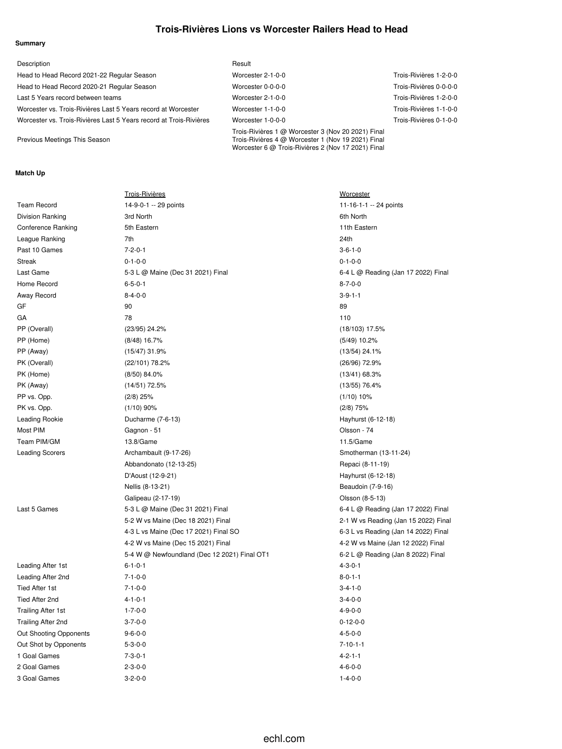# Trois-Rivières Lions vs Worcester Railers Head to Head

**Summary**

| Description | Result | |
|---|---|---|
| Head to Head Record 2021-22 Regular Season | Worcester 2-1-0-0 | Trois-Rivières 1-2-0-0 |
| Head to Head Record 2020-21 Regular Season | Worcester 0-0-0-0 | Trois-Rivières 0-0-0-0 |
| Last 5 Years record between teams | Worcester 2-1-0-0 | Trois-Rivières 1-2-0-0 |
| Worcester vs. Trois-Rivières Last 5 Years record at Worcester | Worcester 1-1-0-0 | Trois-Rivières 1-1-0-0 |
| Worcester vs. Trois-Rivières Last 5 Years record at Trois-Rivières | Worcester 1-0-0-0 | Trois-Rivières 0-1-0-0 |
| Previous Meetings This Season | Trois-Rivières 1 @ Worcester 3 (Nov 20 2021) Final<br>Trois-Rivières 4 @ Worcester 1 (Nov 19 2021) Final<br>Worcester 6 @ Trois-Rivières 2 (Nov 17 2021) Final | |

**Match Up**

| | Trois-Rivières | Worcester |
|---|---|---|
| Team Record | 14-9-0-1 -- 29 points | 11-16-1-1 -- 24 points |
| Division Ranking | 3rd North | 6th North |
| Conference Ranking | 5th Eastern | 11th Eastern |
| League Ranking | 7th | 24th |
| Past 10 Games | 7-2-0-1 | 3-6-1-0 |
| Streak | 0-1-0-0 | 0-1-0-0 |
| Last Game | 5-3 L @ Maine (Dec 31 2021) Final | 6-4 L @ Reading (Jan 17 2022) Final |
| Home Record | 6-5-0-1 | 8-7-0-0 |
| Away Record | 8-4-0-0 | 3-9-1-1 |
| GF | 90 | 89 |
| GA | 78 | 110 |
| PP (Overall) | (23/95) 24.2% | (18/103) 17.5% |
| PP (Home) | (8/48) 16.7% | (5/49) 10.2% |
| PP (Away) | (15/47) 31.9% | (13/54) 24.1% |
| PK (Overall) | (22/101) 78.2% | (26/96) 72.9% |
| PK (Home) | (8/50) 84.0% | (13/41) 68.3% |
| PK (Away) | (14/51) 72.5% | (13/55) 76.4% |
| PP vs. Opp. | (2/8) 25% | (1/10) 10% |
| PK vs. Opp. | (1/10) 90% | (2/8) 75% |
| Leading Rookie | Ducharme (7-6-13) | Hayhurst (6-12-18) |
| Most PIM | Gagnon - 51 | Olsson - 74 |
| Team PIM/GM | 13.8/Game | 11.5/Game |
| Leading Scorers | Archambault (9-17-26) | Smotherman (13-11-24) |
| | Abbandonato (12-13-25) | Repaci (8-11-19) |
| | D'Aoust (12-9-21) | Hayhurst (6-12-18) |
| | Nellis (8-13-21) | Beaudoin (7-9-16) |
| | Galipeau (2-17-19) | Olsson (8-5-13) |
| Last 5 Games | 5-3 L @ Maine (Dec 31 2021) Final | 6-4 L @ Reading (Jan 17 2022) Final |
| | 5-2 W vs Maine (Dec 18 2021) Final | 2-1 W vs Reading (Jan 15 2022) Final |
| | 4-3 L vs Maine (Dec 17 2021) Final SO | 6-3 L vs Reading (Jan 14 2022) Final |
| | 4-2 W vs Maine (Dec 15 2021) Final | 4-2 W vs Maine (Jan 12 2022) Final |
| | 5-4 W @ Newfoundland (Dec 12 2021) Final OT1 | 6-2 L @ Reading (Jan 8 2022) Final |
| Leading After 1st | 6-1-0-1 | 4-3-0-1 |
| Leading After 2nd | 7-1-0-0 | 8-0-1-1 |
| Tied After 1st | 7-1-0-0 | 3-4-1-0 |
| Tied After 2nd | 4-1-0-1 | 3-4-0-0 |
| Trailing After 1st | 1-7-0-0 | 4-9-0-0 |
| Trailing After 2nd | 3-7-0-0 | 0-12-0-0 |
| Out Shooting Opponents | 9-6-0-0 | 4-5-0-0 |
| Out Shot by Opponents | 5-3-0-0 | 7-10-1-1 |
| 1 Goal Games | 7-3-0-1 | 4-2-1-1 |
| 2 Goal Games | 2-3-0-0 | 4-6-0-0 |
| 3 Goal Games | 3-2-0-0 | 1-4-0-0 |

echl.com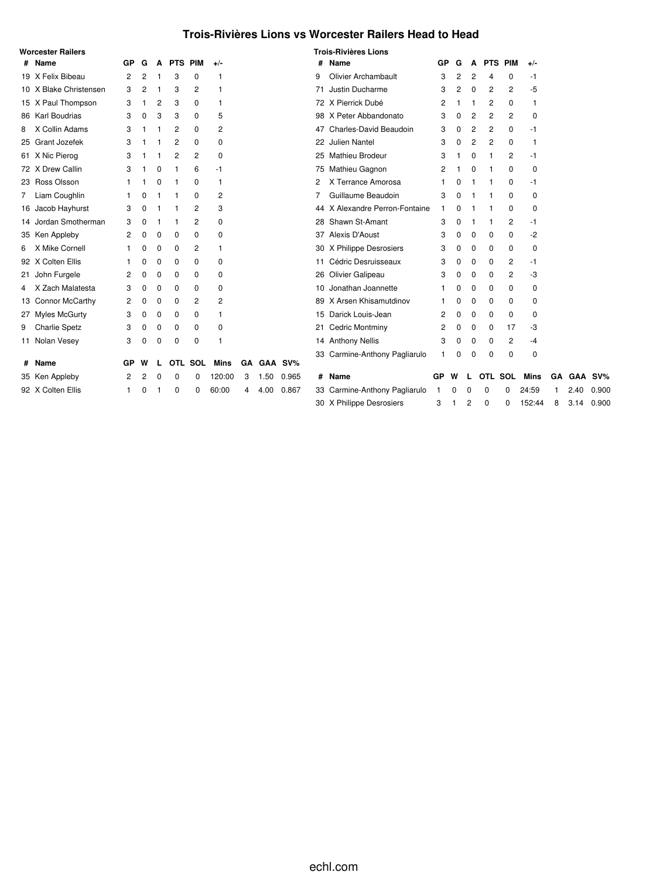# Trois-Rivières Lions vs Worcester Railers Head to Head

### Worcester Railers

| # | Name | GP | G | A | PTS | PIM | +/- |
|---|---|---|---|---|---|---|---|
| 19 | X Felix Bibeau | 2 | 2 | 1 | 3 | 0 | 1 |
| 10 | X Blake Christensen | 3 | 2 | 1 | 3 | 2 | 1 |
| 15 | X Paul Thompson | 3 | 1 | 2 | 3 | 0 | 1 |
| 86 | Karl Boudrias | 3 | 0 | 3 | 3 | 0 | 5 |
| 8 | X Collin Adams | 3 | 1 | 1 | 2 | 0 | 2 |
| 25 | Grant Jozefek | 3 | 1 | 1 | 2 | 0 | 0 |
| 61 | X Nic Pierog | 3 | 1 | 1 | 2 | 2 | 0 |
| 72 | X Drew Callin | 3 | 1 | 0 | 1 | 6 | -1 |
| 23 | Ross Olsson | 1 | 1 | 0 | 1 | 0 | 1 |
| 7 | Liam Coughlin | 1 | 0 | 1 | 1 | 0 | 2 |
| 16 | Jacob Hayhurst | 3 | 0 | 1 | 1 | 2 | 3 |
| 14 | Jordan Smotherman | 3 | 0 | 1 | 1 | 2 | 0 |
| 35 | Ken Appleby | 2 | 0 | 0 | 0 | 0 | 0 |
| 6 | X Mike Cornell | 1 | 0 | 0 | 0 | 2 | 1 |
| 92 | X Colten Ellis | 1 | 0 | 0 | 0 | 0 | 0 |
| 21 | John Furgele | 2 | 0 | 0 | 0 | 0 | 0 |
| 4 | X Zach Malatesta | 3 | 0 | 0 | 0 | 0 | 0 |
| 13 | Connor McCarthy | 2 | 0 | 0 | 0 | 2 | 2 |
| 27 | Myles McGurty | 3 | 0 | 0 | 0 | 0 | 1 |
| 9 | Charlie Spetz | 3 | 0 | 0 | 0 | 0 | 0 |
| 11 | Nolan Vesey | 3 | 0 | 0 | 0 | 0 | 1 |

| # | Name | GP | W | L | OTL | SOL | Mins | GA | GAA | SV% |
|---|---|---|---|---|---|---|---|---|---|---|
| 35 | Ken Appleby | 2 | 2 | 0 | 0 | 0 | 120:00 | 3 | 1.50 | 0.965 |
| 92 | X Colten Ellis | 1 | 0 | 1 | 0 | 0 | 60:00 | 4 | 4.00 | 0.867 |

### Trois-Rivières Lions

| # | Name | GP | G | A | PTS | PIM | +/- |
|---|---|---|---|---|---|---|---|
| 9 | Olivier Archambault | 3 | 2 | 2 | 4 | 0 | -1 |
| 71 | Justin Ducharme | 3 | 2 | 0 | 2 | 2 | -5 |
| 72 | X Pierrick Dubé | 2 | 1 | 1 | 2 | 0 | 1 |
| 98 | X Peter Abbandonato | 3 | 0 | 2 | 2 | 2 | 0 |
| 47 | Charles-David Beaudoin | 3 | 0 | 2 | 2 | 0 | -1 |
| 22 | Julien Nantel | 3 | 0 | 2 | 2 | 0 | 1 |
| 25 | Mathieu Brodeur | 3 | 1 | 0 | 1 | 2 | -1 |
| 75 | Mathieu Gagnon | 2 | 1 | 0 | 1 | 0 | 0 |
| 2 | X Terrance Amorosa | 1 | 0 | 1 | 1 | 0 | -1 |
| 7 | Guillaume Beaudoin | 3 | 0 | 1 | 1 | 0 | 0 |
| 44 | X Alexandre Perron-Fontaine | 1 | 0 | 1 | 1 | 0 | 0 |
| 28 | Shawn St-Amant | 3 | 0 | 1 | 1 | 2 | -1 |
| 37 | Alexis D'Aoust | 3 | 0 | 0 | 0 | 0 | -2 |
| 30 | X Philippe Desrosiers | 3 | 0 | 0 | 0 | 0 | 0 |
| 11 | Cédric Desruisseaux | 3 | 0 | 0 | 0 | 2 | -1 |
| 26 | Olivier Galipeau | 3 | 0 | 0 | 0 | 2 | -3 |
| 10 | Jonathan Joannette | 1 | 0 | 0 | 0 | 0 | 0 |
| 89 | X Arsen Khisamutdinov | 1 | 0 | 0 | 0 | 0 | 0 |
| 15 | Darick Louis-Jean | 2 | 0 | 0 | 0 | 0 | 0 |
| 21 | Cedric Montminy | 2 | 0 | 0 | 0 | 17 | -3 |
| 14 | Anthony Nellis | 3 | 0 | 0 | 0 | 2 | -4 |
| 33 | Carmine-Anthony Pagliarulo | 1 | 0 | 0 | 0 | 0 | 0 |

| # | Name | GP | W | L | OTL | SOL | Mins | GA | GAA | SV% |
|---|---|---|---|---|---|---|---|---|---|---|
| 33 | Carmine-Anthony Pagliarulo | 1 | 0 | 0 | 0 | 0 | 24:59 | 1 | 2.40 | 0.900 |
| 30 | X Philippe Desrosiers | 3 | 1 | 2 | 0 | 0 | 152:44 | 8 | 3.14 | 0.900 |

echl.com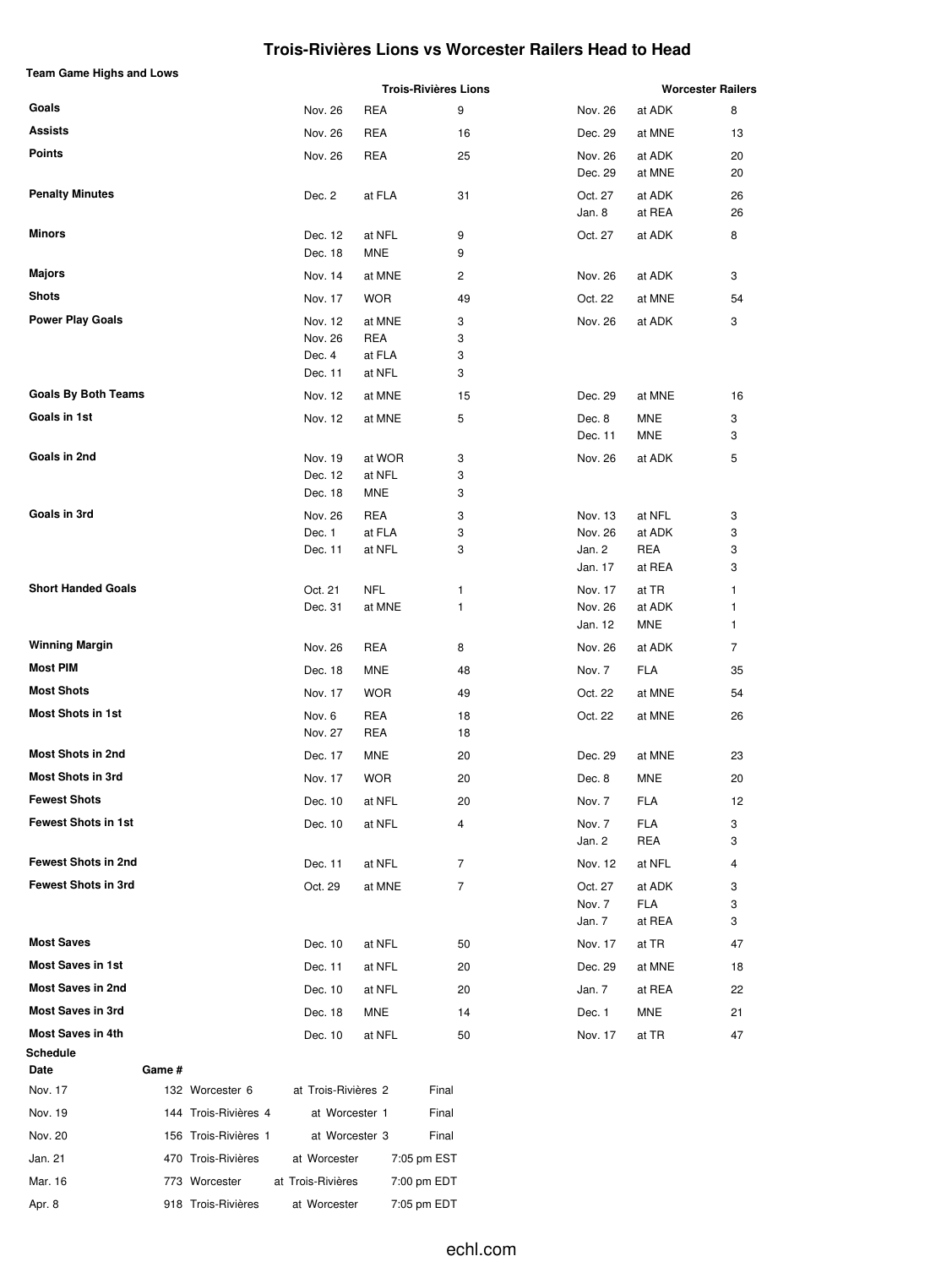# Trois-Rivières Lions vs Worcester Railers Head to Head

**Team Game Highs and Lows**

| | Trois-Rivières Lions | | | Worcester Railers | | |
|---|---|---|---|---|---|---|
| **Goals** | Nov. 26 | REA | 9 | Nov. 26 | at ADK | 8 |
| **Assists** | Nov. 26 | REA | 16 | Dec. 29 | at MNE | 13 |
| **Points** | Nov. 26 | REA | 25 | Nov. 26 | at ADK | 20 |
| | | | | Dec. 29 | at MNE | 20 |
| **Penalty Minutes** | Dec. 2 | at FLA | 31 | Oct. 27 | at ADK | 26 |
| | | | | Jan. 8 | at REA | 26 |
| **Minors** | Dec. 12 | at NFL | 9 | Oct. 27 | at ADK | 8 |
| | Dec. 18 | MNE | 9 | | | |
| **Majors** | Nov. 14 | at MNE | 2 | Nov. 26 | at ADK | 3 |
| **Shots** | Nov. 17 | WOR | 49 | Oct. 22 | at MNE | 54 |
| **Power Play Goals** | Nov. 12 | at MNE | 3 | Nov. 26 | at ADK | 3 |
| | Nov. 26 | REA | 3 | | | |
| | Dec. 4 | at FLA | 3 | | | |
| | Dec. 11 | at NFL | 3 | | | |
| **Goals By Both Teams** | Nov. 12 | at MNE | 15 | Dec. 29 | at MNE | 16 |
| **Goals in 1st** | Nov. 12 | at MNE | 5 | Dec. 8 | MNE | 3 |
| | | | | Dec. 11 | MNE | 3 |
| **Goals in 2nd** | Nov. 19 | at WOR | 3 | Nov. 26 | at ADK | 5 |
| | Dec. 12 | at NFL | 3 | | | |
| | Dec. 18 | MNE | 3 | | | |
| **Goals in 3rd** | Nov. 26 | REA | 3 | Nov. 13 | at NFL | 3 |
| | Dec. 1 | at FLA | 3 | Nov. 26 | at ADK | 3 |
| | Dec. 11 | at NFL | 3 | Jan. 2 | REA | 3 |
| | | | | Jan. 17 | at REA | 3 |
| **Short Handed Goals** | Oct. 21 | NFL | 1 | Nov. 17 | at TR | 1 |
| | Dec. 31 | at MNE | 1 | Nov. 26 | at ADK | 1 |
| | | | | Jan. 12 | MNE | 1 |
| **Winning Margin** | Nov. 26 | REA | 8 | Nov. 26 | at ADK | 7 |
| **Most PIM** | Dec. 18 | MNE | 48 | Nov. 7 | FLA | 35 |
| **Most Shots** | Nov. 17 | WOR | 49 | Oct. 22 | at MNE | 54 |
| **Most Shots in 1st** | Nov. 6 | REA | 18 | Oct. 22 | at MNE | 26 |
| | Nov. 27 | REA | 18 | | | |
| **Most Shots in 2nd** | Dec. 17 | MNE | 20 | Dec. 29 | at MNE | 23 |
| **Most Shots in 3rd** | Nov. 17 | WOR | 20 | Dec. 8 | MNE | 20 |
| **Fewest Shots** | Dec. 10 | at NFL | 20 | Nov. 7 | FLA | 12 |
| **Fewest Shots in 1st** | Dec. 10 | at NFL | 4 | Nov. 7 | FLA | 3 |
| | | | | Jan. 2 | REA | 3 |
| **Fewest Shots in 2nd** | Dec. 11 | at NFL | 7 | Nov. 12 | at NFL | 4 |
| **Fewest Shots in 3rd** | Oct. 29 | at MNE | 7 | Oct. 27 | at ADK | 3 |
| | | | | Nov. 7 | FLA | 3 |
| | | | | Jan. 7 | at REA | 3 |
| **Most Saves** | Dec. 10 | at NFL | 50 | Nov. 17 | at TR | 47 |
| **Most Saves in 1st** | Dec. 11 | at NFL | 20 | Dec. 29 | at MNE | 18 |
| **Most Saves in 2nd** | Dec. 10 | at NFL | 20 | Jan. 7 | at REA | 22 |
| **Most Saves in 3rd** | Dec. 18 | MNE | 14 | Dec. 1 | MNE | 21 |
| **Most Saves in 4th** | Dec. 10 | at NFL | 50 | Nov. 17 | at TR | 47 |

**Schedule**

| Date | Game # | | | |
|---|---|---|---|---|
| Nov. 17 | 132 | Worcester 6 | at Trois-Rivières 2 | Final |
| Nov. 19 | 144 | Trois-Rivières 4 | at Worcester 1 | Final |
| Nov. 20 | 156 | Trois-Rivières 1 | at Worcester 3 | Final |
| Jan. 21 | 470 | Trois-Rivières | at Worcester | 7:05 pm EST |
| Mar. 16 | 773 | Worcester | at Trois-Rivières | 7:00 pm EDT |
| Apr. 8 | 918 | Trois-Rivières | at Worcester | 7:05 pm EDT |

echl.com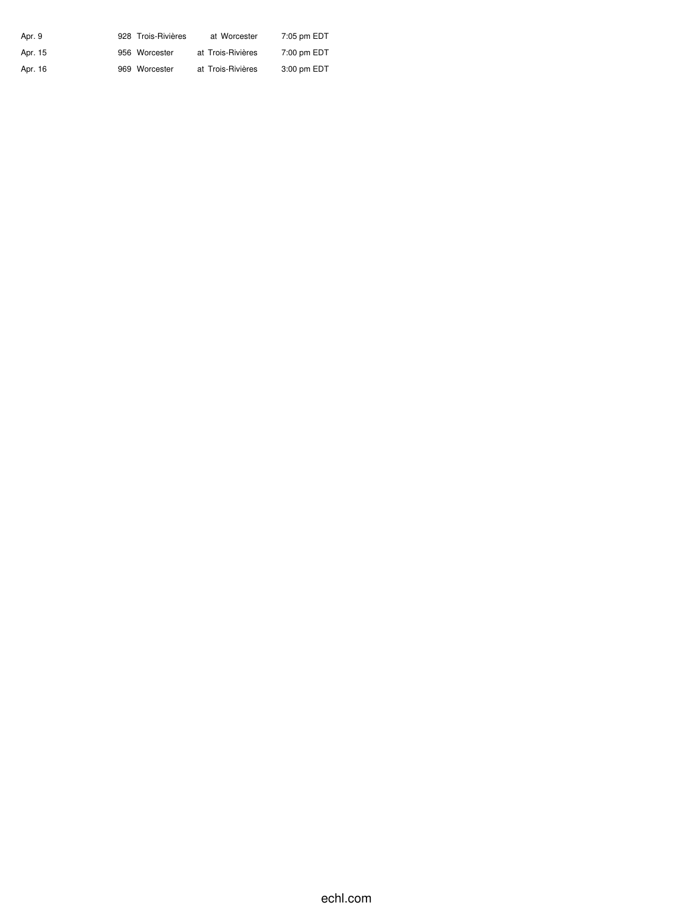| | | | | |
|---|---|---|---|---|
| Apr. 9 | 928 | Trois-Rivières | at Worcester | 7:05 pm EDT |
| Apr. 15 | 956 | Worcester | at Trois-Rivières | 7:00 pm EDT |
| Apr. 16 | 969 | Worcester | at Trois-Rivières | 3:00 pm EDT |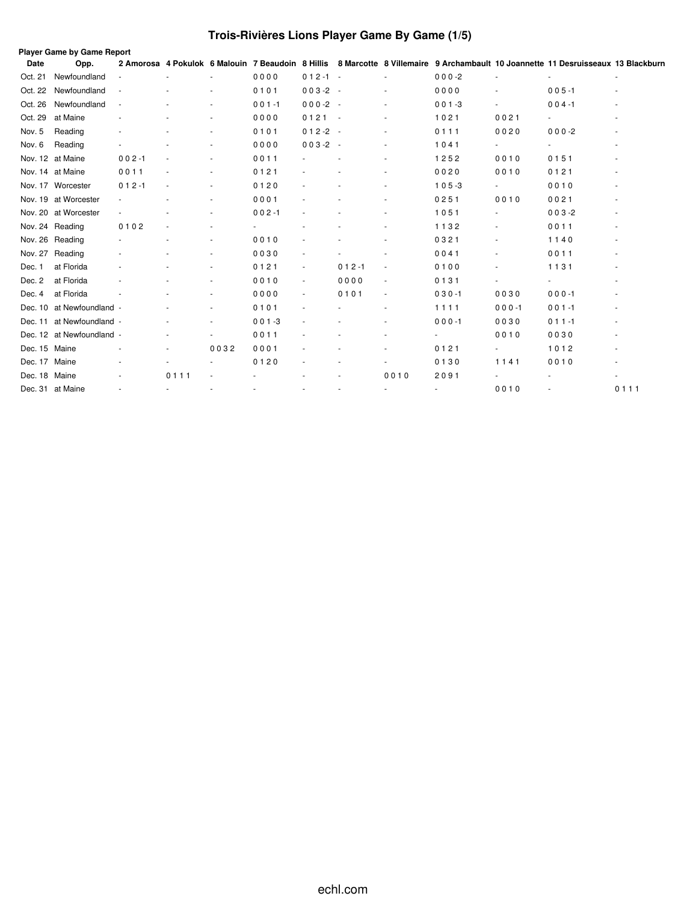# Trois-Rivières Lions Player Game By Game (1/5)

**Player Game by Game Report**

| Date | Opp. | 2 Amorosa | 4 Pokulok | 6 Malouin | 7 Beaudoin | 8 Hillis | 8 Marcotte | 8 Villemaire | 9 Archambault | 10 Joannette | 11 Desruisseaux | 13 Blackburn |
|---|---|---|---|---|---|---|---|---|---|---|---|---|
| Oct. 21 | Newfoundland | - | - | - | 0 0 0 0 | 0 1 2 -1 | - | - | 0 0 0 -2 | - | - | - |
| Oct. 22 | Newfoundland | - | - | - | 0 1 0 1 | 0 0 3 -2 | - | - | 0 0 0 0 | - | 0 0 5 -1 | - |
| Oct. 26 | Newfoundland | - | - | - | 0 0 1 -1 | 0 0 0 -2 | - | - | 0 0 1 -3 | - | 0 0 4 -1 | - |
| Oct. 29 | at Maine | - | - | - | 0 0 0 0 | 0 1 2 1 | - | - | 1 0 2 1 | 0 0 2 1 | - | - |
| Nov. 5 | Reading | - | - | - | 0 1 0 1 | 0 1 2 -2 | - | - | 0 1 1 1 | 0 0 2 0 | 0 0 0 -2 | - |
| Nov. 6 | Reading | - | - | - | 0 0 0 0 | 0 0 3 -2 | - | - | 1 0 4 1 | - | - | - |
| Nov. 12 | at Maine | 0 0 2 -1 | - | - | 0 0 1 1 | - | - | - | 1 2 5 2 | 0 0 1 0 | 0 1 5 1 | - |
| Nov. 14 | at Maine | 0 0 1 1 | - | - | 0 1 2 1 | - | - | - | 0 0 2 0 | 0 0 1 0 | 0 1 2 1 | - |
| Nov. 17 | Worcester | 0 1 2 -1 | - | - | 0 1 2 0 | - | - | - | 1 0 5 -3 | - | 0 0 1 0 | - |
| Nov. 19 | at Worcester | - | - | - | 0 0 0 1 | - | - | - | 0 2 5 1 | 0 0 1 0 | 0 0 2 1 | - |
| Nov. 20 | at Worcester | - | - | - | 0 0 2 -1 | - | - | - | 1 0 5 1 | - | 0 0 3 -2 | - |
| Nov. 24 | Reading | 0 1 0 2 | - | - | - | - | - | - | 1 1 3 2 | - | 0 0 1 1 | - |
| Nov. 26 | Reading | - | - | - | 0 0 1 0 | - | - | - | 0 3 2 1 | - | 1 1 4 0 | - |
| Nov. 27 | Reading | - | - | - | 0 0 3 0 | - | - | - | 0 0 4 1 | - | 0 0 1 1 | - |
| Dec. 1 | at Florida | - | - | - | 0 1 2 1 | - | 0 1 2 -1 | - | 0 1 0 0 | - | 1 1 3 1 | - |
| Dec. 2 | at Florida | - | - | - | 0 0 1 0 | - | 0 0 0 0 | - | 0 1 3 1 | - | - | - |
| Dec. 4 | at Florida | - | - | - | 0 0 0 0 | - | 0 1 0 1 | - | 0 3 0 -1 | 0 0 3 0 | 0 0 0 -1 | - |
| Dec. 10 | at Newfoundland | - | - | - | 0 1 0 1 | - | - | - | 1 1 1 1 | 0 0 0 -1 | 0 0 1 -1 | - |
| Dec. 11 | at Newfoundland | - | - | - | 0 0 1 -3 | - | - | - | 0 0 0 -1 | 0 0 3 0 | 0 1 1 -1 | - |
| Dec. 12 | at Newfoundland | - | - | - | 0 0 1 1 | - | - | - | - | 0 0 1 0 | 0 0 3 0 | - |
| Dec. 15 | Maine | - | - | 0 0 3 2 | 0 0 0 1 | - | - | - | 0 1 2 1 | - | 1 0 1 2 | - |
| Dec. 17 | Maine | - | - | - | 0 1 2 0 | - | - | - | 0 1 3 0 | 1 1 4 1 | 0 0 1 0 | - |
| Dec. 18 | Maine | - | 0 1 1 1 | - | - | - | - | 0 0 1 0 | 2 0 9 1 | - | - | - |
| Dec. 31 | at Maine | - | - | - | - | - | - | - | - | 0 0 1 0 | - | 0 1 1 1 |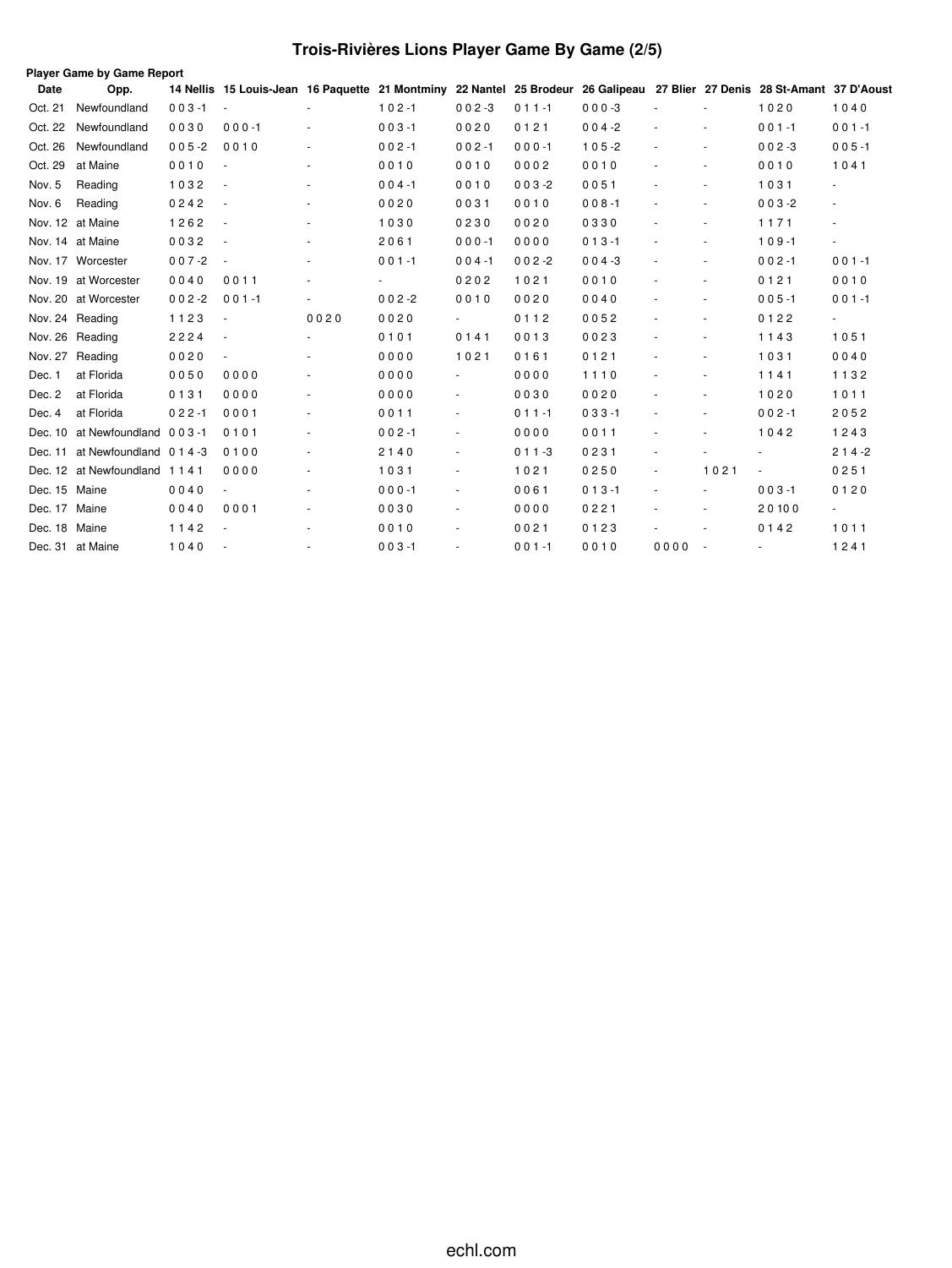# Trois-Rivières Lions Player Game By Game (2/5)

**Player Game by Game Report**

| Date | Opp. | 14 Nellis | 15 Louis-Jean | 16 Paquette | 21 Montminy | 22 Nantel | 25 Brodeur | 26 Galipeau | 27 Blier | 27 Denis | 28 St-Amant | 37 D'Aoust |
|---|---|---|---|---|---|---|---|---|---|---|---|---|
| Oct. 21 | Newfoundland | 0 0 3 -1 | - | - | 1 0 2 -1 | 0 0 2 -3 | 0 1 1 -1 | 0 0 0 -3 | - | - | 1 0 2 0 | 1 0 4 0 |
| Oct. 22 | Newfoundland | 0 0 3 0 | 0 0 0 -1 | - | 0 0 3 -1 | 0 0 2 0 | 0 1 2 1 | 0 0 4 -2 | - | - | 0 0 1 -1 | 0 0 1 -1 |
| Oct. 26 | Newfoundland | 0 0 5 -2 | 0 0 1 0 | - | 0 0 2 -1 | 0 0 2 -1 | 0 0 0 -1 | 1 0 5 -2 | - | - | 0 0 2 -3 | 0 0 5 -1 |
| Oct. 29 | at Maine | 0 0 1 0 | - | - | 0 0 1 0 | 0 0 1 0 | 0 0 0 2 | 0 0 1 0 | - | - | 0 0 1 0 | 1 0 4 1 |
| Nov. 5 | Reading | 1 0 3 2 | - | - | 0 0 4 -1 | 0 0 1 0 | 0 0 3 -2 | 0 0 5 1 | - | - | 1 0 3 1 | - |
| Nov. 6 | Reading | 0 2 4 2 | - | - | 0 0 2 0 | 0 0 3 1 | 0 0 1 0 | 0 0 8 -1 | - | - | 0 0 3 -2 | - |
| Nov. 12 | at Maine | 1 2 6 2 | - | - | 1 0 3 0 | 0 2 3 0 | 0 0 2 0 | 0 3 3 0 | - | - | 1 1 7 1 | - |
| Nov. 14 | at Maine | 0 0 3 2 | - | - | 2 0 6 1 | 0 0 0 -1 | 0 0 0 0 | 0 1 3 -1 | - | - | 1 0 9 -1 | - |
| Nov. 17 | Worcester | 0 0 7 -2 | - | - | 0 0 1 -1 | 0 0 4 -1 | 0 0 2 -2 | 0 0 4 -3 | - | - | 0 0 2 -1 | 0 0 1 -1 |
| Nov. 19 | at Worcester | 0 0 4 0 | 0 0 1 1 | - | - | 0 2 0 2 | 1 0 2 1 | 0 0 1 0 | - | - | 0 1 2 1 | 0 0 1 0 |
| Nov. 20 | at Worcester | 0 0 2 -2 | 0 0 1 -1 | - | 0 0 2 -2 | 0 0 1 0 | 0 0 2 0 | 0 0 4 0 | - | - | 0 0 5 -1 | 0 0 1 -1 |
| Nov. 24 | Reading | 1 1 2 3 | - | 0 0 2 0 | 0 0 2 0 | - | 0 1 1 2 | 0 0 5 2 | - | - | 0 1 2 2 | - |
| Nov. 26 | Reading | 2 2 2 4 | - | - | 0 1 0 1 | 0 1 4 1 | 0 0 1 3 | 0 0 2 3 | - | - | 1 1 4 3 | 1 0 5 1 |
| Nov. 27 | Reading | 0 0 2 0 | - | - | 0 0 0 0 | 1 0 2 1 | 0 1 6 1 | 0 1 2 1 | - | - | 1 0 3 1 | 0 0 4 0 |
| Dec. 1 | at Florida | 0 0 5 0 | 0 0 0 0 | - | 0 0 0 0 | - | 0 0 0 0 | 1 1 1 0 | - | - | 1 1 4 1 | 1 1 3 2 |
| Dec. 2 | at Florida | 0 1 3 1 | 0 0 0 0 | - | 0 0 0 0 | - | 0 0 3 0 | 0 0 2 0 | - | - | 1 0 2 0 | 1 0 1 1 |
| Dec. 4 | at Florida | 0 2 2 -1 | 0 0 0 1 | - | 0 0 1 1 | - | 0 1 1 -1 | 0 3 3 -1 | - | - | 0 0 2 -1 | 2 0 5 2 |
| Dec. 10 | at Newfoundland | 0 0 3 -1 | 0 1 0 1 | - | 0 0 2 -1 | - | 0 0 0 0 | 0 0 1 1 | - | - | 1 0 4 2 | 1 2 4 3 |
| Dec. 11 | at Newfoundland | 0 1 4 -3 | 0 1 0 0 | - | 2 1 4 0 | - | 0 1 1 -3 | 0 2 3 1 | - | - | - | 2 1 4 -2 |
| Dec. 12 | at Newfoundland | 1 1 4 1 | 0 0 0 0 | - | 1 0 3 1 | - | 1 0 2 1 | 0 2 5 0 | - | 1 0 2 1 | - | 0 2 5 1 |
| Dec. 15 | Maine | 0 0 4 0 | - | - | 0 0 0 -1 | - | 0 0 6 1 | 0 1 3 -1 | - | - | 0 0 3 -1 | 0 1 2 0 |
| Dec. 17 | Maine | 0 0 4 0 | 0 0 0 1 | - | 0 0 3 0 | - | 0 0 0 0 | 0 2 2 1 | - | - | 2 0 10 0 | - |
| Dec. 18 | Maine | 1 1 4 2 | - | - | 0 0 1 0 | - | 0 0 2 1 | 0 1 2 3 | - | - | 0 1 4 2 | 1 0 1 1 |
| Dec. 31 | at Maine | 1 0 4 0 | - | - | 0 0 3 -1 | - | 0 0 1 -1 | 0 0 1 0 | 0 0 0 0 | - | - | 1 2 4 1 |

echl.com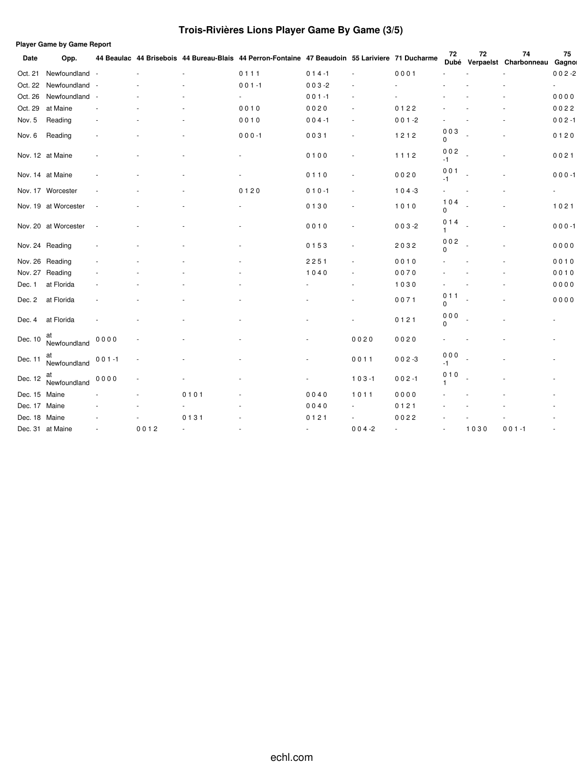# Trois-Rivières Lions Player Game By Game (3/5)

**Player Game by Game Report**

| Date | Opp. | 44 Beaulac | 44 Brisebois | 44 Bureau-Blais | 44 Perron-Fontaine | 47 Beaudoin | 55 Lariviere | 71 Ducharme | 72 Dubé | 72 Verpaelst | 74 Charbonneau | 75 Gagnon |
|---|---|---|---|---|---|---|---|---|---|---|---|---|
| Oct. 21 | Newfoundland | - | - | - | 0 1 1 1 | 0 1 4 -1 | - | 0 0 0 1 | - | - | - | 0 0 2 -2 |
| Oct. 22 | Newfoundland | - | - | - | 0 0 1 -1 | 0 0 3 -2 | - | - | - | - | - | - |
| Oct. 26 | Newfoundland | - | - | - | - | 0 0 1 -1 | - | - | - | - | - | 0 0 0 0 |
| Oct. 29 | at Maine | - | - | - | 0 0 1 0 | 0 0 2 0 | - | 0 1 2 2 | - | - | - | 0 0 2 2 |
| Nov. 5 | Reading | - | - | - | 0 0 1 0 | 0 0 4 -1 | - | 0 0 1 -2 | - | - | - | 0 0 2 -1 |
| Nov. 6 | Reading | - | - | - | 0 0 0 -1 | 0 0 3 1 | - | 1 2 1 2 | 0 0 3 0 | - | - | 0 1 2 0 |
| Nov. 12 | at Maine | - | - | - | - | 0 1 0 0 | - | 1 1 1 2 | 0 0 2 -1 | - | - | 0 0 2 1 |
| Nov. 14 | at Maine | - | - | - | - | 0 1 1 0 | - | 0 0 2 0 | 0 0 1 -1 | - | - | 0 0 0 -1 |
| Nov. 17 | Worcester | - | - | - | 0 1 2 0 | 0 1 0 -1 | - | 1 0 4 -3 | - | - | - | - |
| Nov. 19 | at Worcester | - | - | - | - | 0 1 3 0 | - | 1 0 1 0 | 1 0 4 0 | - | - | 1 0 2 1 |
| Nov. 20 | at Worcester | - | - | - | - | 0 0 1 0 | - | 0 0 3 -2 | 0 1 4 1 | - | - | 0 0 0 -1 |
| Nov. 24 | Reading | - | - | - | - | 0 1 5 3 | - | 2 0 3 2 | 0 0 2 0 | - | - | 0 0 0 0 |
| Nov. 26 | Reading | - | - | - | - | 2 2 5 1 | - | 0 0 1 0 | - | - | - | 0 0 1 0 |
| Nov. 27 | Reading | - | - | - | - | 1 0 4 0 | - | 0 0 7 0 | - | - | - | 0 0 1 0 |
| Dec. 1 | at Florida | - | - | - | - | - | - | 1 0 3 0 | - | - | - | 0 0 0 0 |
| Dec. 2 | at Florida | - | - | - | - | - | - | 0 0 7 1 | 0 1 1 0 | - | - | 0 0 0 0 |
| Dec. 4 | at Florida | - | - | - | - | - | - | 0 1 2 1 | 0 0 0 0 | - | - | - |
| Dec. 10 | at Newfoundland | 0 0 0 0 | - | - | - | - | 0 0 2 0 | 0 0 2 0 | - | - | - | - |
| Dec. 11 | at Newfoundland | 0 0 1 -1 | - | - | - | - | 0 0 1 1 | 0 0 2 -3 | 0 0 0 -1 | - | - | - |
| Dec. 12 | at Newfoundland | 0 0 0 0 | - | - | - | - | 1 0 3 -1 | 0 0 2 -1 | 0 1 0 1 | - | - | - |
| Dec. 15 | Maine | - | - | 0 1 0 1 | - | 0 0 4 0 | 1 0 1 1 | 0 0 0 0 | - | - | - | - |
| Dec. 17 | Maine | - | - | - | - | 0 0 4 0 | - | 0 1 2 1 | - | - | - | - |
| Dec. 18 | Maine | - | - | 0 1 3 1 | - | 0 1 2 1 | - | 0 0 2 2 | - | - | - | - |
| Dec. 31 | at Maine | - | 0 0 1 2 | - | - | - | 0 0 4 -2 | - | - | 1 0 3 0 | 0 0 1 -1 | - |

echl.com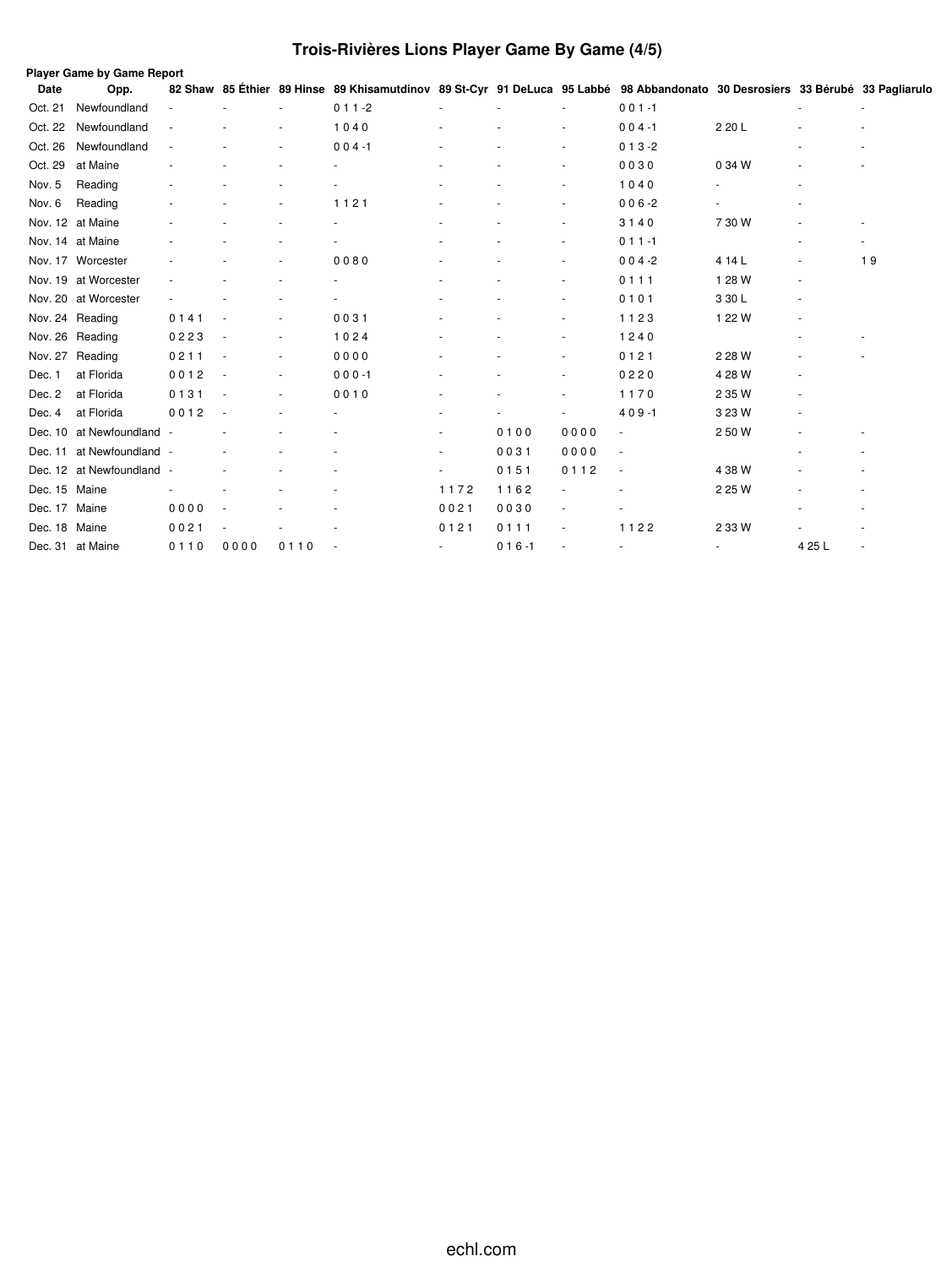# Trois-Rivières Lions Player Game By Game (4/5)

**Player Game by Game Report**

| Date | Opp. | 82 Shaw | 85 Éthier | 89 Hinse | 89 Khisamutdinov | 89 St-Cyr | 91 DeLuca | 95 Labbé | 98 Abbandonato | 30 Desrosiers | 33 Bérubé | 33 Pagliarulo |
|---|---|---|---|---|---|---|---|---|---|---|---|---|
| Oct. 21 | Newfoundland | - | - | - | 0 1 1 -2 | - | - | - | 0 0 1 -1 | | - | - |
| Oct. 22 | Newfoundland | - | - | - | 1 0 4 0 | - | - | - | 0 0 4 -1 | 2 20 L | - | - |
| Oct. 26 | Newfoundland | - | - | - | 0 0 4 -1 | - | - | - | 0 1 3 -2 | | - | - |
| Oct. 29 | at Maine | - | - | - | - | - | - | - | 0 0 3 0 | 0 34 W | - | - |
| Nov. 5 | Reading | - | - | - | - | - | - | - | 1 0 4 0 | - | - | |
| Nov. 6 | Reading | - | - | - | 1 1 2 1 | - | - | - | 0 0 6 -2 | - | - | |
| Nov. 12 | at Maine | - | - | - | - | - | - | - | 3 1 4 0 | 7 30 W | - | - |
| Nov. 14 | at Maine | - | - | - | - | - | - | - | 0 1 1 -1 | | - | - |
| Nov. 17 | Worcester | - | - | - | 0 0 8 0 | - | - | - | 0 0 4 -2 | 4 14 L | - | 1 9 |
| Nov. 19 | at Worcester | - | - | - | - | - | - | - | 0 1 1 1 | 1 28 W | - | |
| Nov. 20 | at Worcester | - | - | - | - | - | - | - | 0 1 0 1 | 3 30 L | - | |
| Nov. 24 | Reading | 0 1 4 1 | - | - | 0 0 3 1 | - | - | - | 1 1 2 3 | 1 22 W | - | |
| Nov. 26 | Reading | 0 2 2 3 | - | - | 1 0 2 4 | - | - | - | 1 2 4 0 | | - | - |
| Nov. 27 | Reading | 0 2 1 1 | - | - | 0 0 0 0 | - | - | - | 0 1 2 1 | 2 28 W | - | - |
| Dec. 1 | at Florida | 0 0 1 2 | - | - | 0 0 0 -1 | - | - | - | 0 2 2 0 | 4 28 W | - | |
| Dec. 2 | at Florida | 0 1 3 1 | - | - | 0 0 1 0 | - | - | - | 1 1 7 0 | 2 35 W | - | |
| Dec. 4 | at Florida | 0 0 1 2 | - | - | - | - | - | - | 4 0 9 -1 | 3 23 W | - | |
| Dec. 10 | at Newfoundland | - | - | - | - | - | 0 1 0 0 | 0 0 0 0 | - | 2 50 W | - | - |
| Dec. 11 | at Newfoundland | - | - | - | - | - | 0 0 3 1 | 0 0 0 0 | - | | - | - |
| Dec. 12 | at Newfoundland | - | - | - | - | - | 0 1 5 1 | 0 1 1 2 | - | 4 38 W | - | - |
| Dec. 15 | Maine | - | - | - | - | 1 1 7 2 | 1 1 6 2 | - | - | 2 25 W | - | - |
| Dec. 17 | Maine | 0 0 0 0 | - | - | - | 0 0 2 1 | 0 0 3 0 | - | - | | - | - |
| Dec. 18 | Maine | 0 0 2 1 | - | - | - | 0 1 2 1 | 0 1 1 1 | - | 1 1 2 2 | 2 33 W | - | - |
| Dec. 31 | at Maine | 0 1 1 0 | 0 0 0 0 | 0 1 1 0 | - | - | 0 1 6 -1 | - | - | - | 4 25 L | - |

echl.com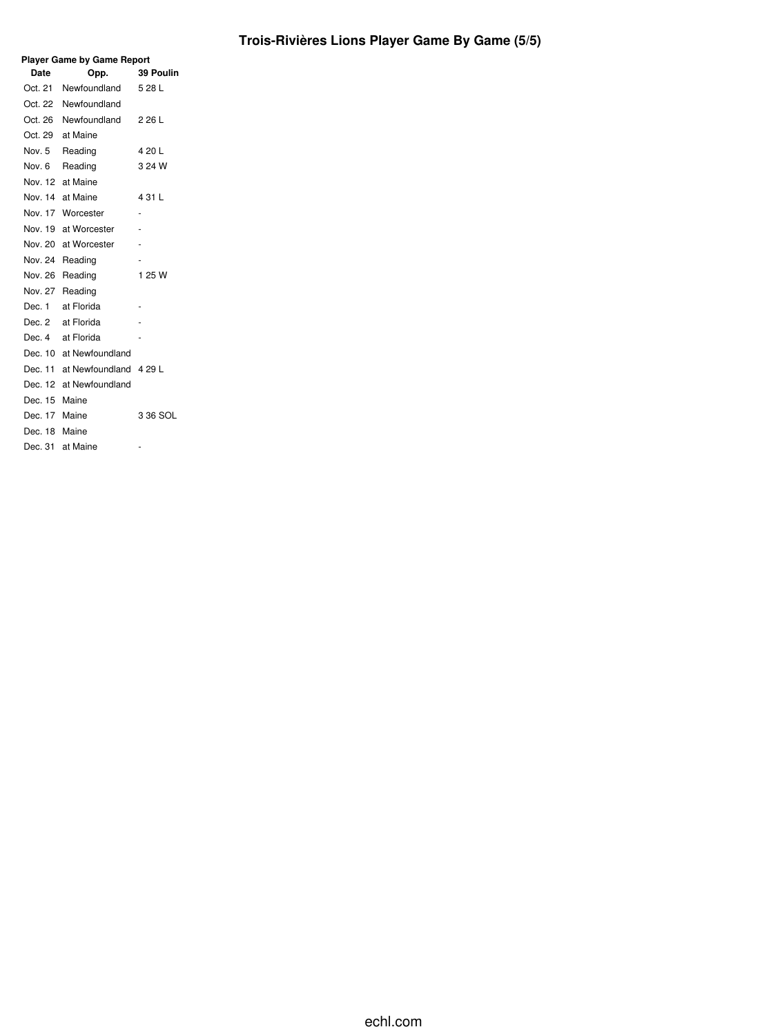# Trois-Rivières Lions Player Game By Game (5/5)

**Player Game by Game Report**

| Date | Opp. | 39 Poulin |
|---|---|---|
| Oct. 21 | Newfoundland | 5 28 L |
| Oct. 22 | Newfoundland | |
| Oct. 26 | Newfoundland | 2 26 L |
| Oct. 29 | at Maine | |
| Nov. 5 | Reading | 4 20 L |
| Nov. 6 | Reading | 3 24 W |
| Nov. 12 | at Maine | |
| Nov. 14 | at Maine | 4 31 L |
| Nov. 17 | Worcester | - |
| Nov. 19 | at Worcester | - |
| Nov. 20 | at Worcester | - |
| Nov. 24 | Reading | - |
| Nov. 26 | Reading | 1 25 W |
| Nov. 27 | Reading | |
| Dec. 1 | at Florida | - |
| Dec. 2 | at Florida | - |
| Dec. 4 | at Florida | - |
| Dec. 10 | at Newfoundland | |
| Dec. 11 | at Newfoundland | 4 29 L |
| Dec. 12 | at Newfoundland | |
| Dec. 15 | Maine | |
| Dec. 17 | Maine | 3 36 SOL |
| Dec. 18 | Maine | |
| Dec. 31 | at Maine | - |

echl.com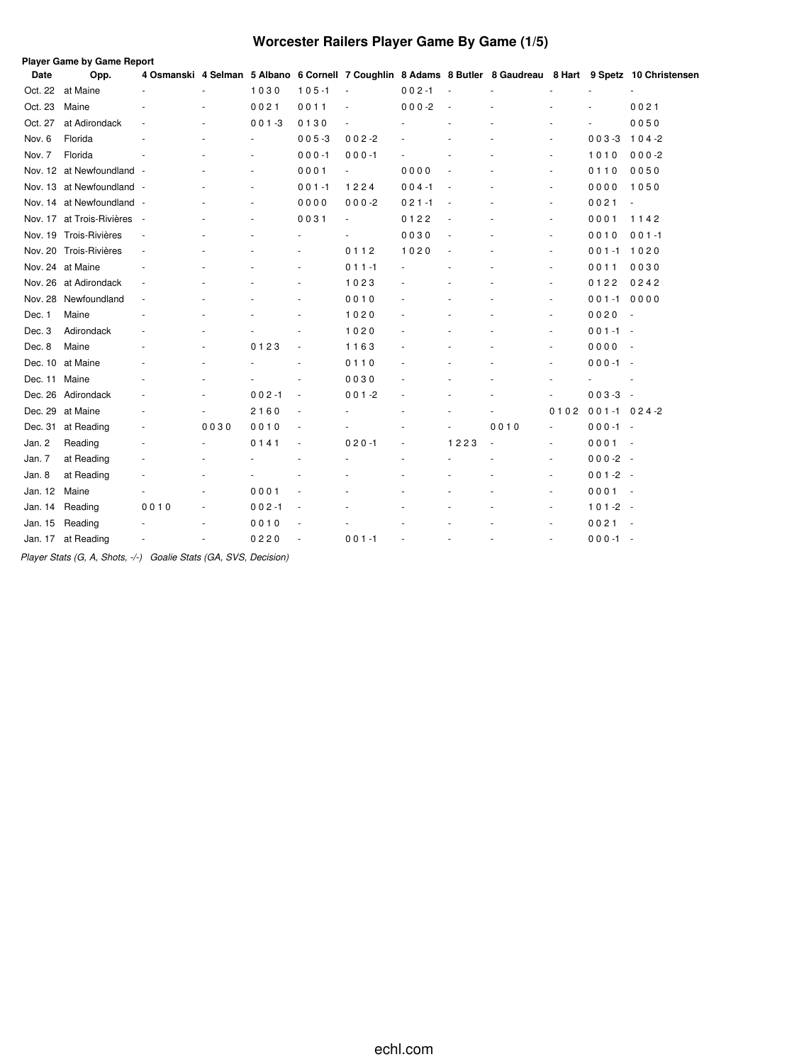# Worcester Railers Player Game By Game (1/5)

**Player Game by Game Report**

| Date | Opp. | 4 Osmanski | 4 Selman | 5 Albano | 6 Cornell | 7 Coughlin | 8 Adams | 8 Butler | 8 Gaudreau | 8 Hart | 9 Spetz | 10 Christensen |
|---|---|---|---|---|---|---|---|---|---|---|---|---|
| Oct. 22 | at Maine | - | - | 1 0 3 0 | 1 0 5 -1 | - | 0 0 2 -1 | - | - | - | - | - |
| Oct. 23 | Maine | - | - | 0 0 2 1 | 0 0 1 1 | - | 0 0 0 -2 | - | - | - | - | 0 0 2 1 |
| Oct. 27 | at Adirondack | - | - | 0 0 1 -3 | 0 1 3 0 | - | - | - | - | - | - | 0 0 5 0 |
| Nov. 6 | Florida | - | - | - | 0 0 5 -3 | 0 0 2 -2 | - | - | - | - | 0 0 3 -3 | 1 0 4 -2 |
| Nov. 7 | Florida | - | - | - | 0 0 0 -1 | 0 0 0 -1 | - | - | - | - | 1 0 1 0 | 0 0 0 -2 |
| Nov. 12 | at Newfoundland | - | - | - | 0 0 0 1 | - | 0 0 0 0 | - | - | - | 0 1 1 0 | 0 0 5 0 |
| Nov. 13 | at Newfoundland | - | - | - | 0 0 1 -1 | 1 2 2 4 | 0 0 4 -1 | - | - | - | 0 0 0 0 | 1 0 5 0 |
| Nov. 14 | at Newfoundland | - | - | - | 0 0 0 0 | 0 0 0 -2 | 0 2 1 -1 | - | - | - | 0 0 2 1 | - |
| Nov. 17 | at Trois-Rivières | - | - | - | 0 0 3 1 | - | 0 1 2 2 | - | - | - | 0 0 0 1 | 1 1 4 2 |
| Nov. 19 | Trois-Rivières | - | - | - | - | - | 0 0 3 0 | - | - | - | 0 0 1 0 | 0 0 1 -1 |
| Nov. 20 | Trois-Rivières | - | - | - | - | 0 1 1 2 | 1 0 2 0 | - | - | - | 0 0 1 -1 | 1 0 2 0 |
| Nov. 24 | at Maine | - | - | - | - | 0 1 1 -1 | - | - | - | - | 0 0 1 1 | 0 0 3 0 |
| Nov. 26 | at Adirondack | - | - | - | - | 1 0 2 3 | - | - | - | - | 0 1 2 2 | 0 2 4 2 |
| Nov. 28 | Newfoundland | - | - | - | - | 0 0 1 0 | - | - | - | - | 0 0 1 -1 | 0 0 0 0 |
| Dec. 1 | Maine | - | - | - | - | 1 0 2 0 | - | - | - | - | 0 0 2 0 | - |
| Dec. 3 | Adirondack | - | - | - | - | 1 0 2 0 | - | - | - | - | 0 0 1 -1 | - |
| Dec. 8 | Maine | - | - | 0 1 2 3 | - | 1 1 6 3 | - | - | - | - | 0 0 0 0 | - |
| Dec. 10 | at Maine | - | - | - | - | 0 1 1 0 | - | - | - | - | 0 0 0 -1 | - |
| Dec. 11 | Maine | - | - | - | - | 0 0 3 0 | - | - | - | - | - | - |
| Dec. 26 | Adirondack | - | - | 0 0 2 -1 | - | 0 0 1 -2 | - | - | - | - | 0 0 3 -3 | - |
| Dec. 29 | at Maine | - | - | 2 1 6 0 | - | - | - | - | - | 0 1 0 2 | 0 0 1 -1 | 0 2 4 -2 |
| Dec. 31 | at Reading | - | 0 0 3 0 | 0 0 1 0 | - | - | - | - | 0 0 1 0 | - | 0 0 0 -1 | - |
| Jan. 2 | Reading | - | - | 0 1 4 1 | - | 0 2 0 -1 | - | 1 2 2 3 | - | - | 0 0 0 1 | - |
| Jan. 7 | at Reading | - | - | - | - | - | - | - | - | - | 0 0 0 -2 | - |
| Jan. 8 | at Reading | - | - | - | - | - | - | - | - | - | 0 0 1 -2 | - |
| Jan. 12 | Maine | - | - | 0 0 0 1 | - | - | - | - | - | - | 0 0 0 1 | - |
| Jan. 14 | Reading | 0 0 1 0 | - | 0 0 2 -1 | - | - | - | - | - | - | 1 0 1 -2 | - |
| Jan. 15 | Reading | - | - | 0 0 1 0 | - | - | - | - | - | - | 0 0 2 1 | - |
| Jan. 17 | at Reading | - | - | 0 2 2 0 | - | 0 0 1 -1 | - | - | - | - | 0 0 0 -1 | - |

*Player Stats (G, A, Shots, -/-) Goalie Stats (GA, SVS, Decision)*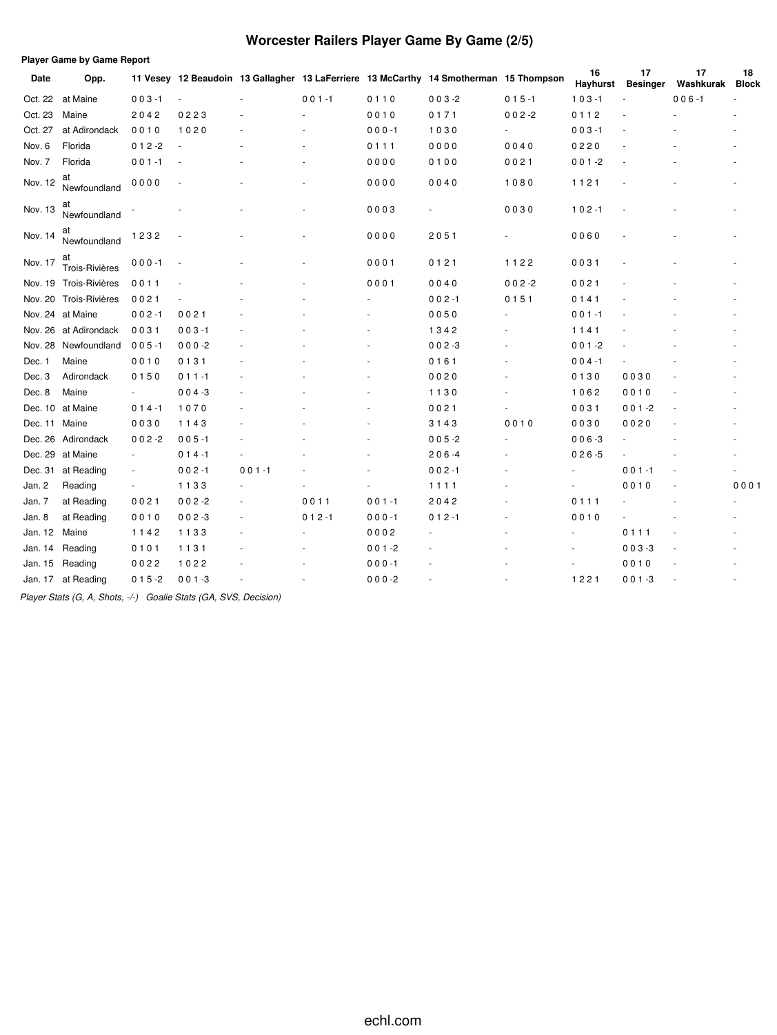# Worcester Railers Player Game By Game (2/5)

**Player Game by Game Report**

| Date | Opp. | 11 Vesey | 12 Beaudoin | 13 Gallagher | 13 LaFerriere | 13 McCarthy | 14 Smotherman | 15 Thompson | 16 Hayhurst | 17 Besinger | 17 Washkurak | 18 Block |
|---|---|---|---|---|---|---|---|---|---|---|---|---|
| Oct. 22 | at Maine | 0 0 3 -1 | - | - | 0 0 1 -1 | 0 1 1 0 | 0 0 3 -2 | 0 1 5 -1 | 1 0 3 -1 | - | 0 0 6 -1 | - |
| Oct. 23 | Maine | 2 0 4 2 | 0 2 2 3 | - | - | 0 0 1 0 | 0 1 7 1 | 0 0 2 -2 | 0 1 1 2 | - | - | - |
| Oct. 27 | at Adirondack | 0 0 1 0 | 1 0 2 0 | - | - | 0 0 0 -1 | 1 0 3 0 | - | 0 0 3 -1 | - | - | - |
| Nov. 6 | Florida | 0 1 2 -2 | - | - | - | 0 1 1 1 | 0 0 0 0 | 0 0 4 0 | 0 2 2 0 | - | - | - |
| Nov. 7 | Florida | 0 0 1 -1 | - | - | - | 0 0 0 0 | 0 1 0 0 | 0 0 2 1 | 0 0 1 -2 | - | - | - |
| Nov. 12 | at Newfoundland | 0 0 0 0 | - | - | - | 0 0 0 0 | 0 0 4 0 | 1 0 8 0 | 1 1 2 1 | - | - | - |
| Nov. 13 | at Newfoundland | - | - | - | - | 0 0 0 3 | - | 0 0 3 0 | 1 0 2 -1 | - | - | - |
| Nov. 14 | at Newfoundland | 1 2 3 2 | - | - | - | 0 0 0 0 | 2 0 5 1 | - | 0 0 6 0 | - | - | - |
| Nov. 17 | at Trois-Rivières | 0 0 0 -1 | - | - | - | 0 0 0 1 | 0 1 2 1 | 1 1 2 2 | 0 0 3 1 | - | - | - |
| Nov. 19 | Trois-Rivières | 0 0 1 1 | - | - | - | 0 0 0 1 | 0 0 4 0 | 0 0 2 -2 | 0 0 2 1 | - | - | - |
| Nov. 20 | Trois-Rivières | 0 0 2 1 | - | - | - | - | 0 0 2 -1 | 0 1 5 1 | 0 1 4 1 | - | - | - |
| Nov. 24 | at Maine | 0 0 2 -1 | 0 0 2 1 | - | - | - | 0 0 5 0 | - | 0 0 1 -1 | - | - | - |
| Nov. 26 | at Adirondack | 0 0 3 1 | 0 0 3 -1 | - | - | - | 1 3 4 2 | - | 1 1 4 1 | - | - | - |
| Nov. 28 | Newfoundland | 0 0 5 -1 | 0 0 0 -2 | - | - | - | 0 0 2 -3 | - | 0 0 1 -2 | - | - | - |
| Dec. 1 | Maine | 0 0 1 0 | 0 1 3 1 | - | - | - | 0 1 6 1 | - | 0 0 4 -1 | - | - | - |
| Dec. 3 | Adirondack | 0 1 5 0 | 0 1 1 -1 | - | - | - | 0 0 2 0 | - | 0 1 3 0 | 0 0 3 0 | - | - |
| Dec. 8 | Maine | - | 0 0 4 -3 | - | - | - | 1 1 3 0 | - | 1 0 6 2 | 0 0 1 0 | - | - |
| Dec. 10 | at Maine | 0 1 4 -1 | 1 0 7 0 | - | - | - | 0 0 2 1 | - | 0 0 3 1 | 0 0 1 -2 | - | - |
| Dec. 11 | Maine | 0 0 3 0 | 1 1 4 3 | - | - | - | 3 1 4 3 | 0 0 1 0 | 0 0 3 0 | 0 0 2 0 | - | - |
| Dec. 26 | Adirondack | 0 0 2 -2 | 0 0 5 -1 | - | - | - | 0 0 5 -2 | - | 0 0 6 -3 | - | - | - |
| Dec. 29 | at Maine | - | 0 1 4 -1 | - | - | - | 2 0 6 -4 | - | 0 2 6 -5 | - | - | - |
| Dec. 31 | at Reading | - | 0 0 2 -1 | 0 0 1 -1 | - | - | 0 0 2 -1 | - | - | 0 0 1 -1 | - | - |
| Jan. 2 | Reading | - | 1 1 3 3 | - | - | - | 1 1 1 1 | - | - | 0 0 1 0 | - | 0 0 0 1 |
| Jan. 7 | at Reading | 0 0 2 1 | 0 0 2 -2 | - | 0 0 1 1 | 0 0 1 -1 | 2 0 4 2 | - | 0 1 1 1 | - | - | - |
| Jan. 8 | at Reading | 0 0 1 0 | 0 0 2 -3 | - | 0 1 2 -1 | 0 0 0 -1 | 0 1 2 -1 | - | 0 0 1 0 | - | - | - |
| Jan. 12 | Maine | 1 1 4 2 | 1 1 3 3 | - | - | 0 0 0 2 | - | - | - | 0 1 1 1 | - | - |
| Jan. 14 | Reading | 0 1 0 1 | 1 1 3 1 | - | - | 0 0 1 -2 | - | - | - | 0 0 3 -3 | - | - |
| Jan. 15 | Reading | 0 0 2 2 | 1 0 2 2 | - | - | 0 0 0 -1 | - | - | - | 0 0 1 0 | - | - |
| Jan. 17 | at Reading | 0 1 5 -2 | 0 0 1 -3 | - | - | 0 0 0 -2 | - | - | 1 2 2 1 | 0 0 1 -3 | - | - |

*Player Stats (G, A, Shots, -/-) Goalie Stats (GA, SVS, Decision)*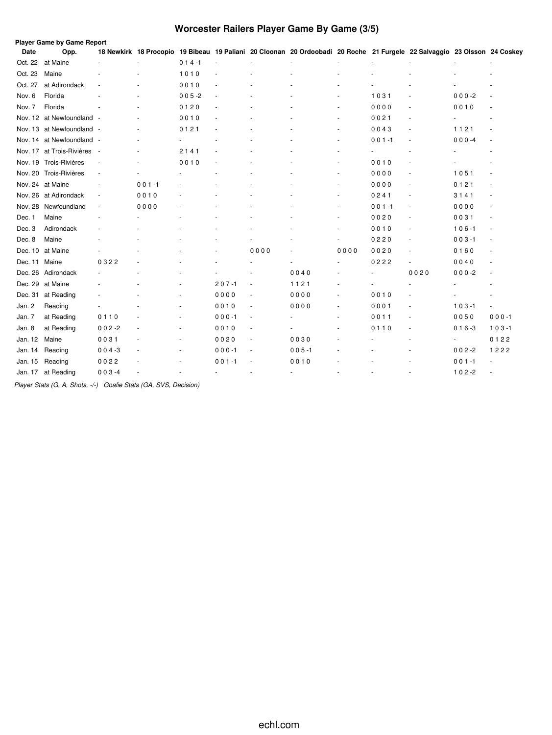# Worcester Railers Player Game By Game (3/5)

**Player Game by Game Report**

| Date | Opp. | 18 Newkirk | 18 Procopio | 19 Bibeau | 19 Paliani | 20 Cloonan | 20 Ordoobadi | 20 Roche | 21 Furgele | 22 Salvaggio | 23 Olsson | 24 Coskey |
|---|---|---|---|---|---|---|---|---|---|---|---|---|
| Oct. 22 | at Maine | - | - | 0 1 4 -1 | - | - | - | - | - | - | - | - |
| Oct. 23 | Maine | - | - | 1 0 1 0 | - | - | - | - | - | - | - | - |
| Oct. 27 | at Adirondack | - | - | 0 0 1 0 | - | - | - | - | - | - | - | - |
| Nov. 6 | Florida | - | - | 0 0 5 -2 | - | - | - | - | 1 0 3 1 | - | 0 0 0 -2 | - |
| Nov. 7 | Florida | - | - | 0 1 2 0 | - | - | - | - | 0 0 0 0 | - | 0 0 1 0 | - |
| Nov. 12 | at Newfoundland | - | - | 0 0 1 0 | - | - | - | - | 0 0 2 1 | - | - | - |
| Nov. 13 | at Newfoundland | - | - | 0 1 2 1 | - | - | - | - | 0 0 4 3 | - | 1 1 2 1 | - |
| Nov. 14 | at Newfoundland | - | - | - | - | - | - | - | 0 0 1 -1 | - | 0 0 0 -4 | - |
| Nov. 17 | at Trois-Rivières | - | - | 2 1 4 1 | - | - | - | - | - | - | - | - |
| Nov. 19 | Trois-Rivières | - | - | 0 0 1 0 | - | - | - | - | 0 0 1 0 | - | - | - |
| Nov. 20 | Trois-Rivières | - | - | - | - | - | - | - | 0 0 0 0 | - | 1 0 5 1 | - |
| Nov. 24 | at Maine | - | 0 0 1 -1 | - | - | - | - | - | 0 0 0 0 | - | 0 1 2 1 | - |
| Nov. 26 | at Adirondack | - | 0 0 1 0 | - | - | - | - | - | 0 2 4 1 | - | 3 1 4 1 | - |
| Nov. 28 | Newfoundland | - | 0 0 0 0 | - | - | - | - | - | 0 0 1 -1 | - | 0 0 0 0 | - |
| Dec. 1 | Maine | - | - | - | - | - | - | - | 0 0 2 0 | - | 0 0 3 1 | - |
| Dec. 3 | Adirondack | - | - | - | - | - | - | - | 0 0 1 0 | - | 1 0 6 -1 | - |
| Dec. 8 | Maine | - | - | - | - | - | - | - | 0 2 2 0 | - | 0 0 3 -1 | - |
| Dec. 10 | at Maine | - | - | - | - | 0 0 0 0 | - | 0 0 0 0 | 0 0 2 0 | - | 0 1 6 0 | - |
| Dec. 11 | Maine | 0 3 2 2 | - | - | - | - | - | - | 0 2 2 2 | - | 0 0 4 0 | - |
| Dec. 26 | Adirondack | - | - | - | - | - | 0 0 4 0 | - | - | 0 0 2 0 | 0 0 0 -2 | - |
| Dec. 29 | at Maine | - | - | - | 2 0 7 -1 | - | 1 1 2 1 | - | - | - | - | - |
| Dec. 31 | at Reading | - | - | - | 0 0 0 0 | - | 0 0 0 0 | - | 0 0 1 0 | - | - | - |
| Jan. 2 | Reading | - | - | - | 0 0 1 0 | - | 0 0 0 0 | - | 0 0 0 1 | - | 1 0 3 -1 | - |
| Jan. 7 | at Reading | 0 1 1 0 | - | - | 0 0 0 -1 | - | - | - | 0 0 1 1 | - | 0 0 5 0 | 0 0 0 -1 |
| Jan. 8 | at Reading | 0 0 2 -2 | - | - | 0 0 1 0 | - | - | - | 0 1 1 0 | - | 0 1 6 -3 | 1 0 3 -1 |
| Jan. 12 | Maine | 0 0 3 1 | - | - | 0 0 2 0 | - | 0 0 3 0 | - | - | - | - | 0 1 2 2 |
| Jan. 14 | Reading | 0 0 4 -3 | - | - | 0 0 0 -1 | - | 0 0 5 -1 | - | - | - | 0 0 2 -2 | 1 2 2 2 |
| Jan. 15 | Reading | 0 0 2 2 | - | - | 0 0 1 -1 | - | 0 0 1 0 | - | - | - | 0 0 1 -1 | - |
| Jan. 17 | at Reading | 0 0 3 -4 | - | - | - | - | - | - | - | - | 1 0 2 -2 | - |

*Player Stats (G, A, Shots, -/-)   Goalie Stats (GA, SVS, Decision)*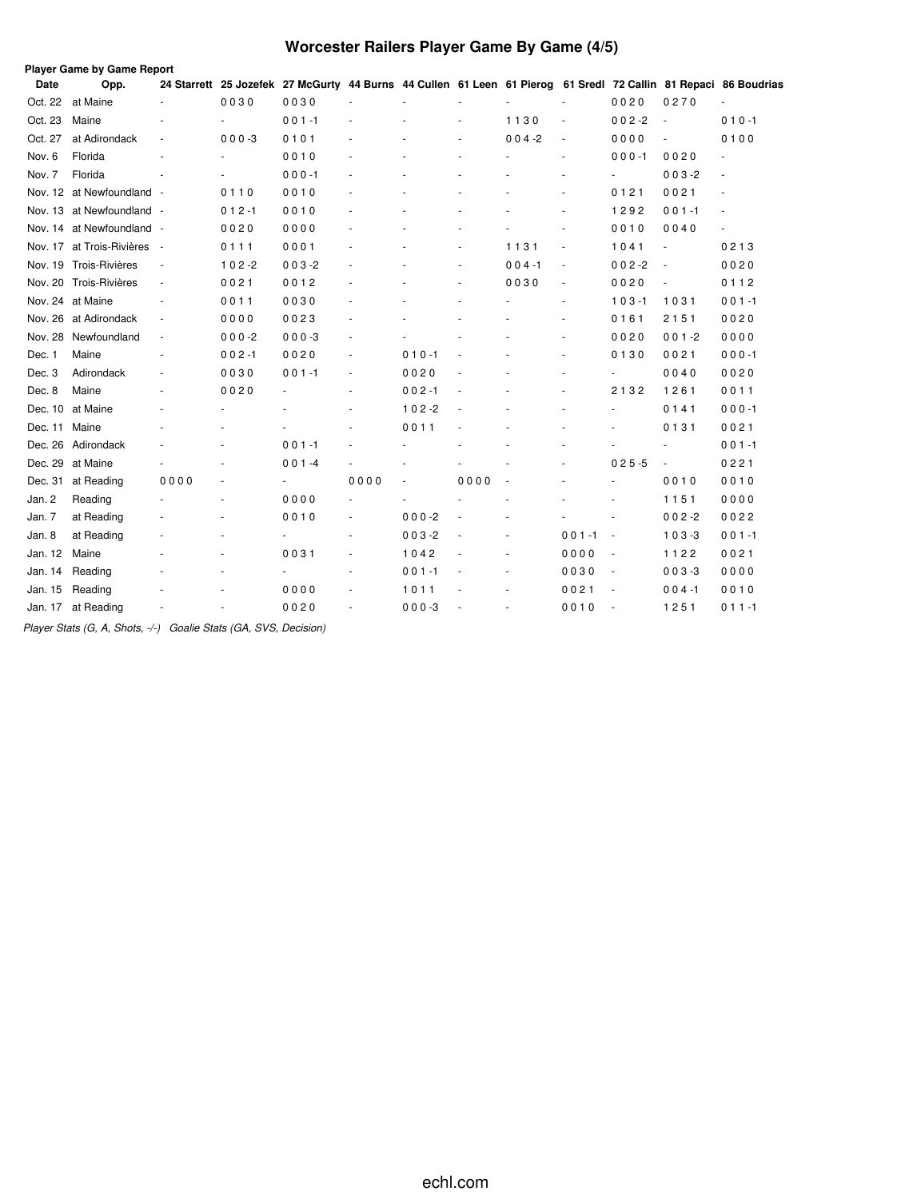# Worcester Railers Player Game By Game (4/5)

**Player Game by Game Report**

| Date | Opp. | 24 Starrett | 25 Jozefek | 27 McGurty | 44 Burns | 44 Cullen | 61 Leen | 61 Pierog | 61 Sredl | 72 Callin | 81 Repaci | 86 Boudrias |
|---|---|---|---|---|---|---|---|---|---|---|---|---|
| Oct. 22 | at Maine | - | 0 0 3 0 | 0 0 3 0 | - | - | - | - | - | 0 0 2 0 | 0 2 7 0 | - |
| Oct. 23 | Maine | - | - | 0 0 1 -1 | - | - | - | 1 1 3 0 | - | 0 0 2 -2 | - | 0 1 0 -1 |
| Oct. 27 | at Adirondack | - | 0 0 0 -3 | 0 1 0 1 | - | - | - | 0 0 4 -2 | - | 0 0 0 0 | - | 0 1 0 0 |
| Nov. 6 | Florida | - | - | 0 0 1 0 | - | - | - | - | - | 0 0 0 -1 | 0 0 2 0 | - |
| Nov. 7 | Florida | - | - | 0 0 0 -1 | - | - | - | - | - | - | 0 0 3 -2 | - |
| Nov. 12 | at Newfoundland | - | 0 1 1 0 | 0 0 1 0 | - | - | - | - | - | 0 1 2 1 | 0 0 2 1 | - |
| Nov. 13 | at Newfoundland | - | 0 1 2 -1 | 0 0 1 0 | - | - | - | - | - | 1 2 9 2 | 0 0 1 -1 | - |
| Nov. 14 | at Newfoundland | - | 0 0 2 0 | 0 0 0 0 | - | - | - | - | - | 0 0 1 0 | 0 0 4 0 | - |
| Nov. 17 | at Trois-Rivières | - | 0 1 1 1 | 0 0 0 1 | - | - | - | 1 1 3 1 | - | 1 0 4 1 | - | 0 2 1 3 |
| Nov. 19 | Trois-Rivières | - | 1 0 2 -2 | 0 0 3 -2 | - | - | - | 0 0 4 -1 | - | 0 0 2 -2 | - | 0 0 2 0 |
| Nov. 20 | Trois-Rivières | - | 0 0 2 1 | 0 0 1 2 | - | - | - | 0 0 3 0 | - | 0 0 2 0 | - | 0 1 1 2 |
| Nov. 24 | at Maine | - | 0 0 1 1 | 0 0 3 0 | - | - | - | - | - | 1 0 3 -1 | 1 0 3 1 | 0 0 1 -1 |
| Nov. 26 | at Adirondack | - | 0 0 0 0 | 0 0 2 3 | - | - | - | - | - | 0 1 6 1 | 2 1 5 1 | 0 0 2 0 |
| Nov. 28 | Newfoundland | - | 0 0 0 -2 | 0 0 0 -3 | - | - | - | - | - | 0 0 2 0 | 0 0 1 -2 | 0 0 0 0 |
| Dec. 1 | Maine | - | 0 0 2 -1 | 0 0 2 0 | - | 0 1 0 -1 | - | - | - | 0 1 3 0 | 0 0 2 1 | 0 0 0 -1 |
| Dec. 3 | Adirondack | - | 0 0 3 0 | 0 0 1 -1 | - | 0 0 2 0 | - | - | - | - | 0 0 4 0 | 0 0 2 0 |
| Dec. 8 | Maine | - | 0 0 2 0 | - | - | 0 0 2 -1 | - | - | - | 2 1 3 2 | 1 2 6 1 | 0 0 1 1 |
| Dec. 10 | at Maine | - | - | - | - | 1 0 2 -2 | - | - | - | - | 0 1 4 1 | 0 0 0 -1 |
| Dec. 11 | Maine | - | - | - | - | 0 0 1 1 | - | - | - | - | 0 1 3 1 | 0 0 2 1 |
| Dec. 26 | Adirondack | - | - | 0 0 1 -1 | - | - | - | - | - | - | - | 0 0 1 -1 |
| Dec. 29 | at Maine | - | - | 0 0 1 -4 | - | - | - | - | - | 0 2 5 -5 | - | 0 2 2 1 |
| Dec. 31 | at Reading | 0 0 0 0 | - | - | 0 0 0 0 | - | 0 0 0 0 | - | - | - | 0 0 1 0 | 0 0 1 0 |
| Jan. 2 | Reading | - | - | 0 0 0 0 | - | - | - | - | - | - | 1 1 5 1 | 0 0 0 0 |
| Jan. 7 | at Reading | - | - | 0 0 1 0 | - | 0 0 0 -2 | - | - | - | - | 0 0 2 -2 | 0 0 2 2 |
| Jan. 8 | at Reading | - | - | - | - | 0 0 3 -2 | - | - | 0 0 1 -1 | - | 1 0 3 -3 | 0 0 1 -1 |
| Jan. 12 | Maine | - | - | 0 0 3 1 | - | 1 0 4 2 | - | - | 0 0 0 0 | - | 1 1 2 2 | 0 0 2 1 |
| Jan. 14 | Reading | - | - | - | - | 0 0 1 -1 | - | - | 0 0 3 0 | - | 0 0 3 -3 | 0 0 0 0 |
| Jan. 15 | Reading | - | - | 0 0 0 0 | - | 1 0 1 1 | - | - | 0 0 2 1 | - | 0 0 4 -1 | 0 0 1 0 |
| Jan. 17 | at Reading | - | - | 0 0 2 0 | - | 0 0 0 -3 | - | - | 0 0 1 0 | - | 1 2 5 1 | 0 1 1 -1 |

*Player Stats (G, A, Shots, -/-) Goalie Stats (GA, SVS, Decision)*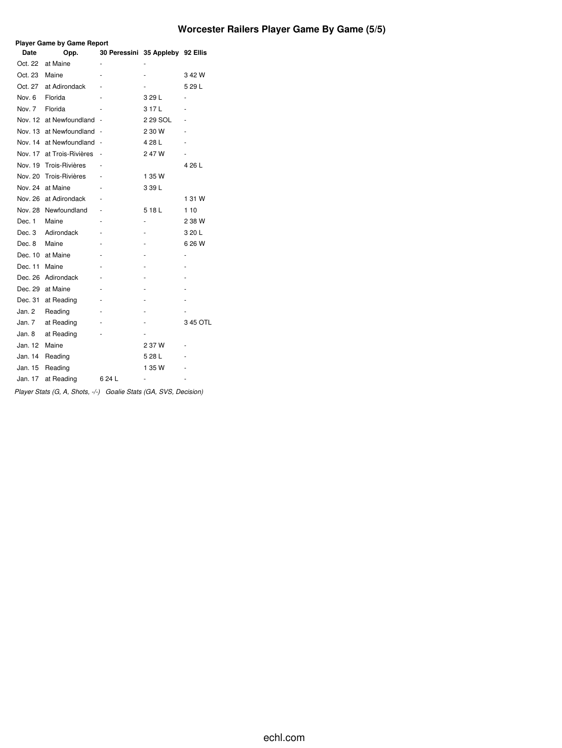# Worcester Railers Player Game By Game (5/5)

**Player Game by Game Report**

| Date | Opp. | 30 Peressini | 35 Appleby | 92 Ellis |
|---|---|---|---|---|
| Oct. 22 | at Maine | - | - | |
| Oct. 23 | Maine | - | - | 3 42 W |
| Oct. 27 | at Adirondack | - | - | 5 29 L |
| Nov. 6 | Florida | - | 3 29 L | - |
| Nov. 7 | Florida | - | 3 17 L | - |
| Nov. 12 | at Newfoundland | - | 2 29 SOL | - |
| Nov. 13 | at Newfoundland | - | 2 30 W | - |
| Nov. 14 | at Newfoundland | - | 4 28 L | - |
| Nov. 17 | at Trois-Rivières | - | 2 47 W | - |
| Nov. 19 | Trois-Rivières | - | | 4 26 L |
| Nov. 20 | Trois-Rivières | - | 1 35 W | |
| Nov. 24 | at Maine | - | 3 39 L | |
| Nov. 26 | at Adirondack | - | | 1 31 W |
| Nov. 28 | Newfoundland | - | 5 18 L | 1 10 |
| Dec. 1 | Maine | - | - | 2 38 W |
| Dec. 3 | Adirondack | - | - | 3 20 L |
| Dec. 8 | Maine | - | - | 6 26 W |
| Dec. 10 | at Maine | - | - | - |
| Dec. 11 | Maine | - | - | - |
| Dec. 26 | Adirondack | - | - | - |
| Dec. 29 | at Maine | - | - | - |
| Dec. 31 | at Reading | - | - | - |
| Jan. 2 | Reading | - | - | - |
| Jan. 7 | at Reading | - | - | 3 45 OTL |
| Jan. 8 | at Reading | - | - | |
| Jan. 12 | Maine | | 2 37 W | - |
| Jan. 14 | Reading | | 5 28 L | - |
| Jan. 15 | Reading | | 1 35 W | - |
| Jan. 17 | at Reading | 6 24 L | - | - |

*Player Stats (G, A, Shots, -/-)   Goalie Stats (GA, SVS, Decision)*

echl.com